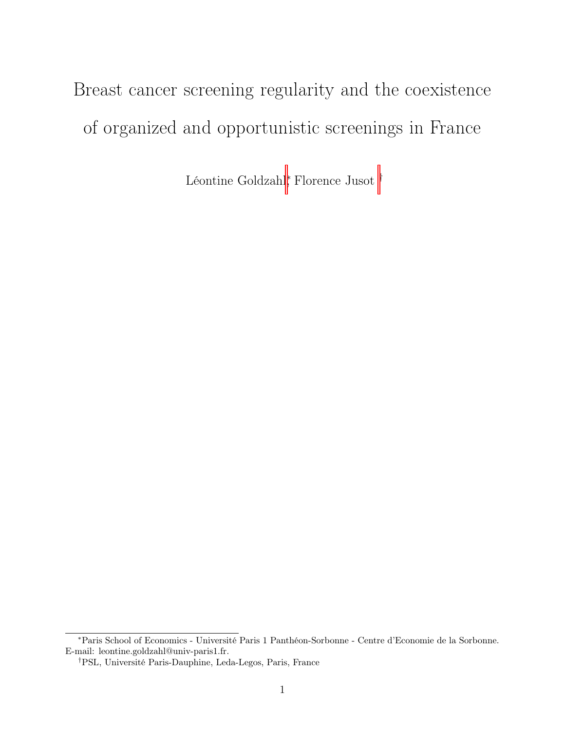# Breast cancer screening regularity and the coexistence of organized and opportunistic screenings in France

Léontine Goldzahl[*], Florence Jusot[†]

[*]Paris School of Economics - Université Paris 1 Panthéon-Sorbonne - Centre d'Economie de la Sorbonne. E-mail: leontine.goldzahl@univ-paris1.fr.

[†]PSL, Université Paris-Dauphine, Leda-Legos, Paris, France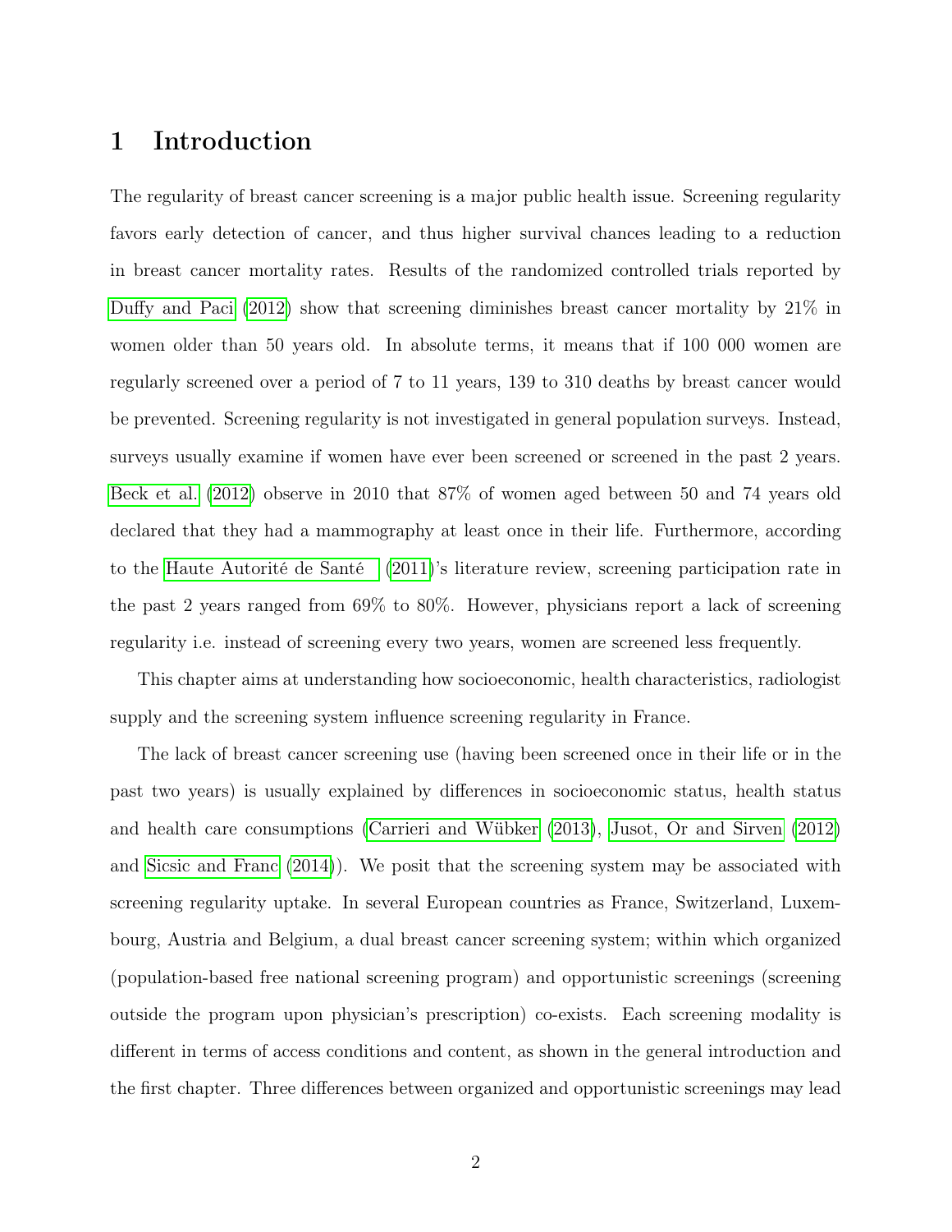# 1 Introduction

The regularity of breast cancer screening is a major public health issue. Screening regularity favors early detection of cancer, and thus higher survival chances leading to a reduction in breast cancer mortality rates. Results of the randomized controlled trials reported by Duffy and Paci (2012) show that screening diminishes breast cancer mortality by 21% in women older than 50 years old. In absolute terms, it means that if 100 000 women are regularly screened over a period of 7 to 11 years, 139 to 310 deaths by breast cancer would be prevented. Screening regularity is not investigated in general population surveys. Instead, surveys usually examine if women have ever been screened or screened in the past 2 years. Beck et al. (2012) observe in 2010 that 87% of women aged between 50 and 74 years old declared that they had a mammography at least once in their life. Furthermore, according to the Haute Autorité de Santé (2011)'s literature review, screening participation rate in the past 2 years ranged from 69% to 80%. However, physicians report a lack of screening regularity i.e. instead of screening every two years, women are screened less frequently.

This chapter aims at understanding how socioeconomic, health characteristics, radiologist supply and the screening system influence screening regularity in France.

The lack of breast cancer screening use (having been screened once in their life or in the past two years) is usually explained by differences in socioeconomic status, health status and health care consumptions (Carrieri and Wübker (2013), Jusot, Or and Sirven (2012) and Sicsic and Franc (2014)). We posit that the screening system may be associated with screening regularity uptake. In several European countries as France, Switzerland, Luxembourg, Austria and Belgium, a dual breast cancer screening system; within which organized (population-based free national screening program) and opportunistic screenings (screening outside the program upon physician's prescription) co-exists. Each screening modality is different in terms of access conditions and content, as shown in the general introduction and the first chapter. Three differences between organized and opportunistic screenings may lead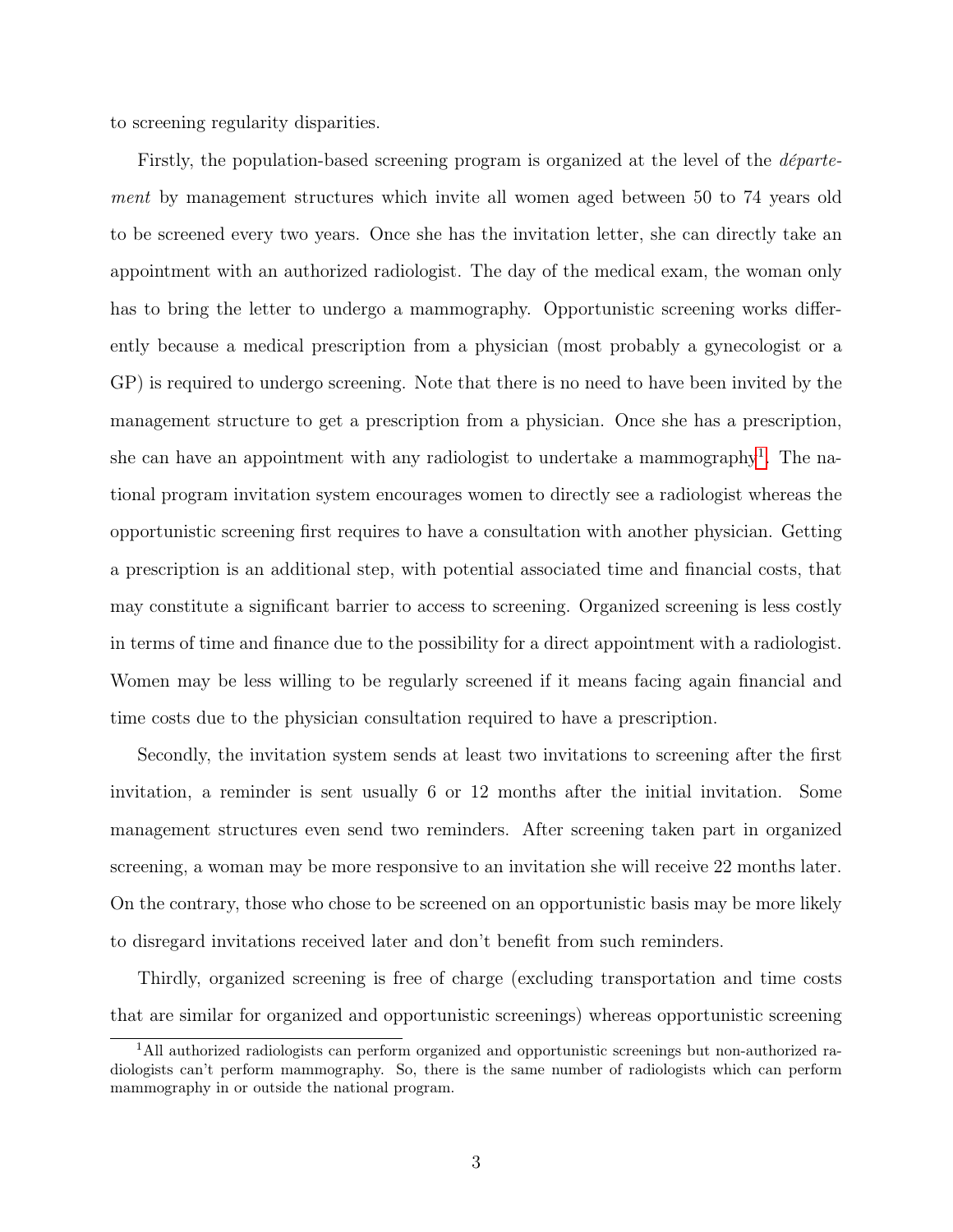to screening regularity disparities.

Firstly, the population-based screening program is organized at the level of the *département* by management structures which invite all women aged between 50 to 74 years old to be screened every two years. Once she has the invitation letter, she can directly take an appointment with an authorized radiologist. The day of the medical exam, the woman only has to bring the letter to undergo a mammography. Opportunistic screening works differently because a medical prescription from a physician (most probably a gynecologist or a GP) is required to undergo screening. Note that there is no need to have been invited by the management structure to get a prescription from a physician. Once she has a prescription, she can have an appointment with any radiologist to undertake a mammography[1]. The national program invitation system encourages women to directly see a radiologist whereas the opportunistic screening first requires to have a consultation with another physician. Getting a prescription is an additional step, with potential associated time and financial costs, that may constitute a significant barrier to access to screening. Organized screening is less costly in terms of time and finance due to the possibility for a direct appointment with a radiologist. Women may be less willing to be regularly screened if it means facing again financial and time costs due to the physician consultation required to have a prescription.

Secondly, the invitation system sends at least two invitations to screening after the first invitation, a reminder is sent usually 6 or 12 months after the initial invitation. Some management structures even send two reminders. After screening taken part in organized screening, a woman may be more responsive to an invitation she will receive 22 months later. On the contrary, those who chose to be screened on an opportunistic basis may be more likely to disregard invitations received later and don't benefit from such reminders.

Thirdly, organized screening is free of charge (excluding transportation and time costs that are similar for organized and opportunistic screenings) whereas opportunistic screening

[1] All authorized radiologists can perform organized and opportunistic screenings but non-authorized radiologists can't perform mammography. So, there is the same number of radiologists which can perform mammography in or outside the national program.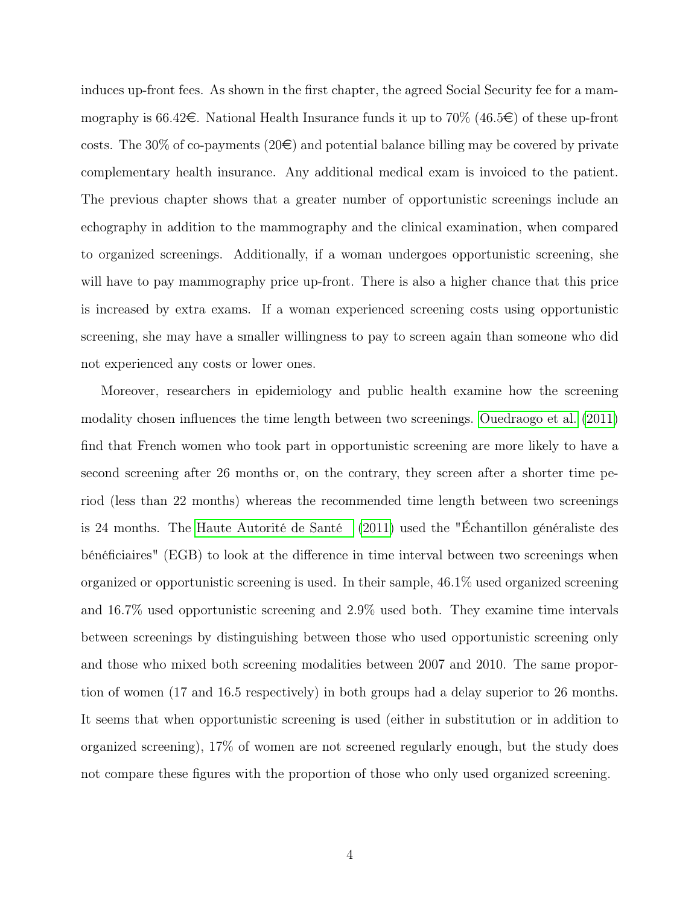induces up-front fees. As shown in the first chapter, the agreed Social Security fee for a mammography is 66.42€. National Health Insurance funds it up to 70% (46.5€) of these up-front costs. The 30% of co-payments (20€) and potential balance billing may be covered by private complementary health insurance. Any additional medical exam is invoiced to the patient. The previous chapter shows that a greater number of opportunistic screenings include an echography in addition to the mammography and the clinical examination, when compared to organized screenings. Additionally, if a woman undergoes opportunistic screening, she will have to pay mammography price up-front. There is also a higher chance that this price is increased by extra exams. If a woman experienced screening costs using opportunistic screening, she may have a smaller willingness to pay to screen again than someone who did not experienced any costs or lower ones.

Moreover, researchers in epidemiology and public health examine how the screening modality chosen influences the time length between two screenings. Ouedraogo et al. (2011) find that French women who took part in opportunistic screening are more likely to have a second screening after 26 months or, on the contrary, they screen after a shorter time period (less than 22 months) whereas the recommended time length between two screenings is 24 months. The Haute Autorité de Santé (2011) used the "Échantillon généraliste des bénéficiaires" (EGB) to look at the difference in time interval between two screenings when organized or opportunistic screening is used. In their sample, 46.1% used organized screening and 16.7% used opportunistic screening and 2.9% used both. They examine time intervals between screenings by distinguishing between those who used opportunistic screening only and those who mixed both screening modalities between 2007 and 2010. The same proportion of women (17 and 16.5 respectively) in both groups had a delay superior to 26 months. It seems that when opportunistic screening is used (either in substitution or in addition to organized screening), 17% of women are not screened regularly enough, but the study does not compare these figures with the proportion of those who only used organized screening.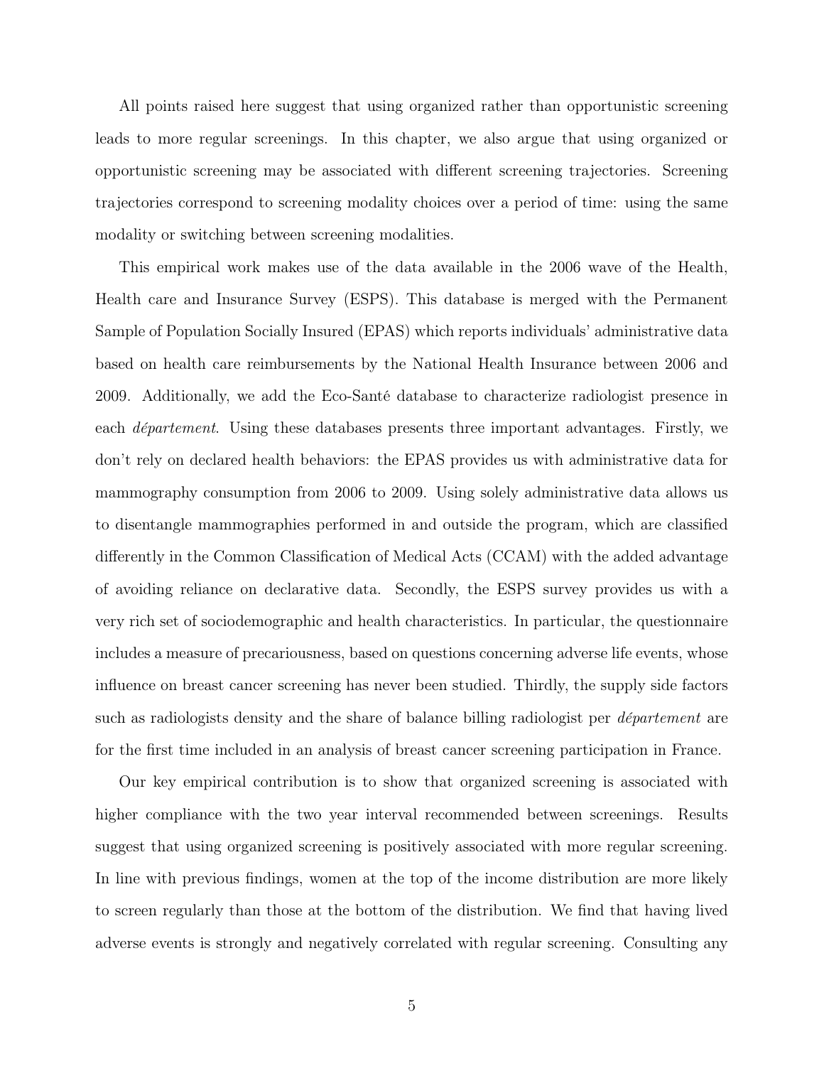All points raised here suggest that using organized rather than opportunistic screening leads to more regular screenings. In this chapter, we also argue that using organized or opportunistic screening may be associated with different screening trajectories. Screening trajectories correspond to screening modality choices over a period of time: using the same modality or switching between screening modalities.

This empirical work makes use of the data available in the 2006 wave of the Health, Health care and Insurance Survey (ESPS). This database is merged with the Permanent Sample of Population Socially Insured (EPAS) which reports individuals' administrative data based on health care reimbursements by the National Health Insurance between 2006 and 2009. Additionally, we add the Eco-Santé database to characterize radiologist presence in each *département*. Using these databases presents three important advantages. Firstly, we don't rely on declared health behaviors: the EPAS provides us with administrative data for mammography consumption from 2006 to 2009. Using solely administrative data allows us to disentangle mammographies performed in and outside the program, which are classified differently in the Common Classification of Medical Acts (CCAM) with the added advantage of avoiding reliance on declarative data. Secondly, the ESPS survey provides us with a very rich set of sociodemographic and health characteristics. In particular, the questionnaire includes a measure of precariousness, based on questions concerning adverse life events, whose influence on breast cancer screening has never been studied. Thirdly, the supply side factors such as radiologists density and the share of balance billing radiologist per *département* are for the first time included in an analysis of breast cancer screening participation in France.

Our key empirical contribution is to show that organized screening is associated with higher compliance with the two year interval recommended between screenings. Results suggest that using organized screening is positively associated with more regular screening. In line with previous findings, women at the top of the income distribution are more likely to screen regularly than those at the bottom of the distribution. We find that having lived adverse events is strongly and negatively correlated with regular screening. Consulting any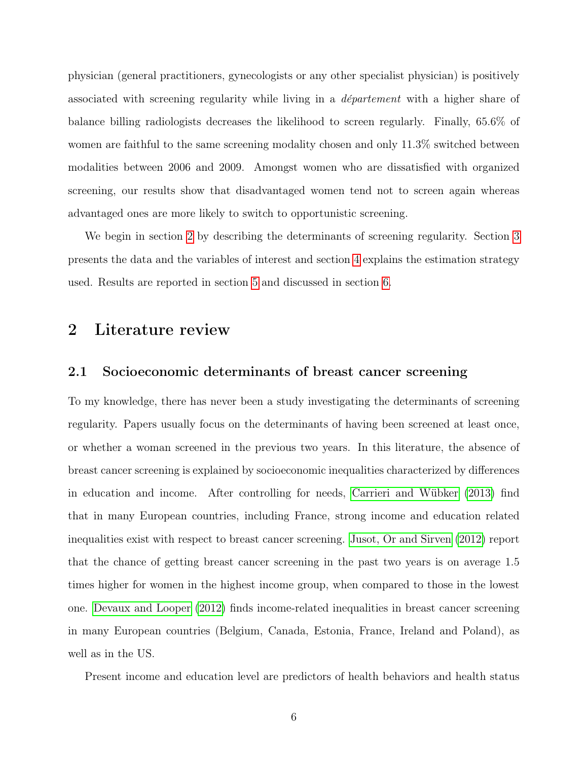physician (general practitioners, gynecologists or any other specialist physician) is positively associated with screening regularity while living in a *département* with a higher share of balance billing radiologists decreases the likelihood to screen regularly. Finally, 65.6% of women are faithful to the same screening modality chosen and only 11.3% switched between modalities between 2006 and 2009. Amongst women who are dissatisfied with organized screening, our results show that disadvantaged women tend not to screen again whereas advantaged ones are more likely to switch to opportunistic screening.

We begin in section 2 by describing the determinants of screening regularity. Section 3 presents the data and the variables of interest and section 4 explains the estimation strategy used. Results are reported in section 5 and discussed in section 6.

## 2 Literature review

### 2.1 Socioeconomic determinants of breast cancer screening

To my knowledge, there has never been a study investigating the determinants of screening regularity. Papers usually focus on the determinants of having been screened at least once, or whether a woman screened in the previous two years. In this literature, the absence of breast cancer screening is explained by socioeconomic inequalities characterized by differences in education and income. After controlling for needs, Carrieri and Wübker (2013) find that in many European countries, including France, strong income and education related inequalities exist with respect to breast cancer screening. Jusot, Or and Sirven (2012) report that the chance of getting breast cancer screening in the past two years is on average 1.5 times higher for women in the highest income group, when compared to those in the lowest one. Devaux and Looper (2012) finds income-related inequalities in breast cancer screening in many European countries (Belgium, Canada, Estonia, France, Ireland and Poland), as well as in the US.

Present income and education level are predictors of health behaviors and health status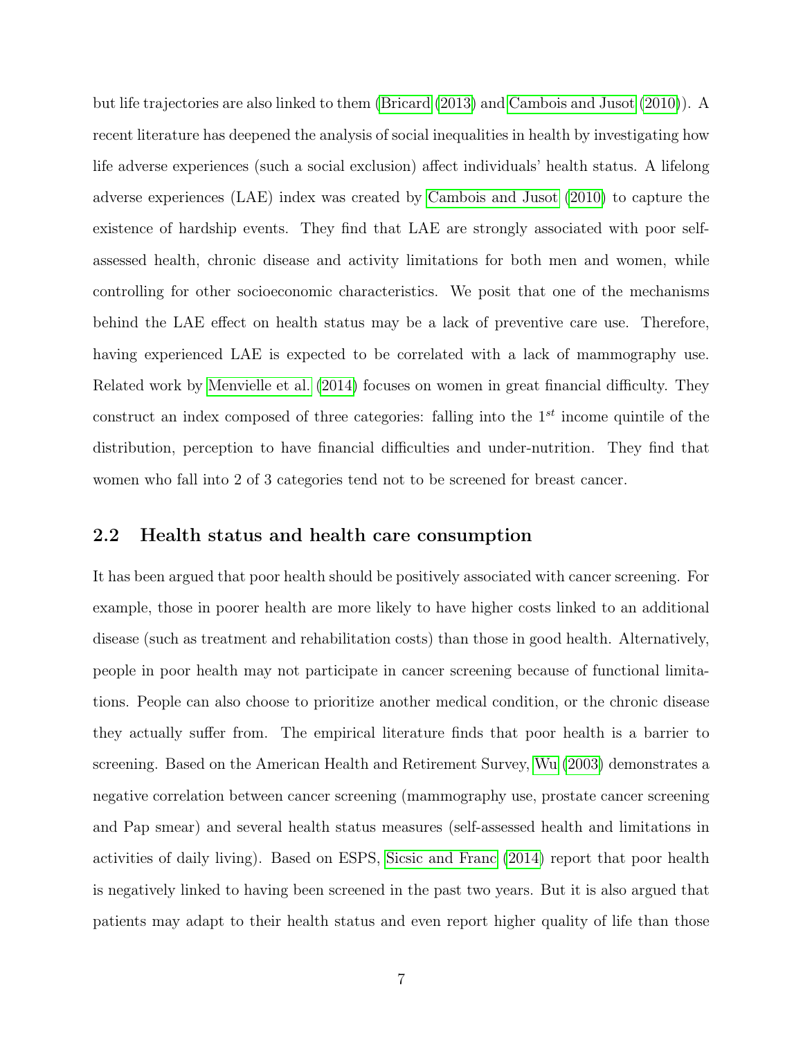but life trajectories are also linked to them (Bricard (2013) and Cambois and Jusot (2010)). A recent literature has deepened the analysis of social inequalities in health by investigating how life adverse experiences (such a social exclusion) affect individuals' health status. A lifelong adverse experiences (LAE) index was created by Cambois and Jusot (2010) to capture the existence of hardship events. They find that LAE are strongly associated with poor self-assessed health, chronic disease and activity limitations for both men and women, while controlling for other socioeconomic characteristics. We posit that one of the mechanisms behind the LAE effect on health status may be a lack of preventive care use. Therefore, having experienced LAE is expected to be correlated with a lack of mammography use. Related work by Menvielle et al. (2014) focuses on women in great financial difficulty. They construct an index composed of three categories: falling into the $1^{st}$ income quintile of the distribution, perception to have financial difficulties and under-nutrition. They find that women who fall into 2 of 3 categories tend not to be screened for breast cancer.

## 2.2 Health status and health care consumption

It has been argued that poor health should be positively associated with cancer screening. For example, those in poorer health are more likely to have higher costs linked to an additional disease (such as treatment and rehabilitation costs) than those in good health. Alternatively, people in poor health may not participate in cancer screening because of functional limitations. People can also choose to prioritize another medical condition, or the chronic disease they actually suffer from. The empirical literature finds that poor health is a barrier to screening. Based on the American Health and Retirement Survey, Wu (2003) demonstrates a negative correlation between cancer screening (mammography use, prostate cancer screening and Pap smear) and several health status measures (self-assessed health and limitations in activities of daily living). Based on ESPS, Sicsic and Franc (2014) report that poor health is negatively linked to having been screened in the past two years. But it is also argued that patients may adapt to their health status and even report higher quality of life than those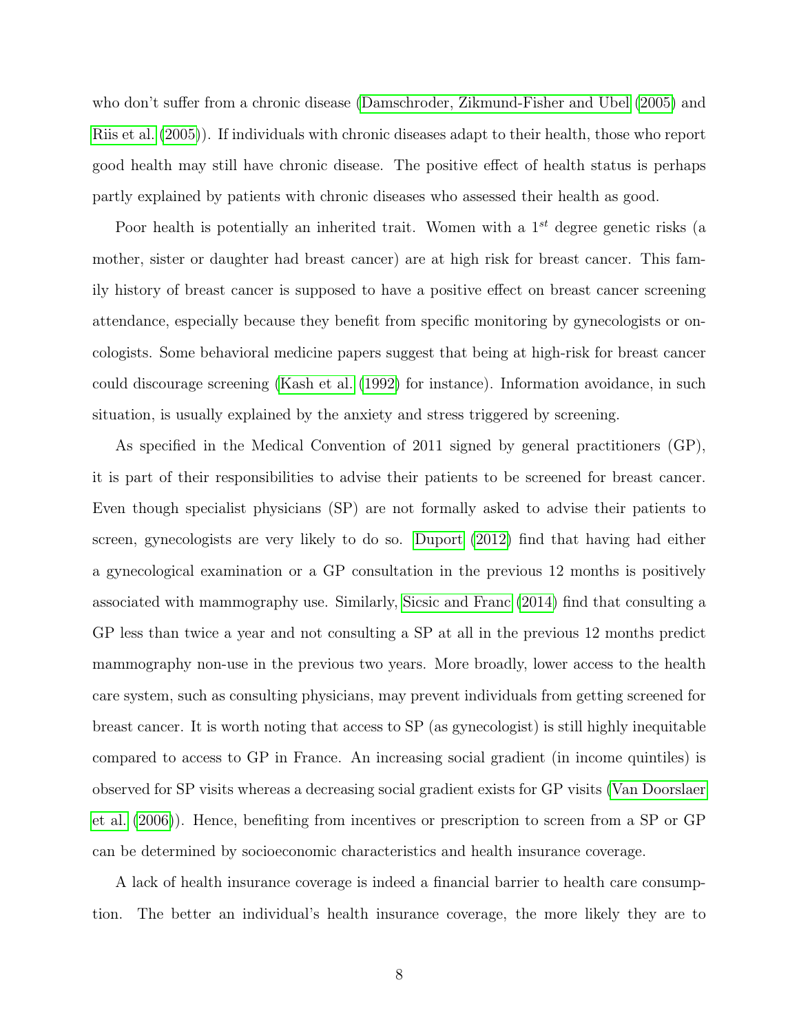who don't suffer from a chronic disease (Damschroder, Zikmund-Fisher and Ubel (2005) and Riis et al. (2005)). If individuals with chronic diseases adapt to their health, those who report good health may still have chronic disease. The positive effect of health status is perhaps partly explained by patients with chronic diseases who assessed their health as good.

Poor health is potentially an inherited trait. Women with a $1^{st}$ degree genetic risks (a mother, sister or daughter had breast cancer) are at high risk for breast cancer. This family history of breast cancer is supposed to have a positive effect on breast cancer screening attendance, especially because they benefit from specific monitoring by gynecologists or oncologists. Some behavioral medicine papers suggest that being at high-risk for breast cancer could discourage screening (Kash et al. (1992) for instance). Information avoidance, in such situation, is usually explained by the anxiety and stress triggered by screening.

As specified in the Medical Convention of 2011 signed by general practitioners (GP), it is part of their responsibilities to advise their patients to be screened for breast cancer. Even though specialist physicians (SP) are not formally asked to advise their patients to screen, gynecologists are very likely to do so. Duport (2012) find that having had either a gynecological examination or a GP consultation in the previous 12 months is positively associated with mammography use. Similarly, Sicsic and Franc (2014) find that consulting a GP less than twice a year and not consulting a SP at all in the previous 12 months predict mammography non-use in the previous two years. More broadly, lower access to the health care system, such as consulting physicians, may prevent individuals from getting screened for breast cancer. It is worth noting that access to SP (as gynecologist) is still highly inequitable compared to access to GP in France. An increasing social gradient (in income quintiles) is observed for SP visits whereas a decreasing social gradient exists for GP visits (Van Doorslaer et al. (2006)). Hence, benefiting from incentives or prescription to screen from a SP or GP can be determined by socioeconomic characteristics and health insurance coverage.

A lack of health insurance coverage is indeed a financial barrier to health care consumption. The better an individual's health insurance coverage, the more likely they are to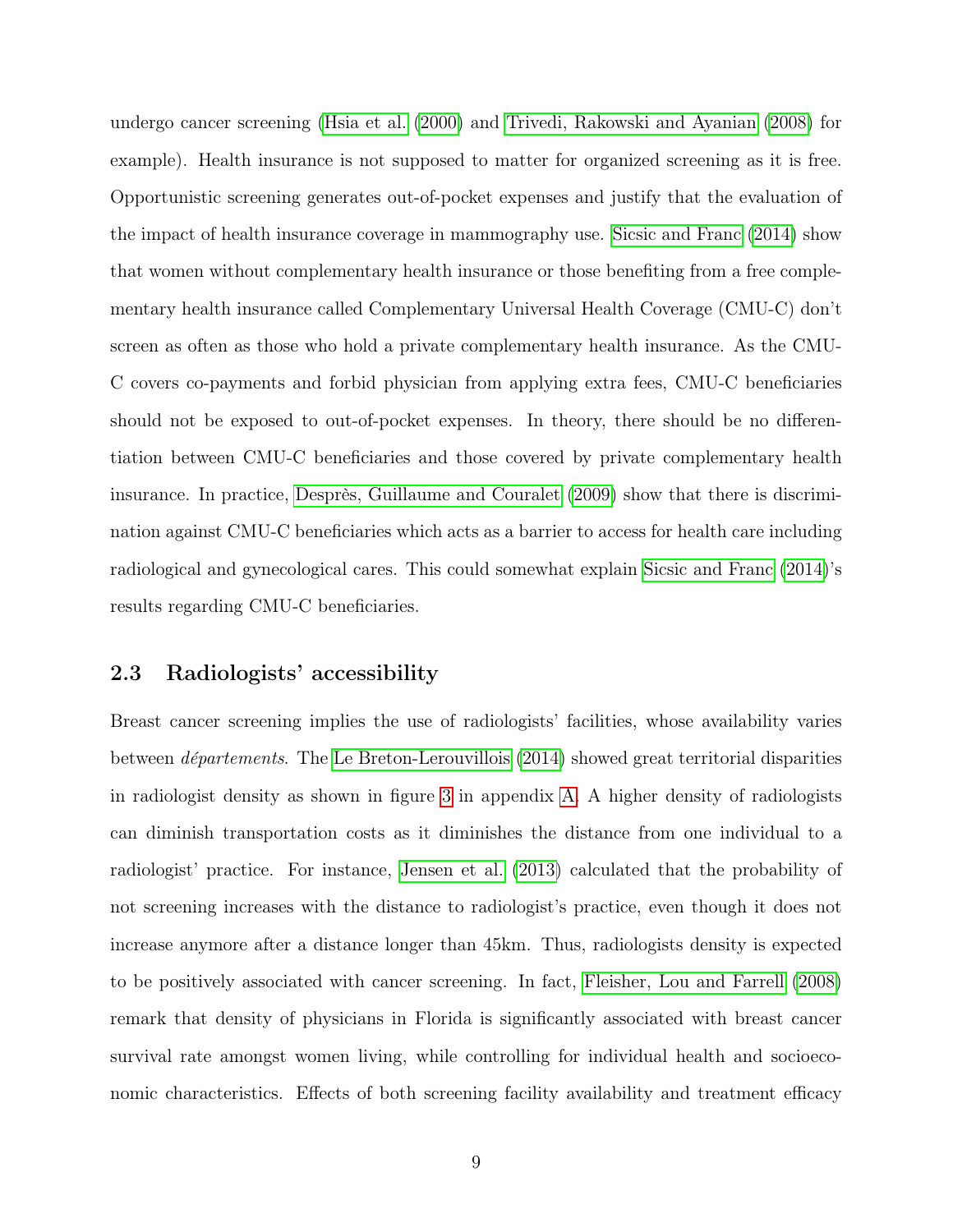undergo cancer screening (Hsia et al. (2000) and Trivedi, Rakowski and Ayanian (2008) for example). Health insurance is not supposed to matter for organized screening as it is free. Opportunistic screening generates out-of-pocket expenses and justify that the evaluation of the impact of health insurance coverage in mammography use. Sicsic and Franc (2014) show that women without complementary health insurance or those benefiting from a free complementary health insurance called Complementary Universal Health Coverage (CMU-C) don't screen as often as those who hold a private complementary health insurance. As the CMU-C covers co-payments and forbid physician from applying extra fees, CMU-C beneficiaries should not be exposed to out-of-pocket expenses. In theory, there should be no differentiation between CMU-C beneficiaries and those covered by private complementary health insurance. In practice, Desprès, Guillaume and Couralet (2009) show that there is discrimination against CMU-C beneficiaries which acts as a barrier to access for health care including radiological and gynecological cares. This could somewhat explain Sicsic and Franc (2014)'s results regarding CMU-C beneficiaries.

### 2.3 Radiologists' accessibility

Breast cancer screening implies the use of radiologists' facilities, whose availability varies between *départements*. The Le Breton-Lerouvillois (2014) showed great territorial disparities in radiologist density as shown in figure 3 in appendix A. A higher density of radiologists can diminish transportation costs as it diminishes the distance from one individual to a radiologist' practice. For instance, Jensen et al. (2013) calculated that the probability of not screening increases with the distance to radiologist's practice, even though it does not increase anymore after a distance longer than 45km. Thus, radiologists density is expected to be positively associated with cancer screening. In fact, Fleisher, Lou and Farrell (2008) remark that density of physicians in Florida is significantly associated with breast cancer survival rate amongst women living, while controlling for individual health and socioeconomic characteristics. Effects of both screening facility availability and treatment efficacy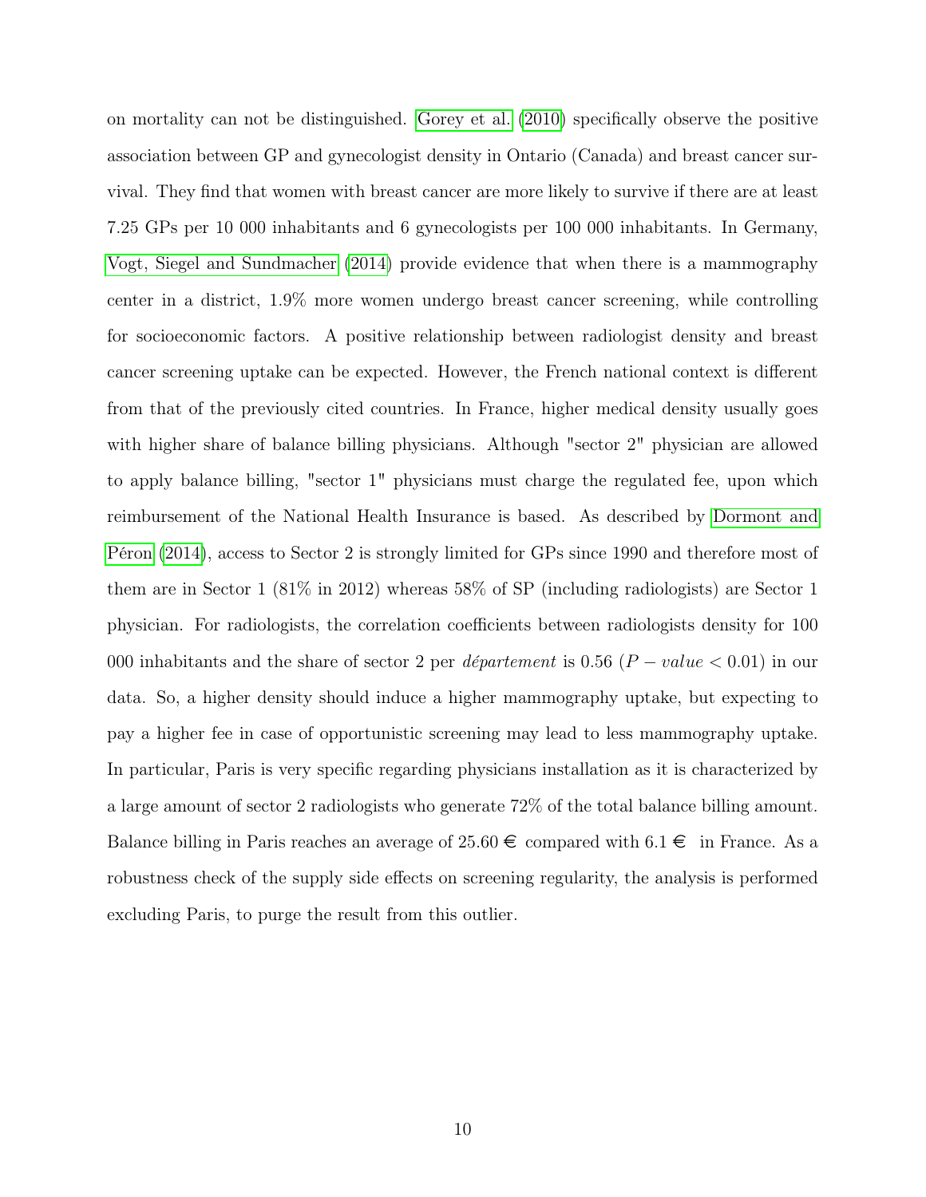on mortality can not be distinguished. Gorey et al. (2010) specifically observe the positive association between GP and gynecologist density in Ontario (Canada) and breast cancer survival. They find that women with breast cancer are more likely to survive if there are at least 7.25 GPs per 10 000 inhabitants and 6 gynecologists per 100 000 inhabitants. In Germany, Vogt, Siegel and Sundmacher (2014) provide evidence that when there is a mammography center in a district, 1.9% more women undergo breast cancer screening, while controlling for socioeconomic factors. A positive relationship between radiologist density and breast cancer screening uptake can be expected. However, the French national context is different from that of the previously cited countries. In France, higher medical density usually goes with higher share of balance billing physicians. Although "sector 2" physician are allowed to apply balance billing, "sector 1" physicians must charge the regulated fee, upon which reimbursement of the National Health Insurance is based. As described by Dormont and Péron (2014), access to Sector 2 is strongly limited for GPs since 1990 and therefore most of them are in Sector 1 (81% in 2012) whereas 58% of SP (including radiologists) are Sector 1 physician. For radiologists, the correlation coefficients between radiologists density for 100 000 inhabitants and the share of sector 2 per *département* is 0.56 ($P-value < 0.01$) in our data. So, a higher density should induce a higher mammography uptake, but expecting to pay a higher fee in case of opportunistic screening may lead to less mammography uptake. In particular, Paris is very specific regarding physicians installation as it is characterized by a large amount of sector 2 radiologists who generate 72% of the total balance billing amount. Balance billing in Paris reaches an average of 25.60 € compared with 6.1 € in France. As a robustness check of the supply side effects on screening regularity, the analysis is performed excluding Paris, to purge the result from this outlier.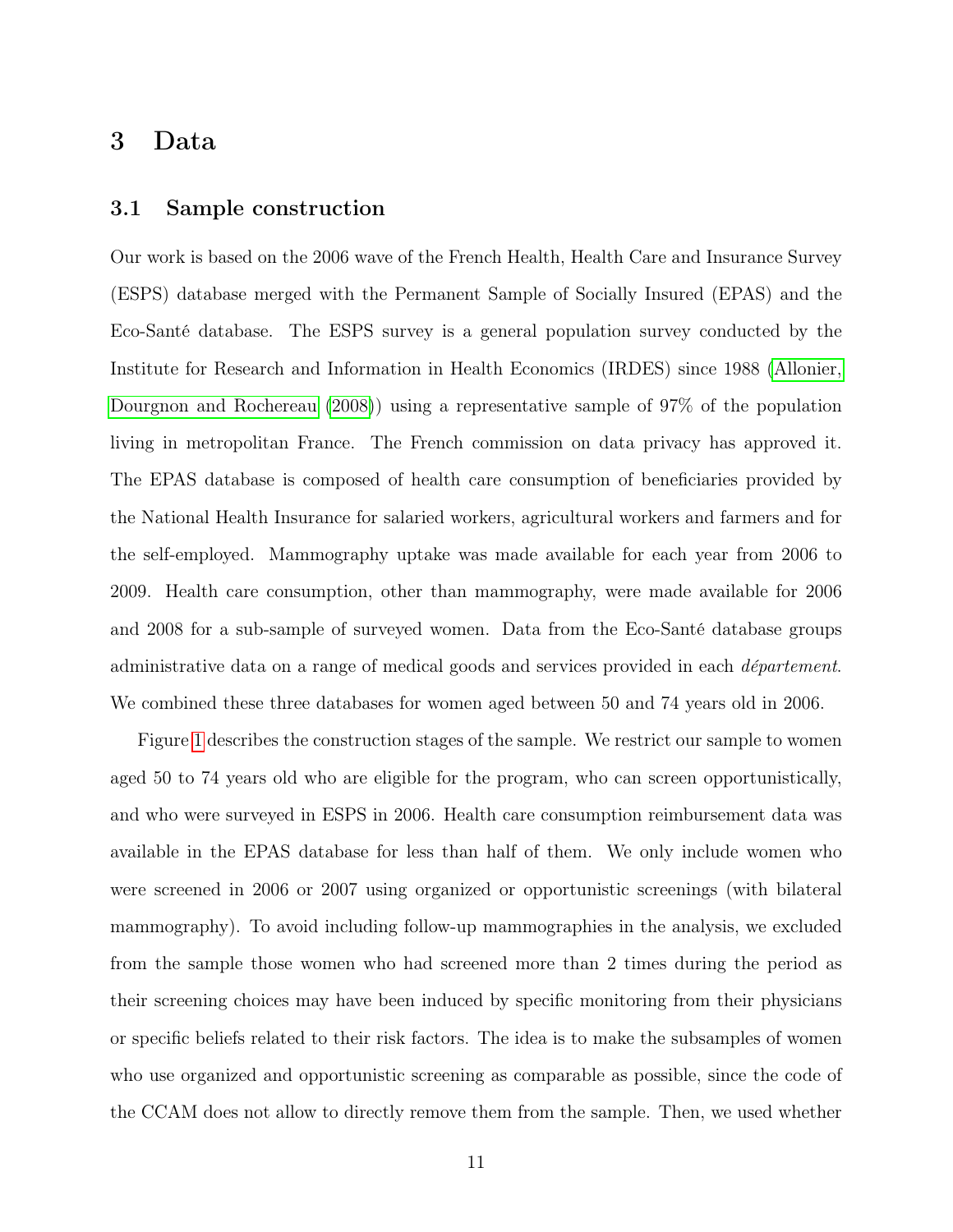# 3 Data

## 3.1 Sample construction

Our work is based on the 2006 wave of the French Health, Health Care and Insurance Survey (ESPS) database merged with the Permanent Sample of Socially Insured (EPAS) and the Eco-Santé database. The ESPS survey is a general population survey conducted by the Institute for Research and Information in Health Economics (IRDES) since 1988 (Allonier, Dourgnon and Rochereau (2008)) using a representative sample of 97% of the population living in metropolitan France. The French commission on data privacy has approved it. The EPAS database is composed of health care consumption of beneficiaries provided by the National Health Insurance for salaried workers, agricultural workers and farmers and for the self-employed. Mammography uptake was made available for each year from 2006 to 2009. Health care consumption, other than mammography, were made available for 2006 and 2008 for a sub-sample of surveyed women. Data from the Eco-Santé database groups administrative data on a range of medical goods and services provided in each *département*. We combined these three databases for women aged between 50 and 74 years old in 2006.

Figure 1 describes the construction stages of the sample. We restrict our sample to women aged 50 to 74 years old who are eligible for the program, who can screen opportunistically, and who were surveyed in ESPS in 2006. Health care consumption reimbursement data was available in the EPAS database for less than half of them. We only include women who were screened in 2006 or 2007 using organized or opportunistic screenings (with bilateral mammography). To avoid including follow-up mammographies in the analysis, we excluded from the sample those women who had screened more than 2 times during the period as their screening choices may have been induced by specific monitoring from their physicians or specific beliefs related to their risk factors. The idea is to make the subsamples of women who use organized and opportunistic screening as comparable as possible, since the code of the CCAM does not allow to directly remove them from the sample. Then, we used whether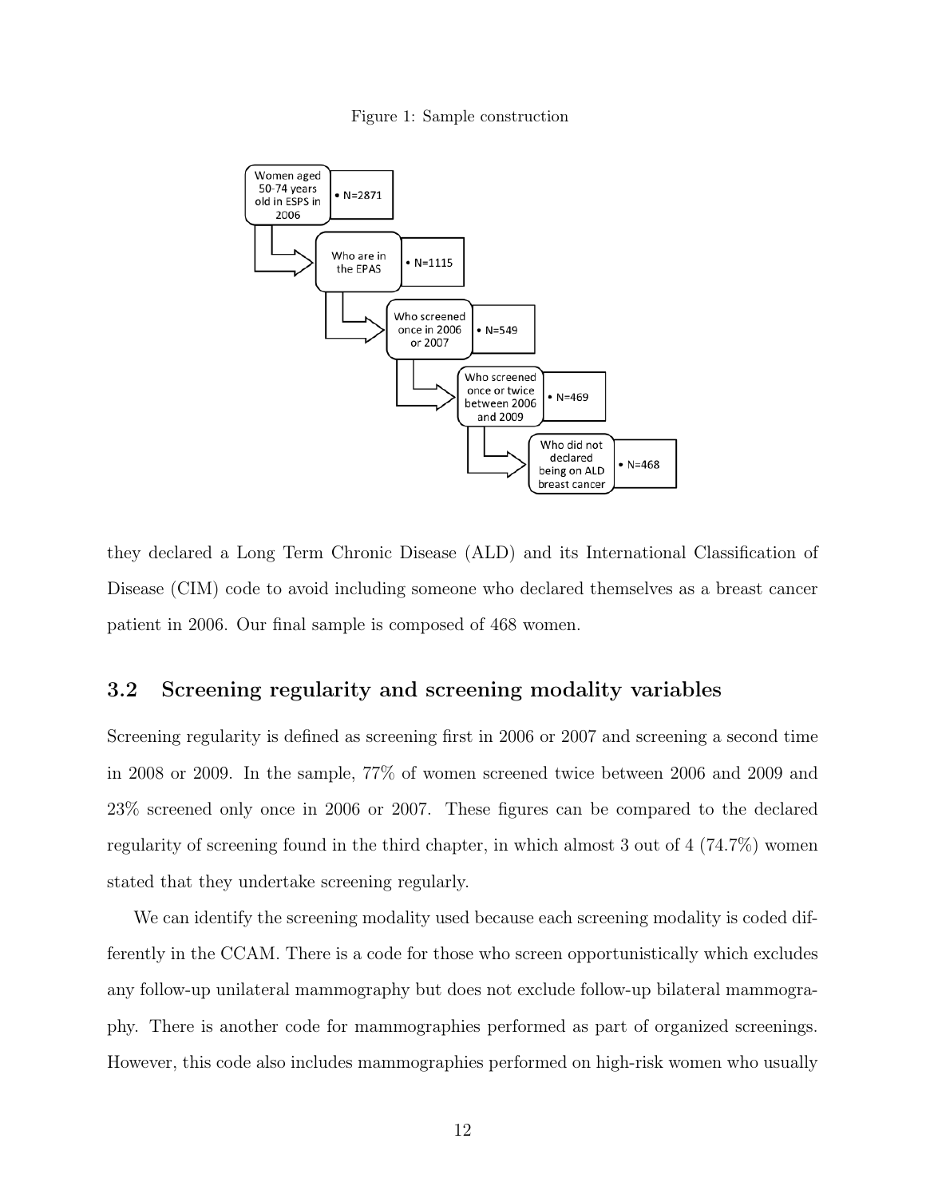Figure 1: Sample construction

- Women aged 50-74 years old in ESPS in 2006 • N=2871
- Who are in the EPAS • N=1115
- Who screened once in 2006 or 2007 • N=549
- Who screened once or twice between 2006 and 2009 • N=469
- Who did not declared being on ALD breast cancer • N=468

they declared a Long Term Chronic Disease (ALD) and its International Classification of Disease (CIM) code to avoid including someone who declared themselves as a breast cancer patient in 2006. Our final sample is composed of 468 women.

## 3.2 Screening regularity and screening modality variables

Screening regularity is defined as screening first in 2006 or 2007 and screening a second time in 2008 or 2009. In the sample, 77% of women screened twice between 2006 and 2009 and 23% screened only once in 2006 or 2007. These figures can be compared to the declared regularity of screening found in the third chapter, in which almost 3 out of 4 (74.7%) women stated that they undertake screening regularly.

We can identify the screening modality used because each screening modality is coded differently in the CCAM. There is a code for those who screen opportunistically which excludes any follow-up unilateral mammography but does not exclude follow-up bilateral mammography. There is another code for mammographies performed as part of organized screenings. However, this code also includes mammographies performed on high-risk women who usually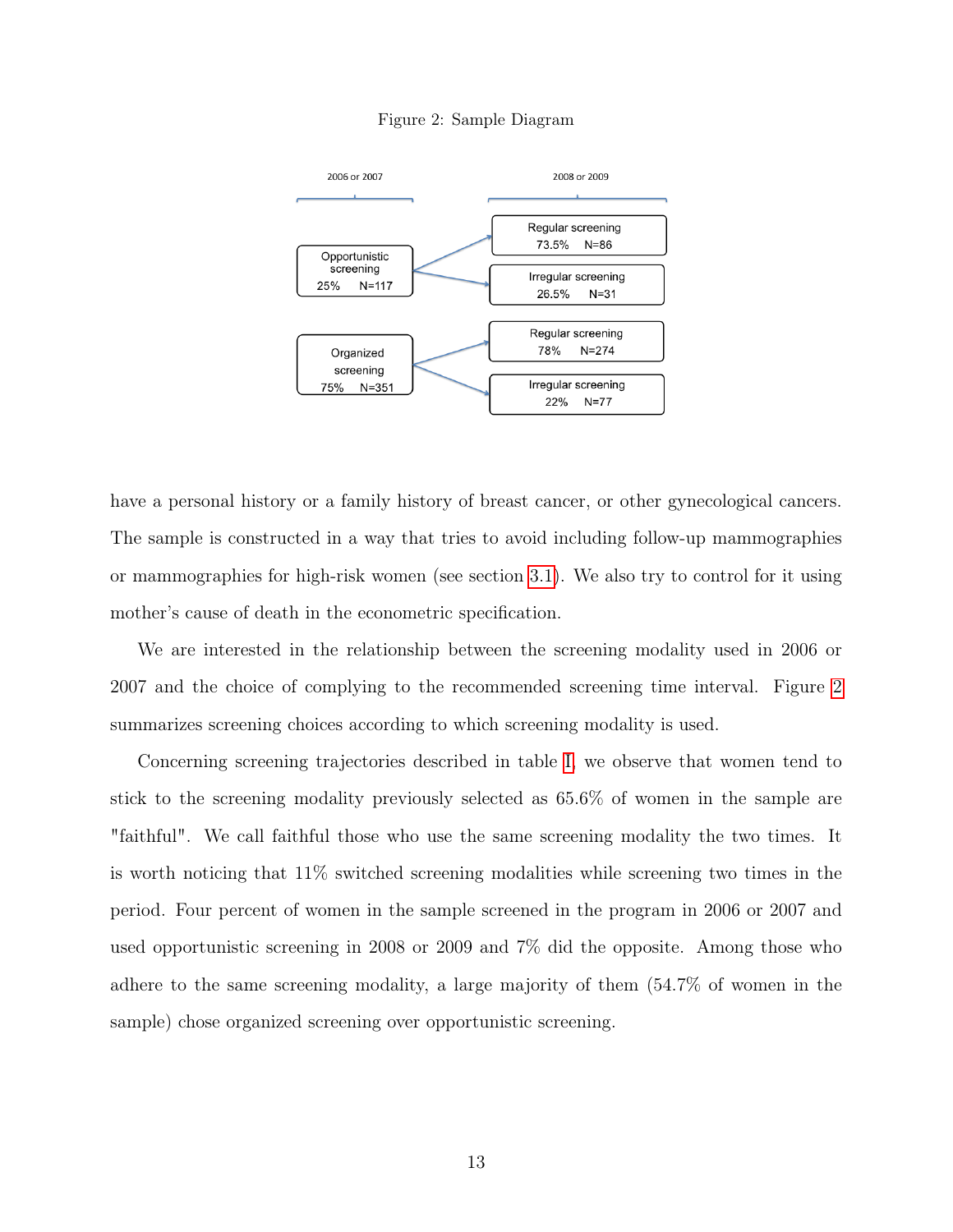Figure 2: Sample Diagram

| 2006 or 2007 | 2008 or 2009 |
| --- | --- |
| Opportunistic screening 25% N=117 | Regular screening 73.5% N=86 |
| | Irregular screening 26.5% N=31 |
| Organized screening 75% N=351 | Regular screening 78% N=274 |
| | Irregular screening 22% N=77 |

have a personal history or a family history of breast cancer, or other gynecological cancers. The sample is constructed in a way that tries to avoid including follow-up mammographies or mammographies for high-risk women (see section 3.1). We also try to control for it using mother's cause of death in the econometric specification.

We are interested in the relationship between the screening modality used in 2006 or 2007 and the choice of complying to the recommended screening time interval. Figure 2 summarizes screening choices according to which screening modality is used.

Concerning screening trajectories described in table I, we observe that women tend to stick to the screening modality previously selected as 65.6% of women in the sample are "faithful". We call faithful those who use the same screening modality the two times. It is worth noticing that 11% switched screening modalities while screening two times in the period. Four percent of women in the sample screened in the program in 2006 or 2007 and used opportunistic screening in 2008 or 2009 and 7% did the opposite. Among those who adhere to the same screening modality, a large majority of them (54.7% of women in the sample) chose organized screening over opportunistic screening.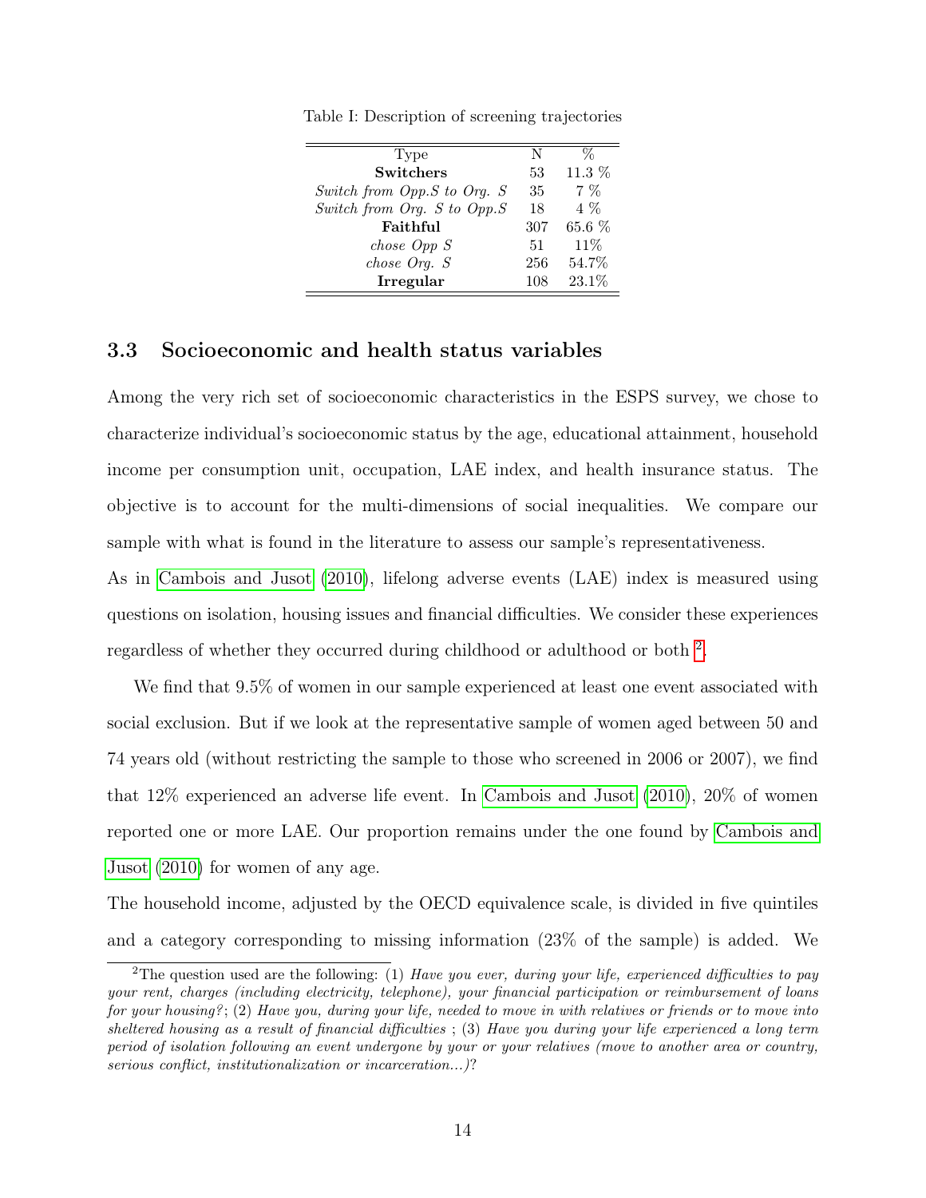Table I: Description of screening trajectories

| Type | N | % |
|---|---|---|
| **Switchers** | 53 | 11.3 % |
| *Switch from Opp.S to Org. S* | 35 | 7 % |
| *Switch from Org. S to Opp.S* | 18 | 4 % |
| **Faithful** | 307 | 65.6 % |
| *chose Opp S* | 51 | 11% |
| *chose Org. S* | 256 | 54.7% |
| **Irregular** | 108 | 23.1% |

### 3.3 Socioeconomic and health status variables

Among the very rich set of socioeconomic characteristics in the ESPS survey, we chose to characterize individual's socioeconomic status by the age, educational attainment, household income per consumption unit, occupation, LAE index, and health insurance status. The objective is to account for the multi-dimensions of social inequalities. We compare our sample with what is found in the literature to assess our sample's representativeness.

As in Cambois and Jusot (2010), lifelong adverse events (LAE) index is measured using questions on isolation, housing issues and financial difficulties. We consider these experiences regardless of whether they occurred during childhood or adulthood or both [2].

We find that 9.5% of women in our sample experienced at least one event associated with social exclusion. But if we look at the representative sample of women aged between 50 and 74 years old (without restricting the sample to those who screened in 2006 or 2007), we find that 12% experienced an adverse life event. In Cambois and Jusot (2010), 20% of women reported one or more LAE. Our proportion remains under the one found by Cambois and Jusot (2010) for women of any age.

The household income, adjusted by the OECD equivalence scale, is divided in five quintiles and a category corresponding to missing information (23% of the sample) is added. We

[2] The question used are the following: (1) *Have you ever, during your life, experienced difficulties to pay your rent, charges (including electricity, telephone), your financial participation or reimbursement of loans for your housing?*; (2) *Have you, during your life, needed to move in with relatives or friends or to move into sheltered housing as a result of financial difficulties* ; (3) *Have you during your life experienced a long term period of isolation following an event undergone by your or your relatives (move to another area or country, serious conflict, institutionalization or incarceration...)?*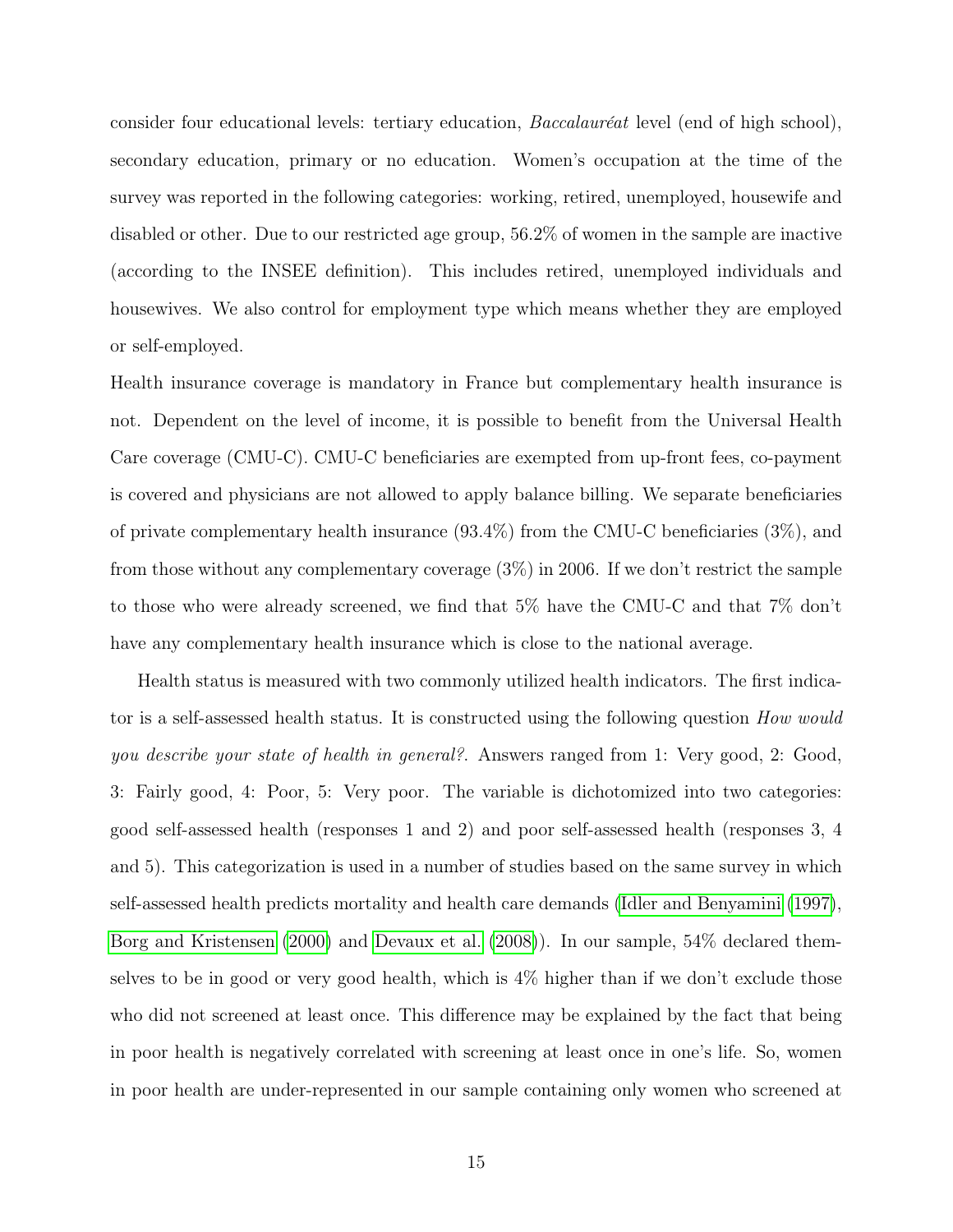consider four educational levels: tertiary education, *Baccalauréat* level (end of high school), secondary education, primary or no education. Women's occupation at the time of the survey was reported in the following categories: working, retired, unemployed, housewife and disabled or other. Due to our restricted age group, 56.2% of women in the sample are inactive (according to the INSEE definition). This includes retired, unemployed individuals and housewives. We also control for employment type which means whether they are employed or self-employed.

Health insurance coverage is mandatory in France but complementary health insurance is not. Dependent on the level of income, it is possible to benefit from the Universal Health Care coverage (CMU-C). CMU-C beneficiaries are exempted from up-front fees, co-payment is covered and physicians are not allowed to apply balance billing. We separate beneficiaries of private complementary health insurance (93.4%) from the CMU-C beneficiaries (3%), and from those without any complementary coverage (3%) in 2006. If we don't restrict the sample to those who were already screened, we find that 5% have the CMU-C and that 7% don't have any complementary health insurance which is close to the national average.

Health status is measured with two commonly utilized health indicators. The first indicator is a self-assessed health status. It is constructed using the following question *How would you describe your state of health in general?*. Answers ranged from 1: Very good, 2: Good, 3: Fairly good, 4: Poor, 5: Very poor. The variable is dichotomized into two categories: good self-assessed health (responses 1 and 2) and poor self-assessed health (responses 3, 4 and 5). This categorization is used in a number of studies based on the same survey in which self-assessed health predicts mortality and health care demands (Idler and Benyamini (1997), Borg and Kristensen (2000) and Devaux et al. (2008)). In our sample, 54% declared themselves to be in good or very good health, which is 4% higher than if we don't exclude those who did not screened at least once. This difference may be explained by the fact that being in poor health is negatively correlated with screening at least once in one's life. So, women in poor health are under-represented in our sample containing only women who screened at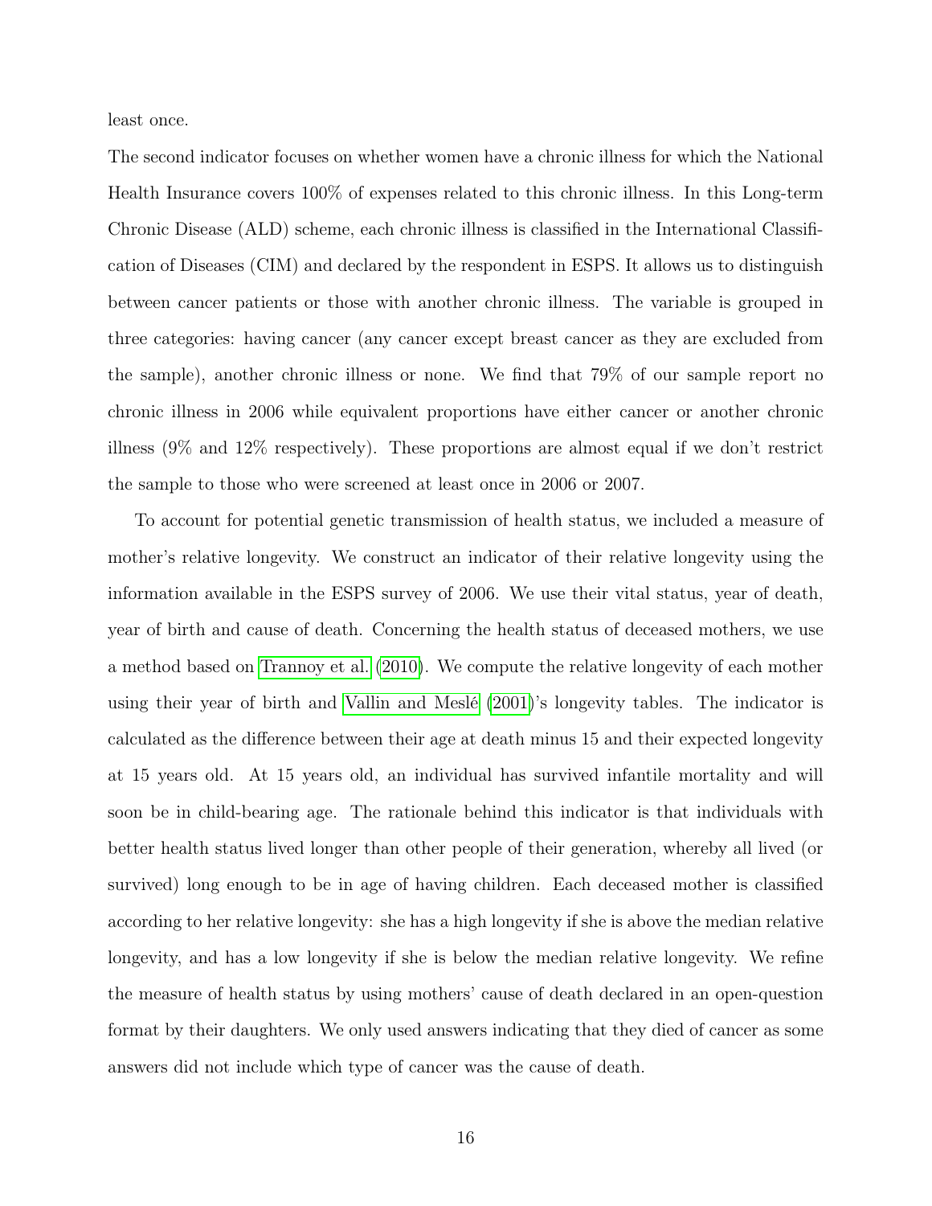least once.

The second indicator focuses on whether women have a chronic illness for which the National Health Insurance covers 100% of expenses related to this chronic illness. In this Long-term Chronic Disease (ALD) scheme, each chronic illness is classified in the International Classification of Diseases (CIM) and declared by the respondent in ESPS. It allows us to distinguish between cancer patients or those with another chronic illness. The variable is grouped in three categories: having cancer (any cancer except breast cancer as they are excluded from the sample), another chronic illness or none. We find that 79% of our sample report no chronic illness in 2006 while equivalent proportions have either cancer or another chronic illness (9% and 12% respectively). These proportions are almost equal if we don't restrict the sample to those who were screened at least once in 2006 or 2007.

To account for potential genetic transmission of health status, we included a measure of mother's relative longevity. We construct an indicator of their relative longevity using the information available in the ESPS survey of 2006. We use their vital status, year of death, year of birth and cause of death. Concerning the health status of deceased mothers, we use a method based on Trannoy et al. (2010). We compute the relative longevity of each mother using their year of birth and Vallin and Meslé (2001)'s longevity tables. The indicator is calculated as the difference between their age at death minus 15 and their expected longevity at 15 years old. At 15 years old, an individual has survived infantile mortality and will soon be in child-bearing age. The rationale behind this indicator is that individuals with better health status lived longer than other people of their generation, whereby all lived (or survived) long enough to be in age of having children. Each deceased mother is classified according to her relative longevity: she has a high longevity if she is above the median relative longevity, and has a low longevity if she is below the median relative longevity. We refine the measure of health status by using mothers' cause of death declared in an open-question format by their daughters. We only used answers indicating that they died of cancer as some answers did not include which type of cancer was the cause of death.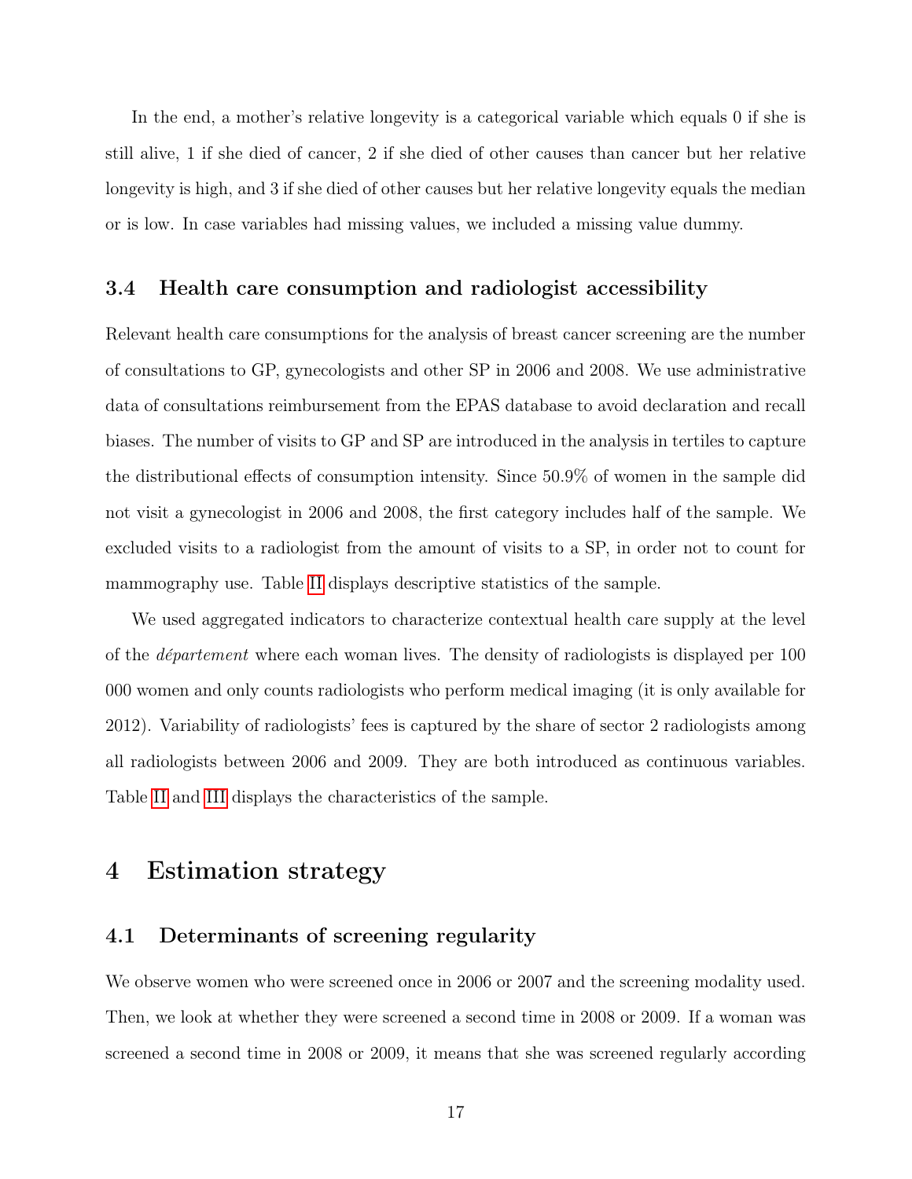In the end, a mother's relative longevity is a categorical variable which equals 0 if she is still alive, 1 if she died of cancer, 2 if she died of other causes than cancer but her relative longevity is high, and 3 if she died of other causes but her relative longevity equals the median or is low. In case variables had missing values, we included a missing value dummy.

### 3.4 Health care consumption and radiologist accessibility

Relevant health care consumptions for the analysis of breast cancer screening are the number of consultations to GP, gynecologists and other SP in 2006 and 2008. We use administrative data of consultations reimbursement from the EPAS database to avoid declaration and recall biases. The number of visits to GP and SP are introduced in the analysis in tertiles to capture the distributional effects of consumption intensity. Since 50.9% of women in the sample did not visit a gynecologist in 2006 and 2008, the first category includes half of the sample. We excluded visits to a radiologist from the amount of visits to a SP, in order not to count for mammography use. Table II displays descriptive statistics of the sample.

We used aggregated indicators to characterize contextual health care supply at the level of the *département* where each woman lives. The density of radiologists is displayed per 100 000 women and only counts radiologists who perform medical imaging (it is only available for 2012). Variability of radiologists' fees is captured by the share of sector 2 radiologists among all radiologists between 2006 and 2009. They are both introduced as continuous variables. Table II and III displays the characteristics of the sample.

## 4 Estimation strategy

### 4.1 Determinants of screening regularity

We observe women who were screened once in 2006 or 2007 and the screening modality used. Then, we look at whether they were screened a second time in 2008 or 2009. If a woman was screened a second time in 2008 or 2009, it means that she was screened regularly according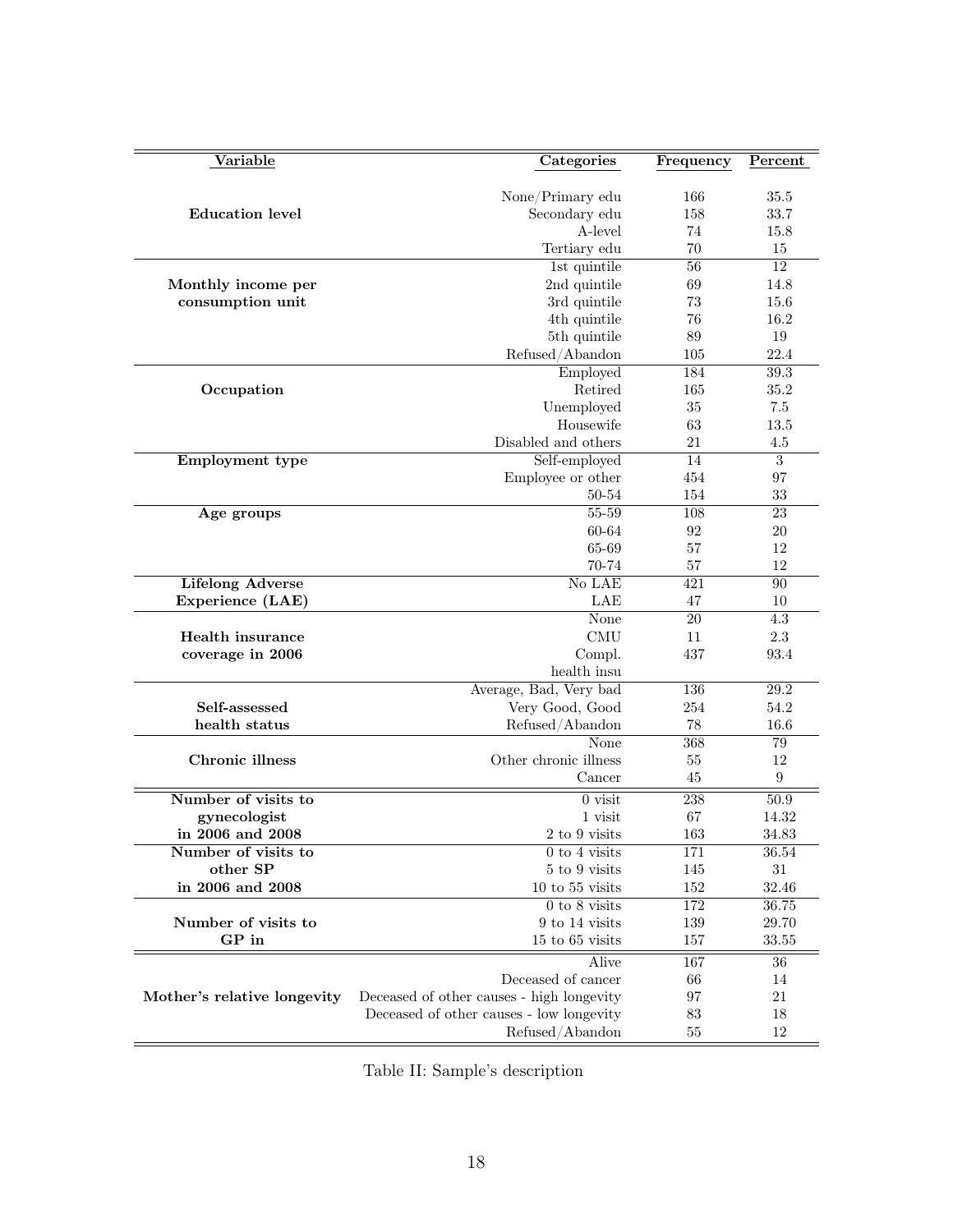| Variable | Categories | Frequency | Percent |
|---|---|---|---|
| **Education level** | None/Primary edu | 166 | 35.5 |
| | Secondary edu | 158 | 33.7 |
| | A-level | 74 | 15.8 |
| | Tertiary edu | 70 | 15 |
| **Monthly income per consumption unit** | 1st quintile | 56 | 12 |
| | 2nd quintile | 69 | 14.8 |
| | 3rd quintile | 73 | 15.6 |
| | 4th quintile | 76 | 16.2 |
| | 5th quintile | 89 | 19 |
| | Refused/Abandon | 105 | 22.4 |
| **Occupation** | Employed | 184 | 39.3 |
| | Retired | 165 | 35.2 |
| | Unemployed | 35 | 7.5 |
| | Housewife | 63 | 13.5 |
| | Disabled and others | 21 | 4.5 |
| **Employment type** | Self-employed | 14 | 3 |
| | Employee or other | 454 | 97 |
| **Age groups** | 50-54 | 154 | 33 |
| | 55-59 | 108 | 23 |
| | 60-64 | 92 | 20 |
| | 65-69 | 57 | 12 |
| | 70-74 | 57 | 12 |
| **Lifelong Adverse Experience (LAE)** | No LAE | 421 | 90 |
| | LAE | 47 | 10 |
| **Health insurance coverage in 2006** | None | 20 | 4.3 |
| | CMU | 11 | 2.3 |
| | Compl. health insu | 437 | 93.4 |
| **Self-assessed health status** | Average, Bad, Very bad | 136 | 29.2 |
| | Very Good, Good | 254 | 54.2 |
| | Refused/Abandon | 78 | 16.6 |
| **Chronic illness** | None | 368 | 79 |
| | Other chronic illness | 55 | 12 |
| | Cancer | 45 | 9 |
| **Number of visits to gynecologist in 2006 and 2008** | 0 visit | 238 | 50.9 |
| | 1 visit | 67 | 14.32 |
| | 2 to 9 visits | 163 | 34.83 |
| **Number of visits to other SP in 2006 and 2008** | 0 to 4 visits | 171 | 36.54 |
| | 5 to 9 visits | 145 | 31 |
| | 10 to 55 visits | 152 | 32.46 |
| **Number of visits to GP in** | 0 to 8 visits | 172 | 36.75 |
| | 9 to 14 visits | 139 | 29.70 |
| | 15 to 65 visits | 157 | 33.55 |
| **Mother's relative longevity** | Alive | 167 | 36 |
| | Deceased of cancer | 66 | 14 |
| | Deceased of other causes - high longevity | 97 | 21 |
| | Deceased of other causes - low longevity | 83 | 18 |
| | Refused/Abandon | 55 | 12 |

Table II: Sample's description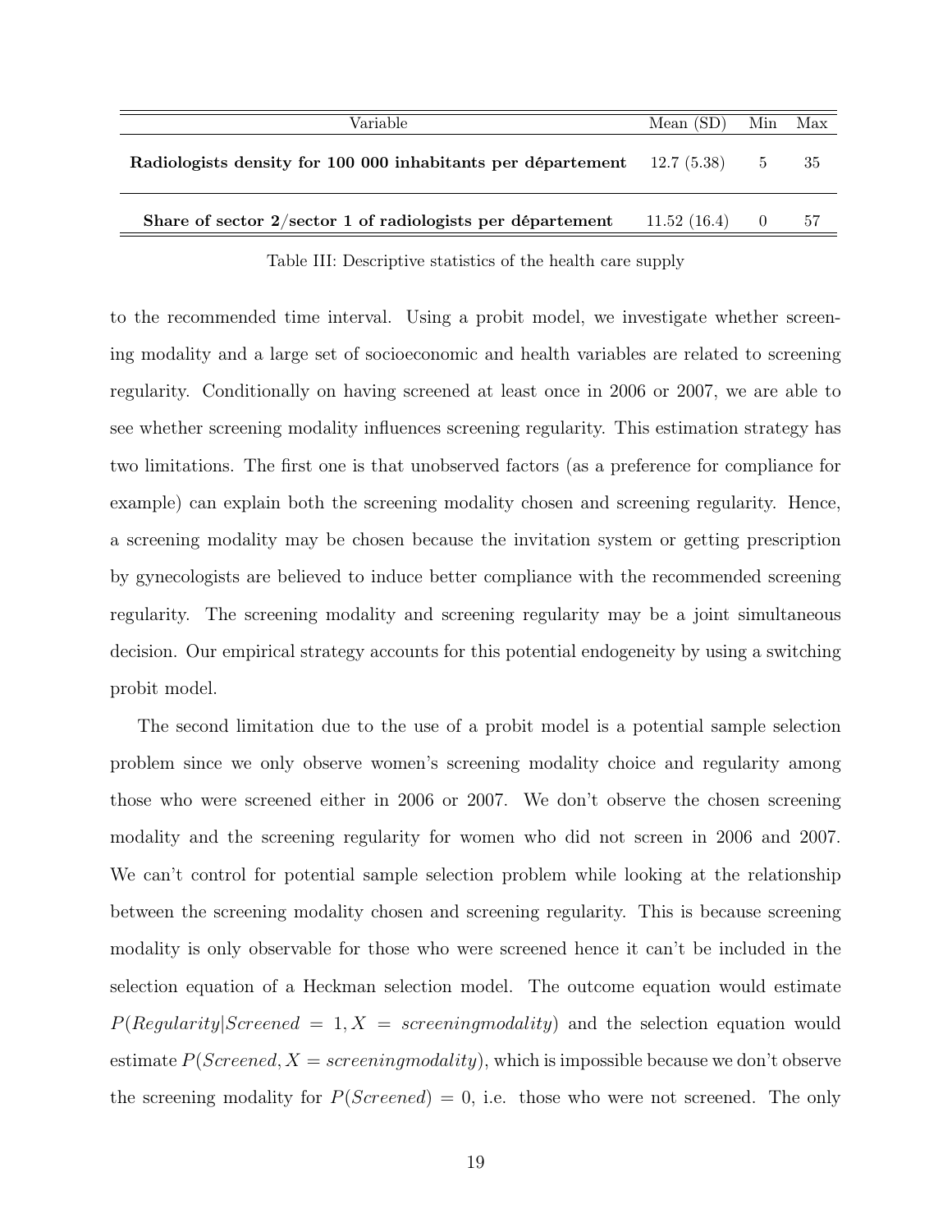| Variable | Mean (SD) | Min | Max |
|---|---|---|---|
| **Radiologists density for 100 000 inhabitants per département** | 12.7 (5.38) | 5 | 35 |
| **Share of sector 2/sector 1 of radiologists per département** | 11.52 (16.4) | 0 | 57 |

Table III: Descriptive statistics of the health care supply

to the recommended time interval. Using a probit model, we investigate whether screening modality and a large set of socioeconomic and health variables are related to screening regularity. Conditionally on having screened at least once in 2006 or 2007, we are able to see whether screening modality influences screening regularity. This estimation strategy has two limitations. The first one is that unobserved factors (as a preference for compliance for example) can explain both the screening modality chosen and screening regularity. Hence, a screening modality may be chosen because the invitation system or getting prescription by gynecologists are believed to induce better compliance with the recommended screening regularity. The screening modality and screening regularity may be a joint simultaneous decision. Our empirical strategy accounts for this potential endogeneity by using a switching probit model.

The second limitation due to the use of a probit model is a potential sample selection problem since we only observe women's screening modality choice and regularity among those who were screened either in 2006 or 2007. We don't observe the chosen screening modality and the screening regularity for women who did not screen in 2006 and 2007. We can't control for potential sample selection problem while looking at the relationship between the screening modality chosen and screening regularity. This is because screening modality is only observable for those who were screened hence it can't be included in the selection equation of a Heckman selection model. The outcome equation would estimate $P(Regularity|Screened = 1, X = screening modality)$ and the selection equation would estimate $P(Screened, X = screening modality)$, which is impossible because we don't observe the screening modality for $P(Screened) = 0$, i.e. those who were not screened. The only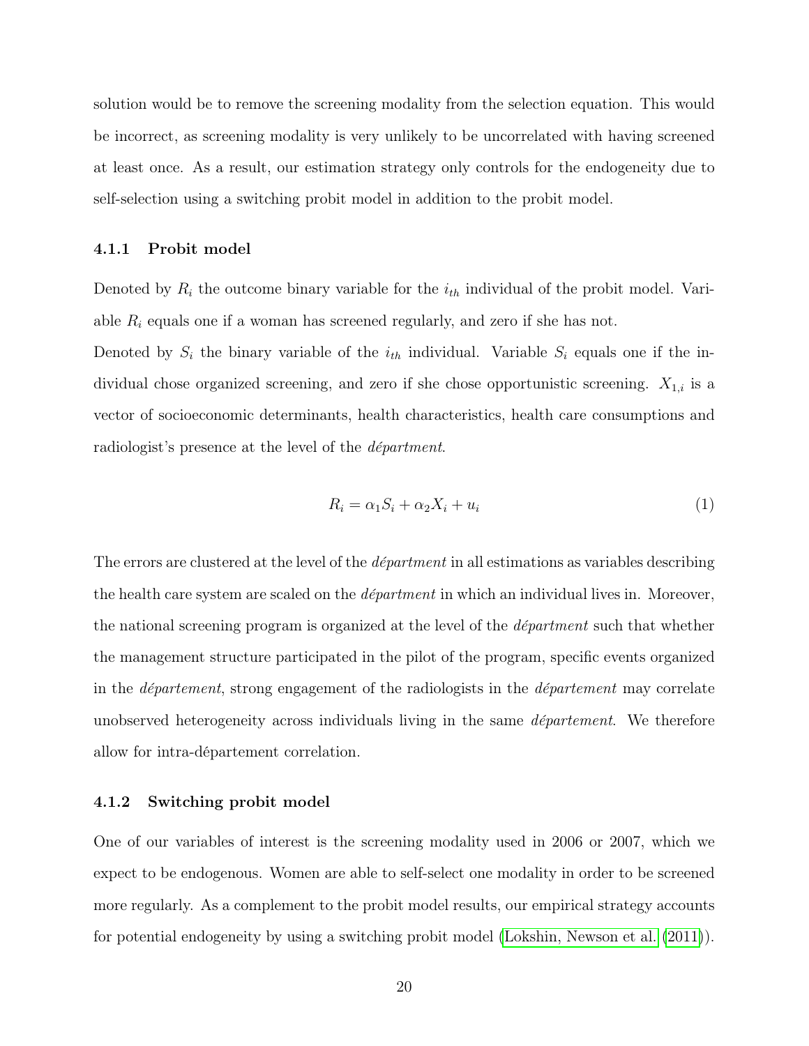solution would be to remove the screening modality from the selection equation. This would be incorrect, as screening modality is very unlikely to be uncorrelated with having screened at least once. As a result, our estimation strategy only controls for the endogeneity due to self-selection using a switching probit model in addition to the probit model.

#### 4.1.1 Probit model

Denoted by $R_i$ the outcome binary variable for the $i_{th}$ individual of the probit model. Variable $R_i$ equals one if a woman has screened regularly, and zero if she has not.
Denoted by $S_i$ the binary variable of the $i_{th}$ individual. Variable $S_i$ equals one if the individual chose organized screening, and zero if she chose opportunistic screening. $X_{1,i}$ is a vector of socioeconomic determinants, health characteristics, health care consumptions and radiologist's presence at the level of the *départment*.

$$R_i = \alpha_1 S_i + \alpha_2 X_i + u_i \tag{1}$$

The errors are clustered at the level of the *départment* in all estimations as variables describing the health care system are scaled on the *départment* in which an individual lives in. Moreover, the national screening program is organized at the level of the *départment* such that whether the management structure participated in the pilot of the program, specific events organized in the *départemen*t, strong engagement of the radiologists in the *départemen*t may correlate unobserved heterogeneity across individuals living in the same *départemen*t. We therefore allow for intra-départemen correlation.

#### 4.1.2 Switching probit model

One of our variables of interest is the screening modality used in 2006 or 2007, which we expect to be endogenous. Women are able to self-select one modality in order to be screened more regularly. As a complement to the probit model results, our empirical strategy accounts for potential endogeneity by using a switching probit model (Lokshin, Newson et al. (2011)).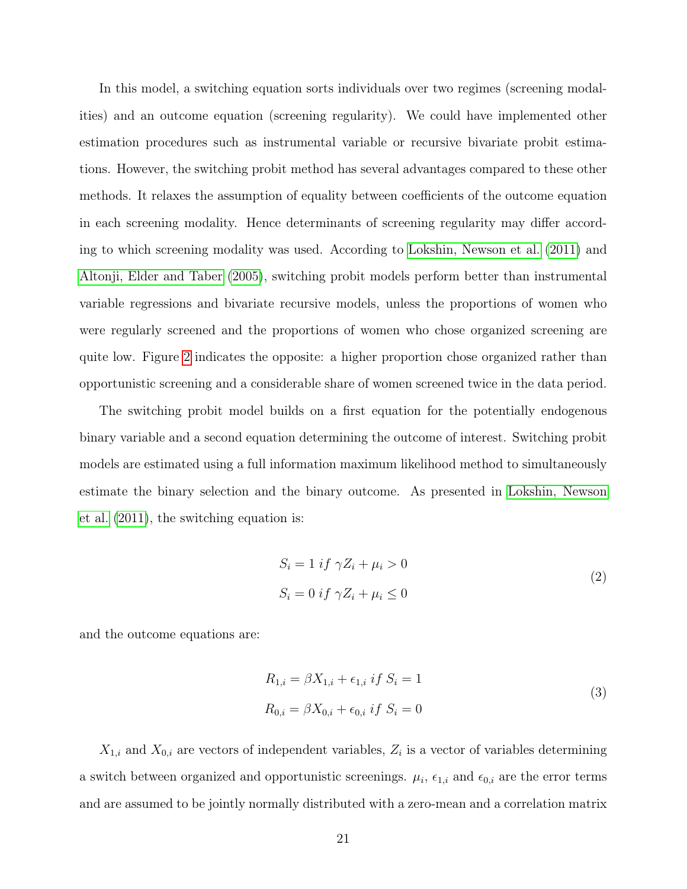In this model, a switching equation sorts individuals over two regimes (screening modalities) and an outcome equation (screening regularity). We could have implemented other estimation procedures such as instrumental variable or recursive bivariate probit estimations. However, the switching probit method has several advantages compared to these other methods. It relaxes the assumption of equality between coefficients of the outcome equation in each screening modality. Hence determinants of screening regularity may differ according to which screening modality was used. According to Lokshin, Newson et al. (2011) and Altonji, Elder and Taber (2005), switching probit models perform better than instrumental variable regressions and bivariate recursive models, unless the proportions of women who were regularly screened and the proportions of women who chose organized screening are quite low. Figure 2 indicates the opposite: a higher proportion chose organized rather than opportunistic screening and a considerable share of women screened twice in the data period.

The switching probit model builds on a first equation for the potentially endogenous binary variable and a second equation determining the outcome of interest. Switching probit models are estimated using a full information maximum likelihood method to simultaneously estimate the binary selection and the binary outcome. As presented in Lokshin, Newson et al. (2011), the switching equation is:

$$
\begin{aligned}
S_i &= 1 \; if \; \gamma Z_i + \mu_i > 0 \\
S_i &= 0 \; if \; \gamma Z_i + \mu_i \leq 0
\end{aligned}
\tag{2}
$$

and the outcome equations are:

$$
\begin{aligned}
R_{1,i} &= \beta X_{1,i} + \epsilon_{1,i} \; if \; S_i = 1 \\
R_{0,i} &= \beta X_{0,i} + \epsilon_{0,i} \; if \; S_i = 0
\end{aligned}
\tag{3}
$$

$X_{1,i}$ and $X_{0,i}$ are vectors of independent variables, $Z_i$ is a vector of variables determining a switch between organized and opportunistic screenings. $\mu_i$, $\epsilon_{1,i}$ and $\epsilon_{0,i}$ are the error terms and are assumed to be jointly normally distributed with a zero-mean and a correlation matrix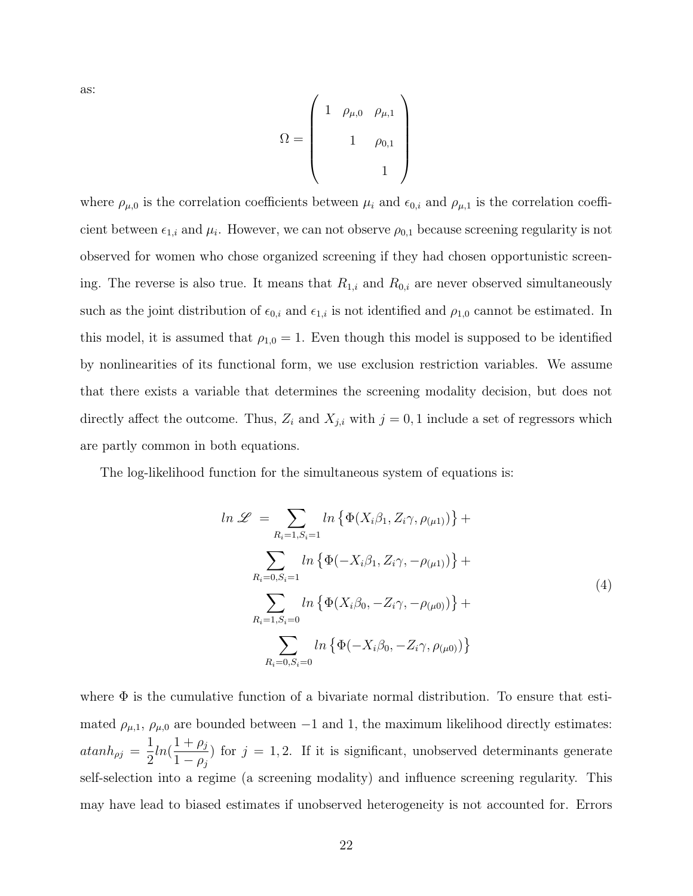as:

$$
\Omega = \begin{pmatrix} 1 & \rho_{\mu,0} & \rho_{\mu,1} \\ & 1 & \rho_{0,1} \\ & & 1 \end{pmatrix}
$$

where $\rho_{\mu,0}$ is the correlation coefficients between $\mu_i$ and $\epsilon_{0,i}$ and $\rho_{\mu,1}$ is the correlation coefficient between $\epsilon_{1,i}$ and $\mu_i$. However, we can not observe $\rho_{0,1}$ because screening regularity is not observed for women who chose organized screening if they had chosen opportunistic screening. The reverse is also true. It means that $R_{1,i}$ and $R_{0,i}$ are never observed simultaneously such as the joint distribution of $\epsilon_{0,i}$ and $\epsilon_{1,i}$ is not identified and $\rho_{1,0}$ cannot be estimated. In this model, it is assumed that $\rho_{1,0} = 1$. Even though this model is supposed to be identified by nonlinearities of its functional form, we use exclusion restriction variables. We assume that there exists a variable that determines the screening modality decision, but does not directly affect the outcome. Thus, $Z_i$ and $X_{j,i}$ with $j = 0, 1$ include a set of regressors which are partly common in both equations.

The log-likelihood function for the simultaneous system of equations is:

$$
\begin{aligned}
ln\ \mathscr{L}\ = & \sum_{R_i=1,S_i=1} ln\left\{\Phi(X_i\beta_1, Z_i\gamma, \rho_{(\mu 1)})\right\} + \\
& \sum_{R_i=0,S_i=1} ln\left\{\Phi(-X_i\beta_1, Z_i\gamma, -\rho_{(\mu 1)})\right\} + \\
& \sum_{R_i=1,S_i=0} ln\left\{\Phi(X_i\beta_0, -Z_i\gamma, -\rho_{(\mu 0)})\right\} + \\
& \sum_{R_i=0,S_i=0} ln\left\{\Phi(-X_i\beta_0, -Z_i\gamma, \rho_{(\mu 0)})\right\}
\end{aligned} \tag{4}
$$

where $\Phi$ is the cumulative function of a bivariate normal distribution. To ensure that estimated $\rho_{\mu,1}$, $\rho_{\mu,0}$ are bounded between $-1$ and 1, the maximum likelihood directly estimates: $atanh_{\rho j} = \frac{1}{2} ln(\frac{1+\rho_j}{1-\rho_j})$ for $j = 1, 2$. If it is significant, unobserved determinants generate self-selection into a regime (a screening modality) and influence screening regularity. This may have lead to biased estimates if unobserved heterogeneity is not accounted for. Errors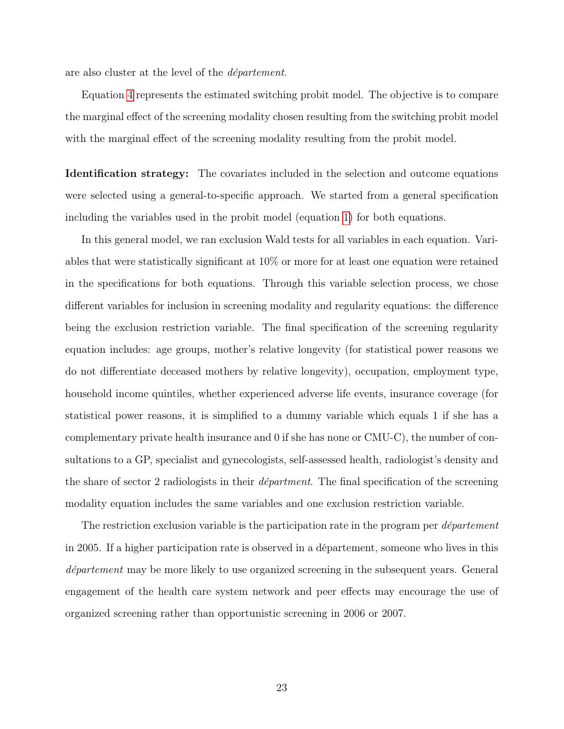are also cluster at the level of the *département*.

Equation 4 represents the estimated switching probit model. The objective is to compare the marginal effect of the screening modality chosen resulting from the switching probit model with the marginal effect of the screening modality resulting from the probit model.

**Identification strategy:** The covariates included in the selection and outcome equations were selected using a general-to-specific approach. We started from a general specification including the variables used in the probit model (equation 1) for both equations.

In this general model, we ran exclusion Wald tests for all variables in each equation. Variables that were statistically significant at 10% or more for at least one equation were retained in the specifications for both equations. Through this variable selection process, we chose different variables for inclusion in screening modality and regularity equations: the difference being the exclusion restriction variable. The final specification of the screening regularity equation includes: age groups, mother's relative longevity (for statistical power reasons we do not differentiate deceased mothers by relative longevity), occupation, employment type, household income quintiles, whether experienced adverse life events, insurance coverage (for statistical power reasons, it is simplified to a dummy variable which equals 1 if she has a complementary private health insurance and 0 if she has none or CMU-C), the number of consultations to a GP, specialist and gynecologists, self-assessed health, radiologist's density and the share of sector 2 radiologists in their *départment*. The final specification of the screening modality equation includes the same variables and one exclusion restriction variable.

The restriction exclusion variable is the participation rate in the program per *département* in 2005. If a higher participation rate is observed in a département, someone who lives in this *département* may be more likely to use organized screening in the subsequent years. General engagement of the health care system network and peer effects may encourage the use of organized screening rather than opportunistic screening in 2006 or 2007.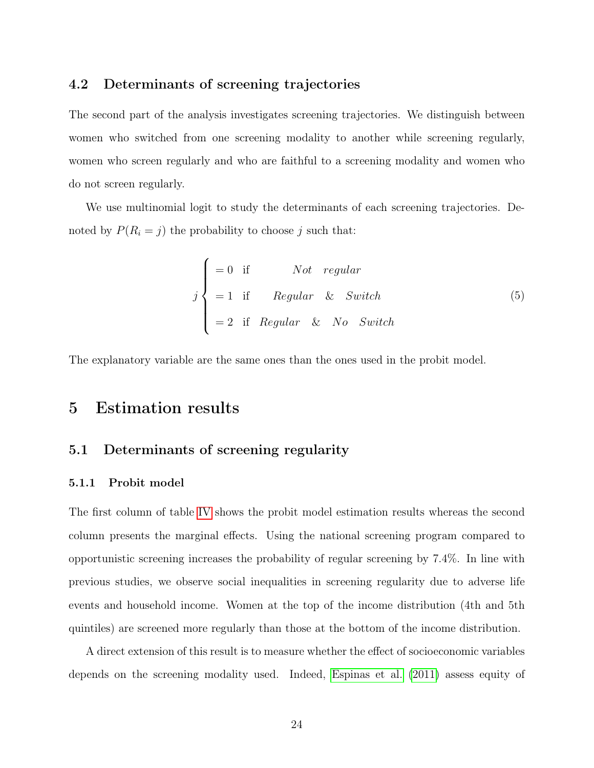### 4.2 Determinants of screening trajectories

The second part of the analysis investigates screening trajectories. We distinguish between women who switched from one screening modality to another while screening regularly, women who screen regularly and who are faithful to a screening modality and women who do not screen regularly.

We use multinomial logit to study the determinants of each screening trajectories. Denoted by $P(R_i = j)$ the probability to choose $j$ such that:

$$
j \begin{cases} = 0 & \text{if} \quad Not \quad regular \\ = 1 & \text{if} \quad Regular \quad \& \quad Switch \\ = 2 & \text{if} \quad Regular \quad \& \quad No \quad Switch \end{cases} \tag{5}
$$

The explanatory variable are the same ones than the ones used in the probit model.

## 5 Estimation results

### 5.1 Determinants of screening regularity

#### 5.1.1 Probit model

The first column of table IV shows the probit model estimation results whereas the second column presents the marginal effects. Using the national screening program compared to opportunistic screening increases the probability of regular screening by 7.4%. In line with previous studies, we observe social inequalities in screening regularity due to adverse life events and household income. Women at the top of the income distribution (4th and 5th quintiles) are screened more regularly than those at the bottom of the income distribution.

A direct extension of this result is to measure whether the effect of socioeconomic variables depends on the screening modality used. Indeed, Espinas et al. (2011) assess equity of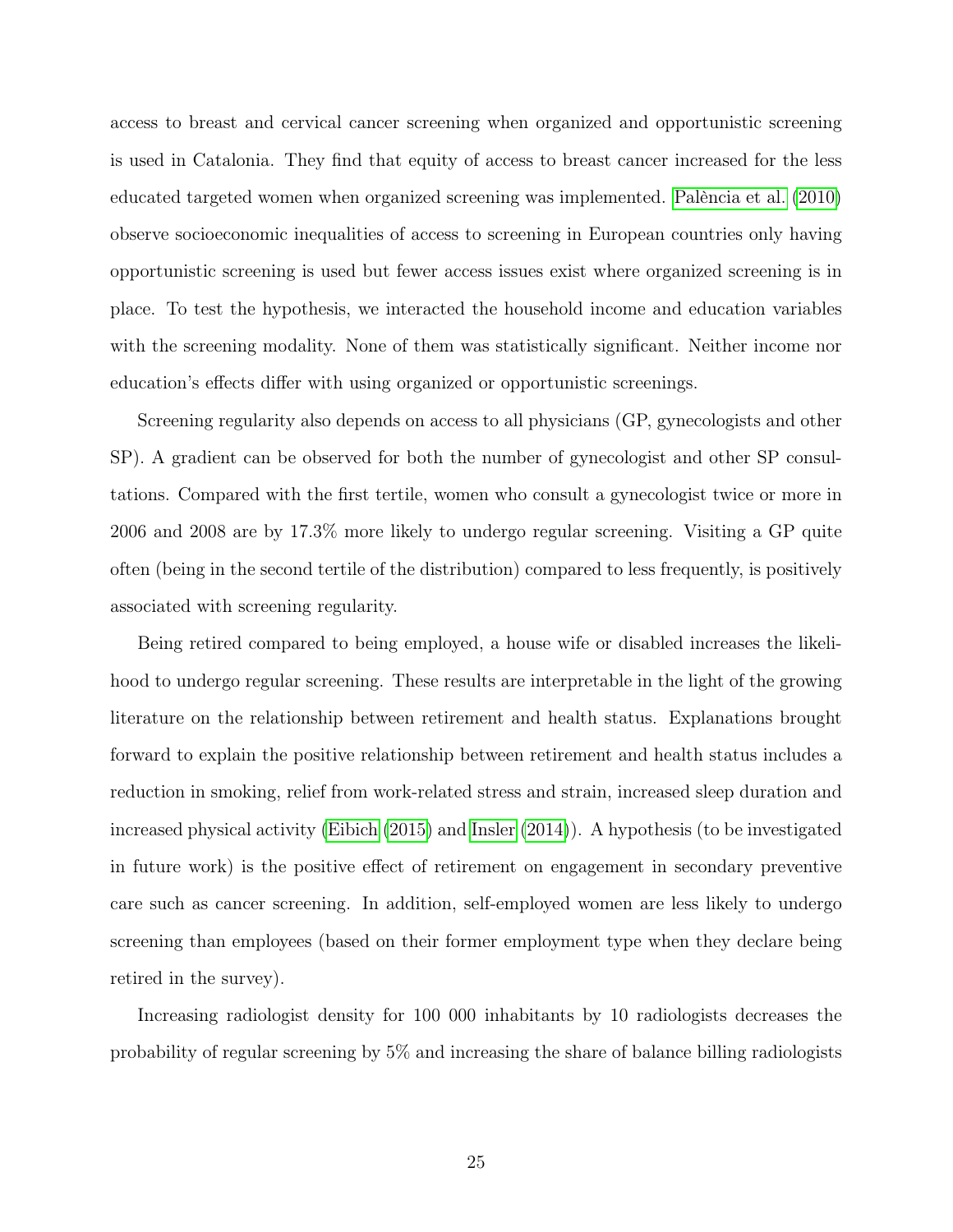access to breast and cervical cancer screening when organized and opportunistic screening is used in Catalonia. They find that equity of access to breast cancer increased for the less educated targeted women when organized screening was implemented. Palència et al. (2010) observe socioeconomic inequalities of access to screening in European countries only having opportunistic screening is used but fewer access issues exist where organized screening is in place. To test the hypothesis, we interacted the household income and education variables with the screening modality. None of them was statistically significant. Neither income nor education's effects differ with using organized or opportunistic screenings.

Screening regularity also depends on access to all physicians (GP, gynecologists and other SP). A gradient can be observed for both the number of gynecologist and other SP consultations. Compared with the first tertile, women who consult a gynecologist twice or more in 2006 and 2008 are by 17.3% more likely to undergo regular screening. Visiting a GP quite often (being in the second tertile of the distribution) compared to less frequently, is positively associated with screening regularity.

Being retired compared to being employed, a house wife or disabled increases the likelihood to undergo regular screening. These results are interpretable in the light of the growing literature on the relationship between retirement and health status. Explanations brought forward to explain the positive relationship between retirement and health status includes a reduction in smoking, relief from work-related stress and strain, increased sleep duration and increased physical activity (Eibich (2015) and Insler (2014)). A hypothesis (to be investigated in future work) is the positive effect of retirement on engagement in secondary preventive care such as cancer screening. In addition, self-employed women are less likely to undergo screening than employees (based on their former employment type when they declare being retired in the survey).

Increasing radiologist density for 100 000 inhabitants by 10 radiologists decreases the probability of regular screening by 5% and increasing the share of balance billing radiologists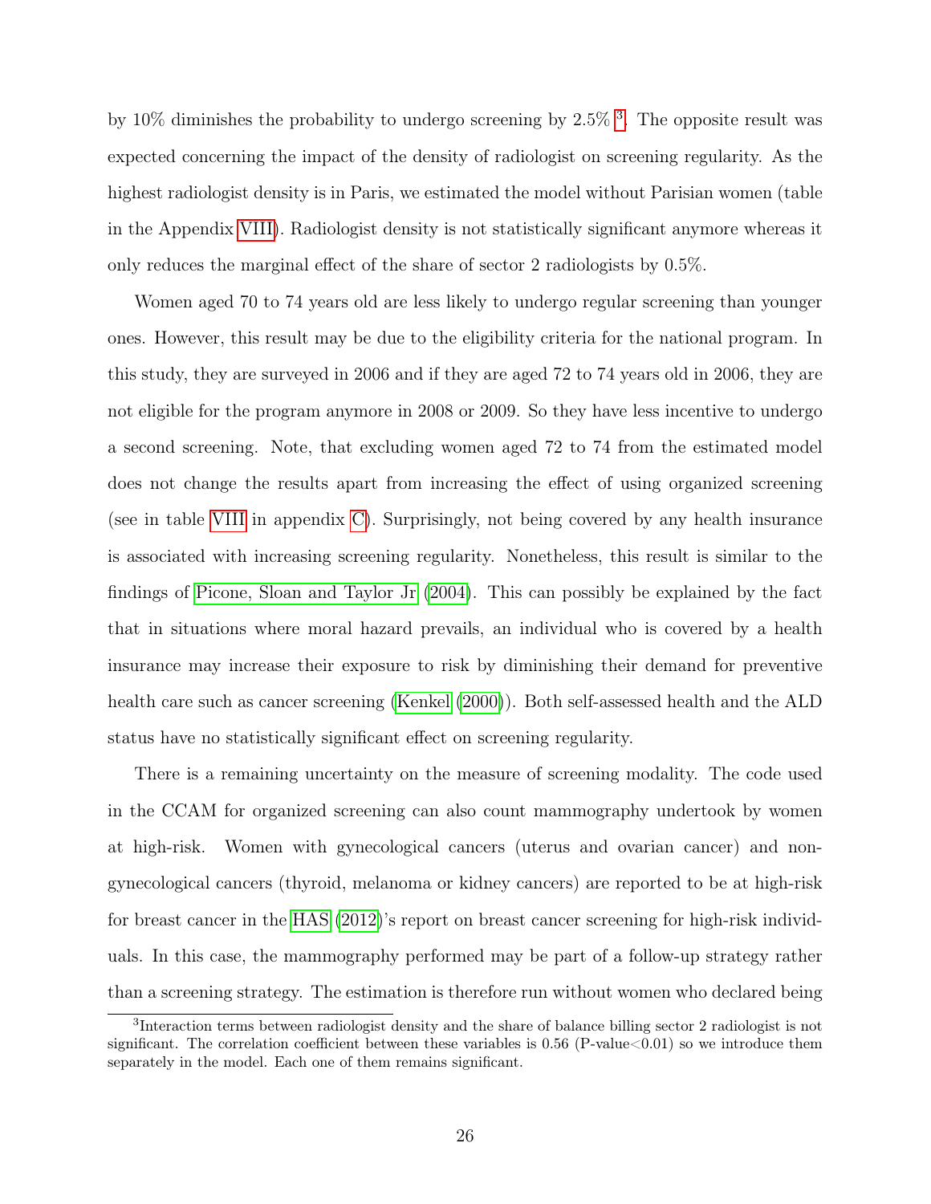by 10% diminishes the probability to undergo screening by 2.5% [3]. The opposite result was expected concerning the impact of the density of radiologist on screening regularity. As the highest radiologist density is in Paris, we estimated the model without Parisian women (table in the Appendix VIII). Radiologist density is not statistically significant anymore whereas it only reduces the marginal effect of the share of sector 2 radiologists by 0.5%.

Women aged 70 to 74 years old are less likely to undergo regular screening than younger ones. However, this result may be due to the eligibility criteria for the national program. In this study, they are surveyed in 2006 and if they are aged 72 to 74 years old in 2006, they are not eligible for the program anymore in 2008 or 2009. So they have less incentive to undergo a second screening. Note, that excluding women aged 72 to 74 from the estimated model does not change the results apart from increasing the effect of using organized screening (see in table VIII in appendix C). Surprisingly, not being covered by any health insurance is associated with increasing screening regularity. Nonetheless, this result is similar to the findings of Picone, Sloan and Taylor Jr (2004). This can possibly be explained by the fact that in situations where moral hazard prevails, an individual who is covered by a health insurance may increase their exposure to risk by diminishing their demand for preventive health care such as cancer screening (Kenkel (2000)). Both self-assessed health and the ALD status have no statistically significant effect on screening regularity.

There is a remaining uncertainty on the measure of screening modality. The code used in the CCAM for organized screening can also count mammography undertook by women at high-risk. Women with gynecological cancers (uterus and ovarian cancer) and non-gynecological cancers (thyroid, melanoma or kidney cancers) are reported to be at high-risk for breast cancer in the HAS (2012)'s report on breast cancer screening for high-risk individuals. In this case, the mammography performed may be part of a follow-up strategy rather than a screening strategy. The estimation is therefore run without women who declared being

[3] Interaction terms between radiologist density and the share of balance billing sector 2 radiologist is not significant. The correlation coefficient between these variables is 0.56 (P-value<0.01) so we introduce them separately in the model. Each one of them remains significant.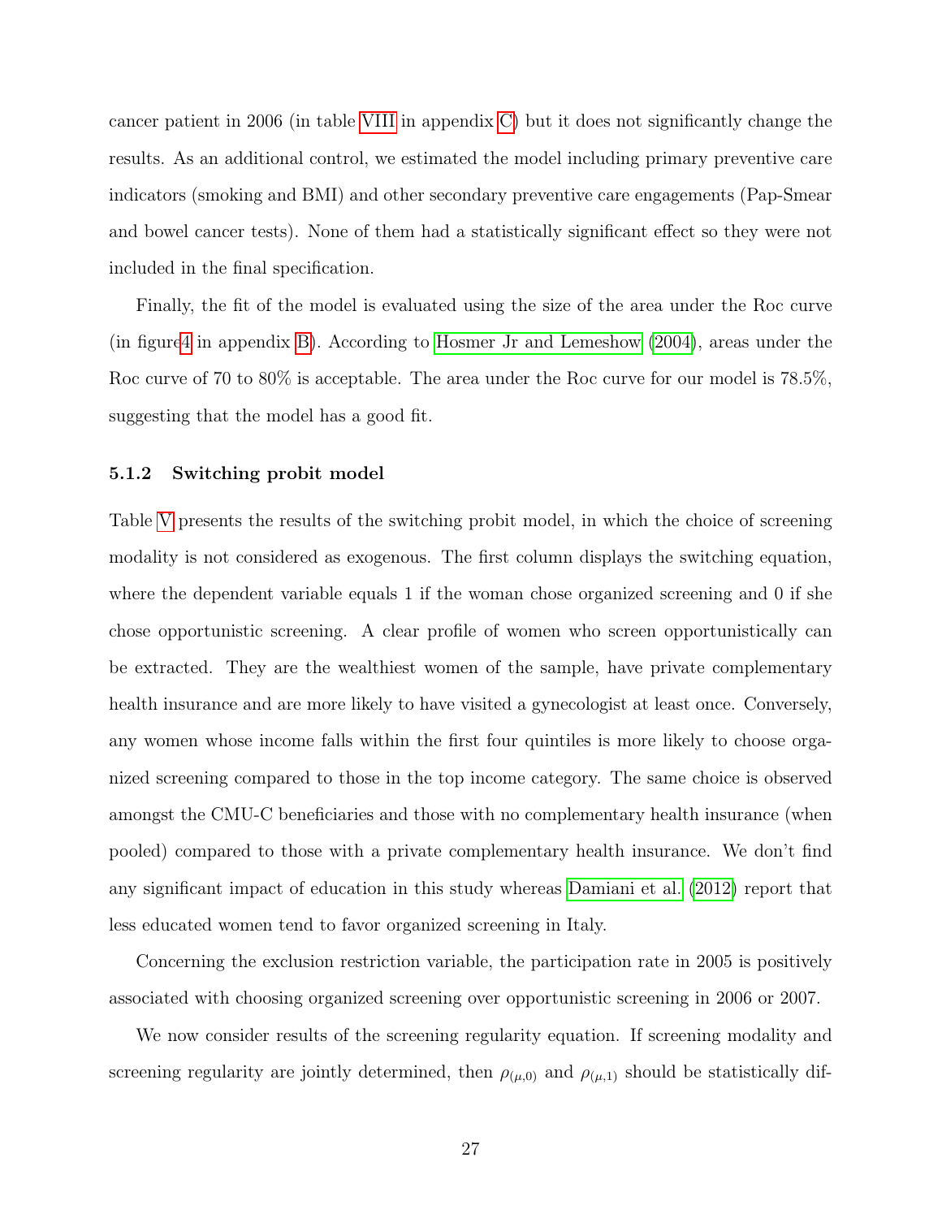cancer patient in 2006 (in table VIII in appendix C) but it does not significantly change the results. As an additional control, we estimated the model including primary preventive care indicators (smoking and BMI) and other secondary preventive care engagements (Pap-Smear and bowel cancer tests). None of them had a statistically significant effect so they were not included in the final specification.

Finally, the fit of the model is evaluated using the size of the area under the Roc curve (in figure4 in appendix B). According to Hosmer Jr and Lemeshow (2004), areas under the Roc curve of 70 to 80% is acceptable. The area under the Roc curve for our model is 78.5%, suggesting that the model has a good fit.

### 5.1.2 Switching probit model

Table V presents the results of the switching probit model, in which the choice of screening modality is not considered as exogenous. The first column displays the switching equation, where the dependent variable equals 1 if the woman chose organized screening and 0 if she chose opportunistic screening. A clear profile of women who screen opportunistically can be extracted. They are the wealthiest women of the sample, have private complementary health insurance and are more likely to have visited a gynecologist at least once. Conversely, any women whose income falls within the first four quintiles is more likely to choose organized screening compared to those in the top income category. The same choice is observed amongst the CMU-C beneficiaries and those with no complementary health insurance (when pooled) compared to those with a private complementary health insurance. We don't find any significant impact of education in this study whereas Damiani et al. (2012) report that less educated women tend to favor organized screening in Italy.

Concerning the exclusion restriction variable, the participation rate in 2005 is positively associated with choosing organized screening over opportunistic screening in 2006 or 2007.

We now consider results of the screening regularity equation. If screening modality and screening regularity are jointly determined, then $\rho_{(\mu,0)}$ and $\rho_{(\mu,1)}$ should be statistically dif-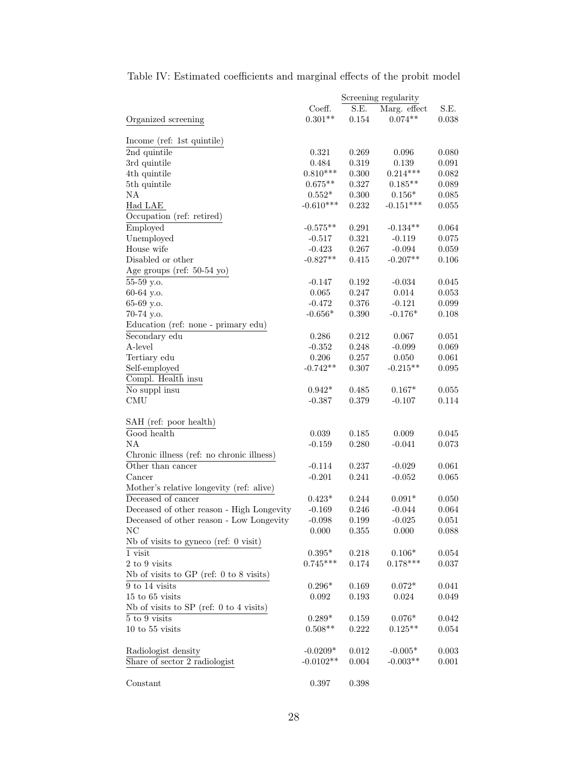Table IV: Estimated coefficients and marginal effects of the probit model

| | Screening regularity | | | |
|---|---|---|---|---|
| | Coeff. | S.E. | Marg. effect | S.E. |
| Organized screening | 0.301** | 0.154 | 0.074** | 0.038 |
| Income (ref: 1st quintile) | | | | |
| 2nd quintile | 0.321 | 0.269 | 0.096 | 0.080 |
| 3rd quintile | 0.484 | 0.319 | 0.139 | 0.091 |
| 4th quintile | 0.810*** | 0.300 | 0.214*** | 0.082 |
| 5th quintile | 0.675** | 0.327 | 0.185** | 0.089 |
| NA | 0.552* | 0.300 | 0.156* | 0.085 |
| Had LAE | -0.610*** | 0.232 | -0.151*** | 0.055 |
| Occupation (ref: retired) | | | | |
| Employed | -0.575** | 0.291 | -0.134** | 0.064 |
| Unemployed | -0.517 | 0.321 | -0.119 | 0.075 |
| House wife | -0.423 | 0.267 | -0.094 | 0.059 |
| Disabled or other | -0.827** | 0.415 | -0.207** | 0.106 |
| Age groups (ref: 50-54 yo) | | | | |
| 55-59 y.o. | -0.147 | 0.192 | -0.034 | 0.045 |
| 60-64 y.o. | 0.065 | 0.247 | 0.014 | 0.053 |
| 65-69 y.o. | -0.472 | 0.376 | -0.121 | 0.099 |
| 70-74 y.o. | -0.656* | 0.390 | -0.176* | 0.108 |
| Education (ref: none - primary edu) | | | | |
| Secondary edu | 0.286 | 0.212 | 0.067 | 0.051 |
| A-level | -0.352 | 0.248 | -0.099 | 0.069 |
| Tertiary edu | 0.206 | 0.257 | 0.050 | 0.061 |
| Self-employed | -0.742** | 0.307 | -0.215** | 0.095 |
| Compl. Health insu | | | | |
| No suppl insu | 0.942* | 0.485 | 0.167* | 0.055 |
| CMU | -0.387 | 0.379 | -0.107 | 0.114 |
| SAH (ref: poor health) | | | | |
| Good health | 0.039 | 0.185 | 0.009 | 0.045 |
| NA | -0.159 | 0.280 | -0.041 | 0.073 |
| Chronic illness (ref: no chronic illness) | | | | |
| Other than cancer | -0.114 | 0.237 | -0.029 | 0.061 |
| Cancer | -0.201 | 0.241 | -0.052 | 0.065 |
| Mother's relative longevity (ref: alive) | | | | |
| Deceased of cancer | 0.423* | 0.244 | 0.091* | 0.050 |
| Deceased of other reason - High Longevity | -0.169 | 0.246 | -0.044 | 0.064 |
| Deceased of other reason - Low Longevity | -0.098 | 0.199 | -0.025 | 0.051 |
| NC | 0.000 | 0.355 | 0.000 | 0.088 |
| Nb of visits to gyneco (ref: 0 visit) | | | | |
| 1 visit | 0.395* | 0.218 | 0.106* | 0.054 |
| 2 to 9 visits | 0.745*** | 0.174 | 0.178*** | 0.037 |
| Nb of visits to GP (ref: 0 to 8 visits) | | | | |
| 9 to 14 visits | 0.296* | 0.169 | 0.072* | 0.041 |
| 15 to 65 visits | 0.092 | 0.193 | 0.024 | 0.049 |
| Nb of visits to SP (ref: 0 to 4 visits) | | | | |
| 5 to 9 visits | 0.289* | 0.159 | 0.076* | 0.042 |
| 10 to 55 visits | 0.508** | 0.222 | 0.125** | 0.054 |
| Radiologist density | -0.0209* | 0.012 | -0.005* | 0.003 |
| Share of sector 2 radiologist | -0.0102** | 0.004 | -0.003** | 0.001 |
| Constant | 0.397 | 0.398 | | |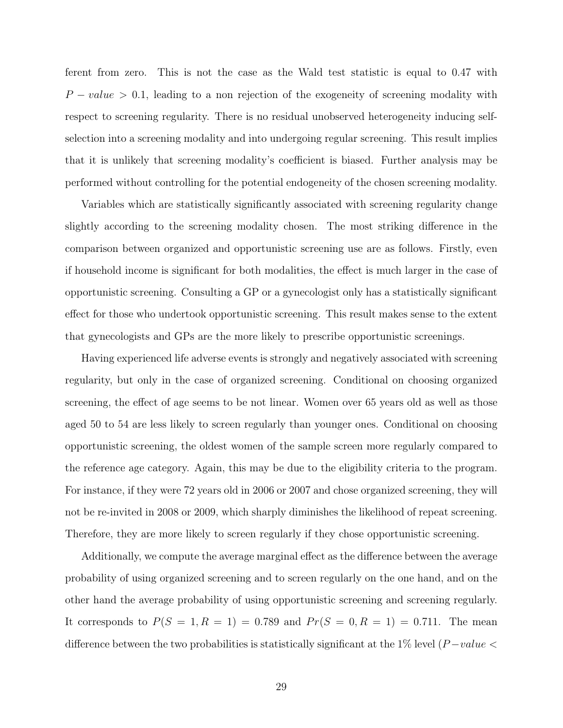ferent from zero. This is not the case as the Wald test statistic is equal to 0.47 with $P - value > 0.1$, leading to a non rejection of the exogeneity of screening modality with respect to screening regularity. There is no residual unobserved heterogeneity inducing self-selection into a screening modality and into undergoing regular screening. This result implies that it is unlikely that screening modality's coefficient is biased. Further analysis may be performed without controlling for the potential endogeneity of the chosen screening modality.

Variables which are statistically significantly associated with screening regularity change slightly according to the screening modality chosen. The most striking difference in the comparison between organized and opportunistic screening use are as follows. Firstly, even if household income is significant for both modalities, the effect is much larger in the case of opportunistic screening. Consulting a GP or a gynecologist only has a statistically significant effect for those who undertook opportunistic screening. This result makes sense to the extent that gynecologists and GPs are the more likely to prescribe opportunistic screenings.

Having experienced life adverse events is strongly and negatively associated with screening regularity, but only in the case of organized screening. Conditional on choosing organized screening, the effect of age seems to be not linear. Women over 65 years old as well as those aged 50 to 54 are less likely to screen regularly than younger ones. Conditional on choosing opportunistic screening, the oldest women of the sample screen more regularly compared to the reference age category. Again, this may be due to the eligibility criteria to the program. For instance, if they were 72 years old in 2006 or 2007 and chose organized screening, they will not be re-invited in 2008 or 2009, which sharply diminishes the likelihood of repeat screening. Therefore, they are more likely to screen regularly if they chose opportunistic screening.

Additionally, we compute the average marginal effect as the difference between the average probability of using organized screening and to screen regularly on the one hand, and on the other hand the average probability of using opportunistic screening and screening regularly. It corresponds to $P(S = 1, R = 1) = 0.789$ and $Pr(S = 0, R = 1) = 0.711$. The mean difference between the two probabilities is statistically significant at the 1% level ($P - value <$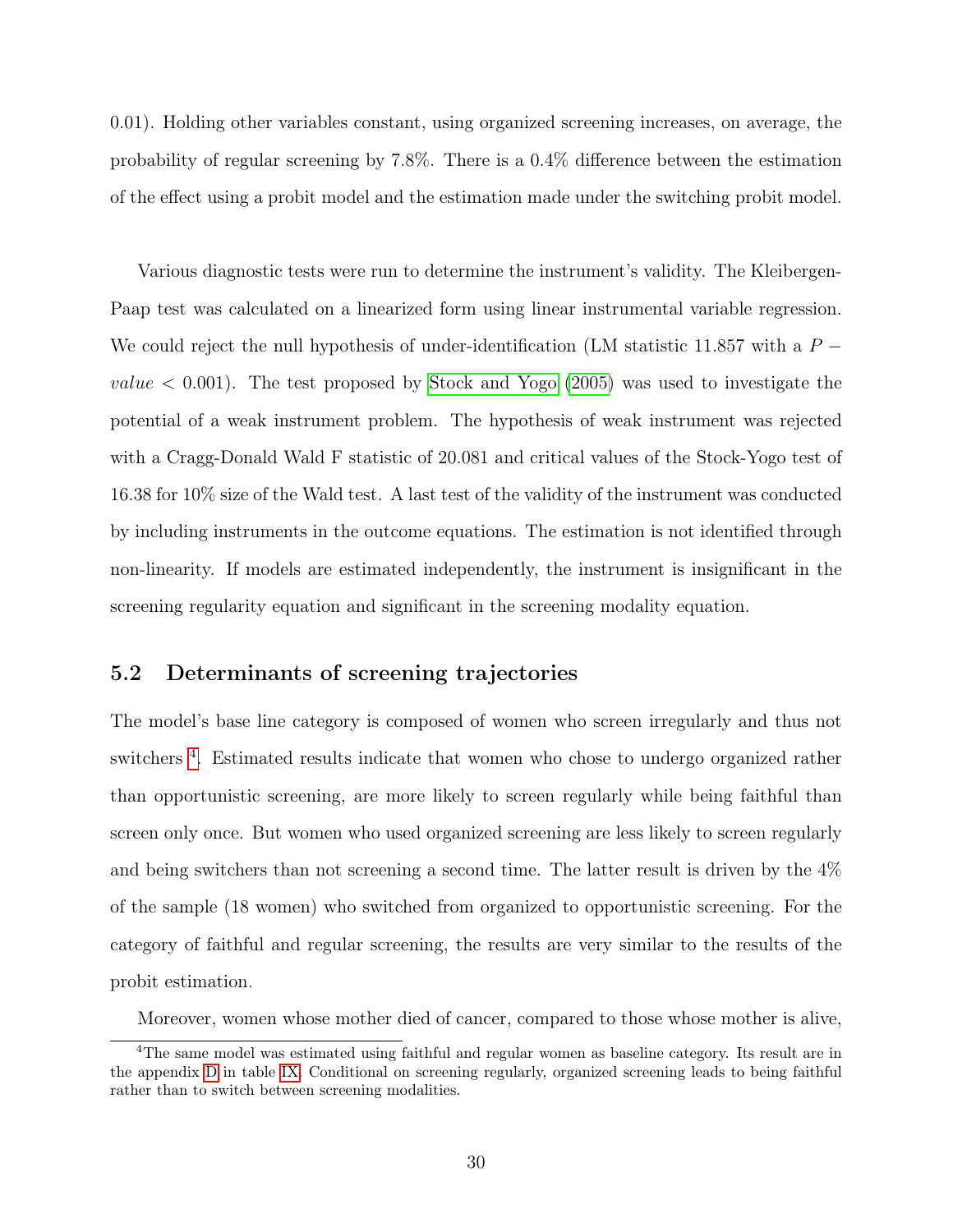0.01). Holding other variables constant, using organized screening increases, on average, the probability of regular screening by 7.8%. There is a 0.4% difference between the estimation of the effect using a probit model and the estimation made under the switching probit model.

Various diagnostic tests were run to determine the instrument's validity. The Kleibergen-Paap test was calculated on a linearized form using linear instrumental variable regression. We could reject the null hypothesis of under-identification (LM statistic 11.857 with a $P-value < 0.001$). The test proposed by Stock and Yogo (2005) was used to investigate the potential of a weak instrument problem. The hypothesis of weak instrument was rejected with a Cragg-Donald Wald F statistic of 20.081 and critical values of the Stock-Yogo test of 16.38 for 10% size of the Wald test. A last test of the validity of the instrument was conducted by including instruments in the outcome equations. The estimation is not identified through non-linearity. If models are estimated independently, the instrument is insignificant in the screening regularity equation and significant in the screening modality equation.

## 5.2 Determinants of screening trajectories

The model's base line category is composed of women who screen irregularly and thus not switchers [4]. Estimated results indicate that women who chose to undergo organized rather than opportunistic screening, are more likely to screen regularly while being faithful than screen only once. But women who used organized screening are less likely to screen regularly and being switchers than not screening a second time. The latter result is driven by the 4% of the sample (18 women) who switched from organized to opportunistic screening. For the category of faithful and regular screening, the results are very similar to the results of the probit estimation.

Moreover, women whose mother died of cancer, compared to those whose mother is alive,

[4] The same model was estimated using faithful and regular women as baseline category. Its result are in the appendix D in table IX. Conditional on screening regularly, organized screening leads to being faithful rather than to switch between screening modalities.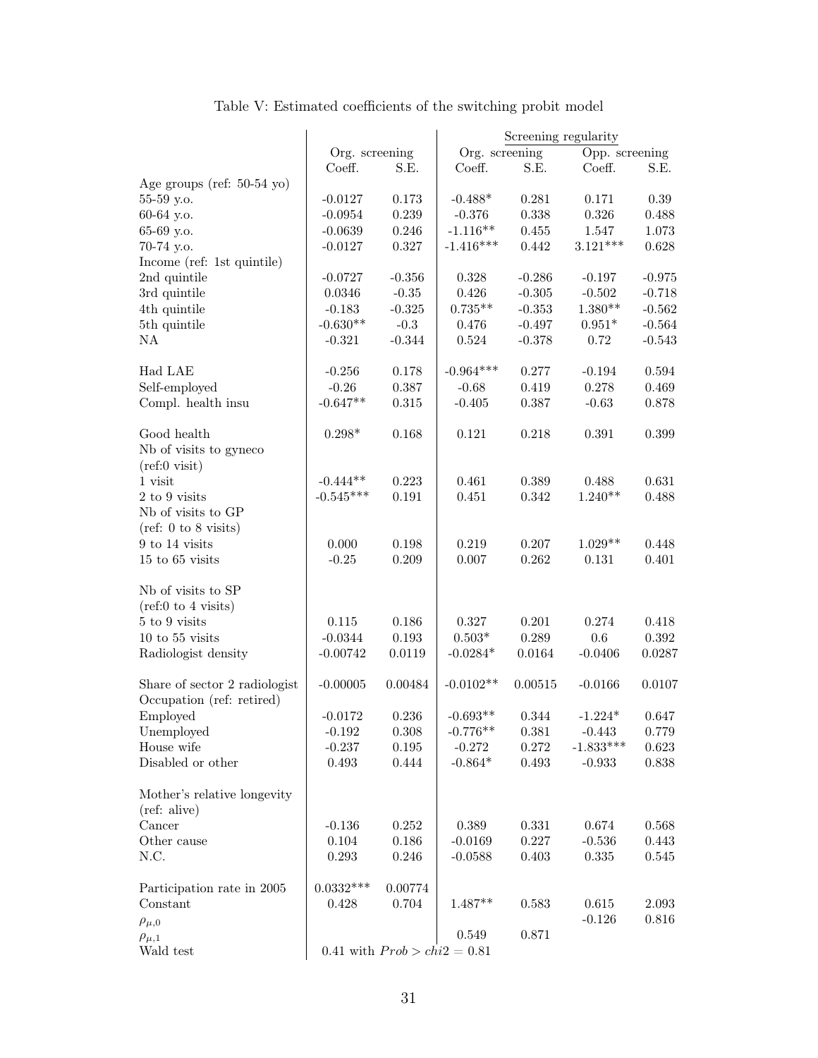Table V: Estimated coefficients of the switching probit model

| | Org. screening | | Screening regularity | | | |
|---|---|---|---|---|---|---|
| | | | Org. screening | | Opp. screening | |
| | Coeff. | S.E. | Coeff. | S.E. | Coeff. | S.E. |
| Age groups (ref: 50-54 yo) | | | | | | |
| 55-59 y.o. | -0.0127 | 0.173 | -0.488* | 0.281 | 0.171 | 0.39 |
| 60-64 y.o. | -0.0954 | 0.239 | -0.376 | 0.338 | 0.326 | 0.488 |
| 65-69 y.o. | -0.0639 | 0.246 | -1.116** | 0.455 | 1.547 | 1.073 |
| 70-74 y.o. | -0.0127 | 0.327 | -1.416*** | 0.442 | 3.121*** | 0.628 |
| Income (ref: 1st quintile) | | | | | | |
| 2nd quintile | -0.0727 | -0.356 | 0.328 | -0.286 | -0.197 | -0.975 |
| 3rd quintile | 0.0346 | -0.35 | 0.426 | -0.305 | -0.502 | -0.718 |
| 4th quintile | -0.183 | -0.325 | 0.735** | -0.353 | 1.380** | -0.562 |
| 5th quintile | -0.630** | -0.3 | 0.476 | -0.497 | 0.951* | -0.564 |
| NA | -0.321 | -0.344 | 0.524 | -0.378 | 0.72 | -0.543 |
| Had LAE | -0.256 | 0.178 | -0.964*** | 0.277 | -0.194 | 0.594 |
| Self-employed | -0.26 | 0.387 | -0.68 | 0.419 | 0.278 | 0.469 |
| Compl. health insu | -0.647** | 0.315 | -0.405 | 0.387 | -0.63 | 0.878 |
| Good health | 0.298* | 0.168 | 0.121 | 0.218 | 0.391 | 0.399 |
| Nb of visits to gyneco (ref:0 visit) | | | | | | |
| 1 visit | -0.444** | 0.223 | 0.461 | 0.389 | 0.488 | 0.631 |
| 2 to 9 visits | -0.545*** | 0.191 | 0.451 | 0.342 | 1.240** | 0.488 |
| Nb of visits to GP (ref: 0 to 8 visits) | | | | | | |
| 9 to 14 visits | 0.000 | 0.198 | 0.219 | 0.207 | 1.029** | 0.448 |
| 15 to 65 visits | -0.25 | 0.209 | 0.007 | 0.262 | 0.131 | 0.401 |
| Nb of visits to SP (ref:0 to 4 visits) | | | | | | |
| 5 to 9 visits | 0.115 | 0.186 | 0.327 | 0.201 | 0.274 | 0.418 |
| 10 to 55 visits | -0.0344 | 0.193 | 0.503* | 0.289 | 0.6 | 0.392 |
| Radiologist density | -0.00742 | 0.0119 | -0.0284* | 0.0164 | -0.0406 | 0.0287 |
| Share of sector 2 radiologist | -0.00005 | 0.00484 | -0.0102** | 0.00515 | -0.0166 | 0.0107 |
| Occupation (ref: retired) | | | | | | |
| Employed | -0.0172 | 0.236 | -0.693** | 0.344 | -1.224* | 0.647 |
| Unemployed | -0.192 | 0.308 | -0.776** | 0.381 | -0.443 | 0.779 |
| House wife | -0.237 | 0.195 | -0.272 | 0.272 | -1.833*** | 0.623 |
| Disabled or other | 0.493 | 0.444 | -0.864* | 0.493 | -0.933 | 0.838 |
| Mother's relative longevity (ref: alive) | | | | | | |
| Cancer | -0.136 | 0.252 | 0.389 | 0.331 | 0.674 | 0.568 |
| Other cause | 0.104 | 0.186 | -0.0169 | 0.227 | -0.536 | 0.443 |
| N.C. | 0.293 | 0.246 | -0.0588 | 0.403 | 0.335 | 0.545 |
| Participation rate in 2005 | 0.0332*** | 0.00774 | | | | |
| Constant | 0.428 | 0.704 | 1.487** | 0.583 | 0.615 | 2.093 |
| $\rho_{\mu,0}$ | | | | | -0.126 | 0.816 |
| $\rho_{\mu,1}$ | | | 0.549 | 0.871 | | |
| Wald test | 0.41 with $Prob > chi2 = 0.81$ | | | | | |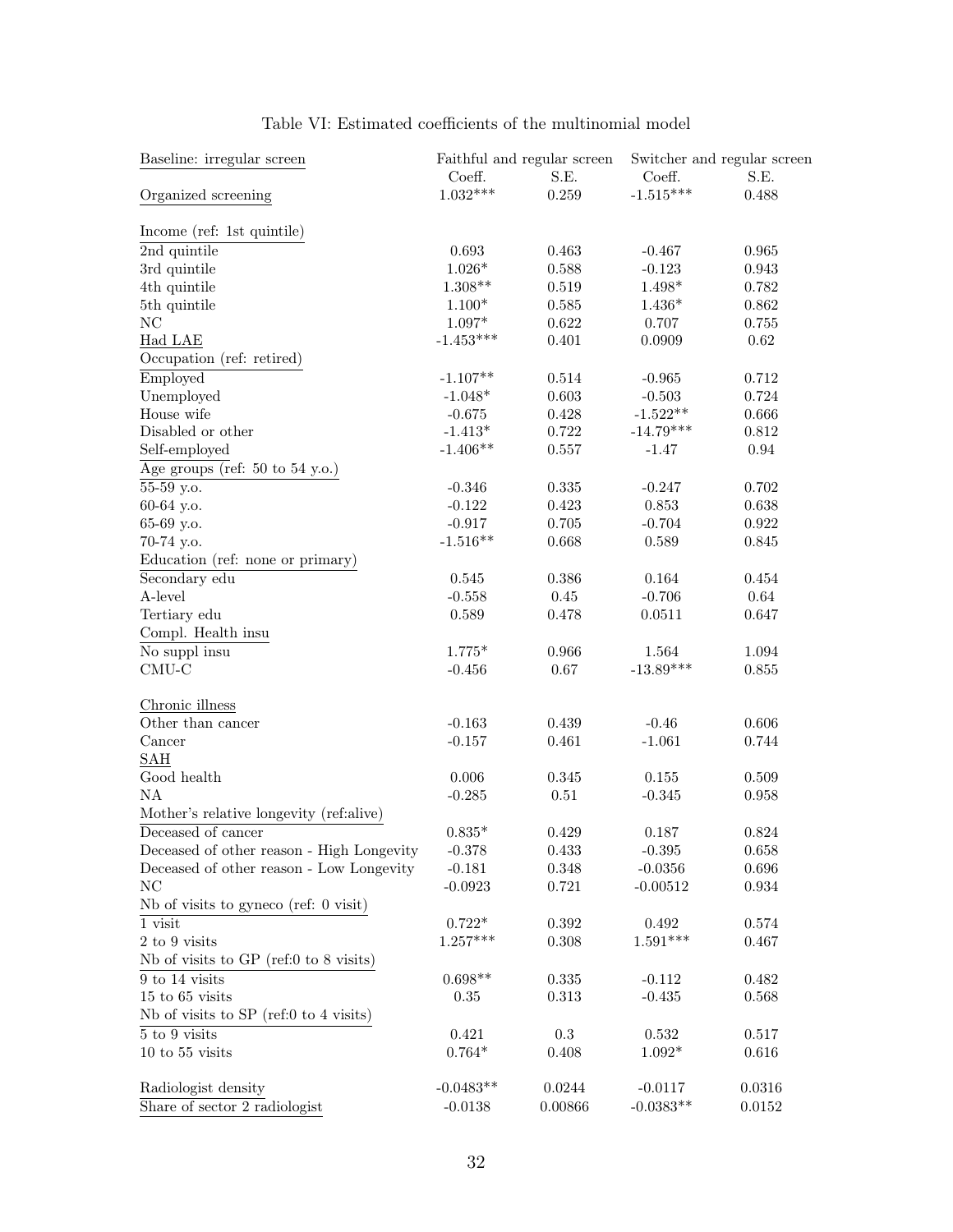Table VI: Estimated coefficients of the multinomial model

| Baseline: irregular screen | Faithful and regular screen | | Switcher and regular screen | |
|---|---|---|---|---|
| | Coeff. | S.E. | Coeff. | S.E. |
| Organized screening | 1.032*** | 0.259 | -1.515*** | 0.488 |
| Income (ref: 1st quintile) | | | | |
| 2nd quintile | 0.693 | 0.463 | -0.467 | 0.965 |
| 3rd quintile | 1.026* | 0.588 | -0.123 | 0.943 |
| 4th quintile | 1.308** | 0.519 | 1.498* | 0.782 |
| 5th quintile | 1.100* | 0.585 | 1.436* | 0.862 |
| NC | 1.097* | 0.622 | 0.707 | 0.755 |
| Had LAE | -1.453*** | 0.401 | 0.0909 | 0.62 |
| Occupation (ref: retired) | | | | |
| Employed | -1.107** | 0.514 | -0.965 | 0.712 |
| Unemployed | -1.048* | 0.603 | -0.503 | 0.724 |
| House wife | -0.675 | 0.428 | -1.522** | 0.666 |
| Disabled or other | -1.413* | 0.722 | -14.79*** | 0.812 |
| Self-employed | -1.406** | 0.557 | -1.47 | 0.94 |
| Age groups (ref: 50 to 54 y.o.) | | | | |
| 55-59 y.o. | -0.346 | 0.335 | -0.247 | 0.702 |
| 60-64 y.o. | -0.122 | 0.423 | 0.853 | 0.638 |
| 65-69 y.o. | -0.917 | 0.705 | -0.704 | 0.922 |
| 70-74 y.o. | -1.516** | 0.668 | 0.589 | 0.845 |
| Education (ref: none or primary) | | | | |
| Secondary edu | 0.545 | 0.386 | 0.164 | 0.454 |
| A-level | -0.558 | 0.45 | -0.706 | 0.64 |
| Tertiary edu | 0.589 | 0.478 | 0.0511 | 0.647 |
| Compl. Health insu | | | | |
| No suppl insu | 1.775* | 0.966 | 1.564 | 1.094 |
| CMU-C | -0.456 | 0.67 | -13.89*** | 0.855 |
| Chronic illness | | | | |
| Other than cancer | -0.163 | 0.439 | -0.46 | 0.606 |
| Cancer | -0.157 | 0.461 | -1.061 | 0.744 |
| SAH | | | | |
| Good health | 0.006 | 0.345 | 0.155 | 0.509 |
| NA | -0.285 | 0.51 | -0.345 | 0.958 |
| Mother's relative longevity (ref:alive) | | | | |
| Deceased of cancer | 0.835* | 0.429 | 0.187 | 0.824 |
| Deceased of other reason - High Longevity | -0.378 | 0.433 | -0.395 | 0.658 |
| Deceased of other reason - Low Longevity | -0.181 | 0.348 | -0.0356 | 0.696 |
| NC | -0.0923 | 0.721 | -0.00512 | 0.934 |
| Nb of visits to gyneco (ref: 0 visit) | | | | |
| 1 visit | 0.722* | 0.392 | 0.492 | 0.574 |
| 2 to 9 visits | 1.257*** | 0.308 | 1.591*** | 0.467 |
| Nb of visits to GP (ref:0 to 8 visits) | | | | |
| 9 to 14 visits | 0.698** | 0.335 | -0.112 | 0.482 |
| 15 to 65 visits | 0.35 | 0.313 | -0.435 | 0.568 |
| Nb of visits to SP (ref:0 to 4 visits) | | | | |
| 5 to 9 visits | 0.421 | 0.3 | 0.532 | 0.517 |
| 10 to 55 visits | 0.764* | 0.408 | 1.092* | 0.616 |
| Radiologist density | -0.0483** | 0.0244 | -0.0117 | 0.0316 |
| Share of sector 2 radiologist | -0.0138 | 0.00866 | -0.0383** | 0.0152 |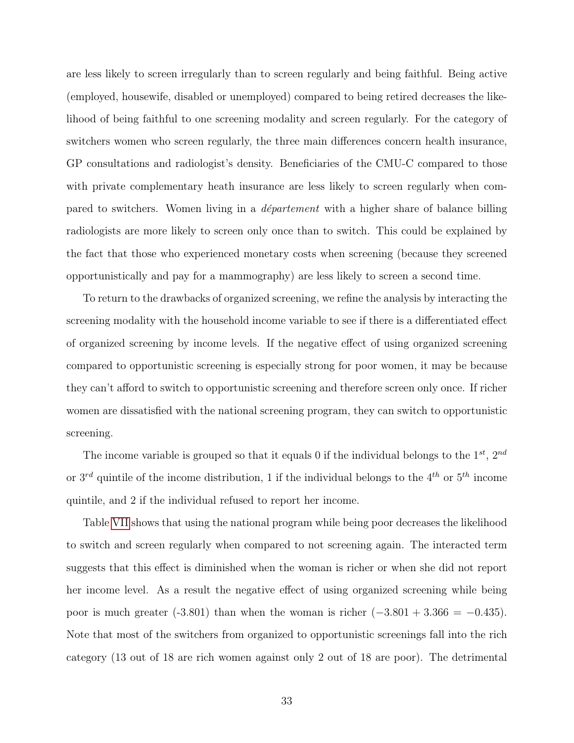are less likely to screen irregularly than to screen regularly and being faithful. Being active (employed, housewife, disabled or unemployed) compared to being retired decreases the likelihood of being faithful to one screening modality and screen regularly. For the category of switchers women who screen regularly, the three main differences concern health insurance, GP consultations and radiologist's density. Beneficiaries of the CMU-C compared to those with private complementary heath insurance are less likely to screen regularly when compared to switchers. Women living in a *département* with a higher share of balance billing radiologists are more likely to screen only once than to switch. This could be explained by the fact that those who experienced monetary costs when screening (because they screened opportunistically and pay for a mammography) are less likely to screen a second time.

To return to the drawbacks of organized screening, we refine the analysis by interacting the screening modality with the household income variable to see if there is a differentiated effect of organized screening by income levels. If the negative effect of using organized screening compared to opportunistic screening is especially strong for poor women, it may be because they can't afford to switch to opportunistic screening and therefore screen only once. If richer women are dissatisfied with the national screening program, they can switch to opportunistic screening.

The income variable is grouped so that it equals 0 if the individual belongs to the $1^{st}$, $2^{nd}$ or $3^{rd}$ quintile of the income distribution, 1 if the individual belongs to the $4^{th}$ or $5^{th}$ income quintile, and 2 if the individual refused to report her income.

Table VII shows that using the national program while being poor decreases the likelihood to switch and screen regularly when compared to not screening again. The interacted term suggests that this effect is diminished when the woman is richer or when she did not report her income level. As a result the negative effect of using organized screening while being poor is much greater (-3.801) than when the woman is richer ($-3.801 + 3.366 = -0.435$). Note that most of the switchers from organized to opportunistic screenings fall into the rich category (13 out of 18 are rich women against only 2 out of 18 are poor). The detrimental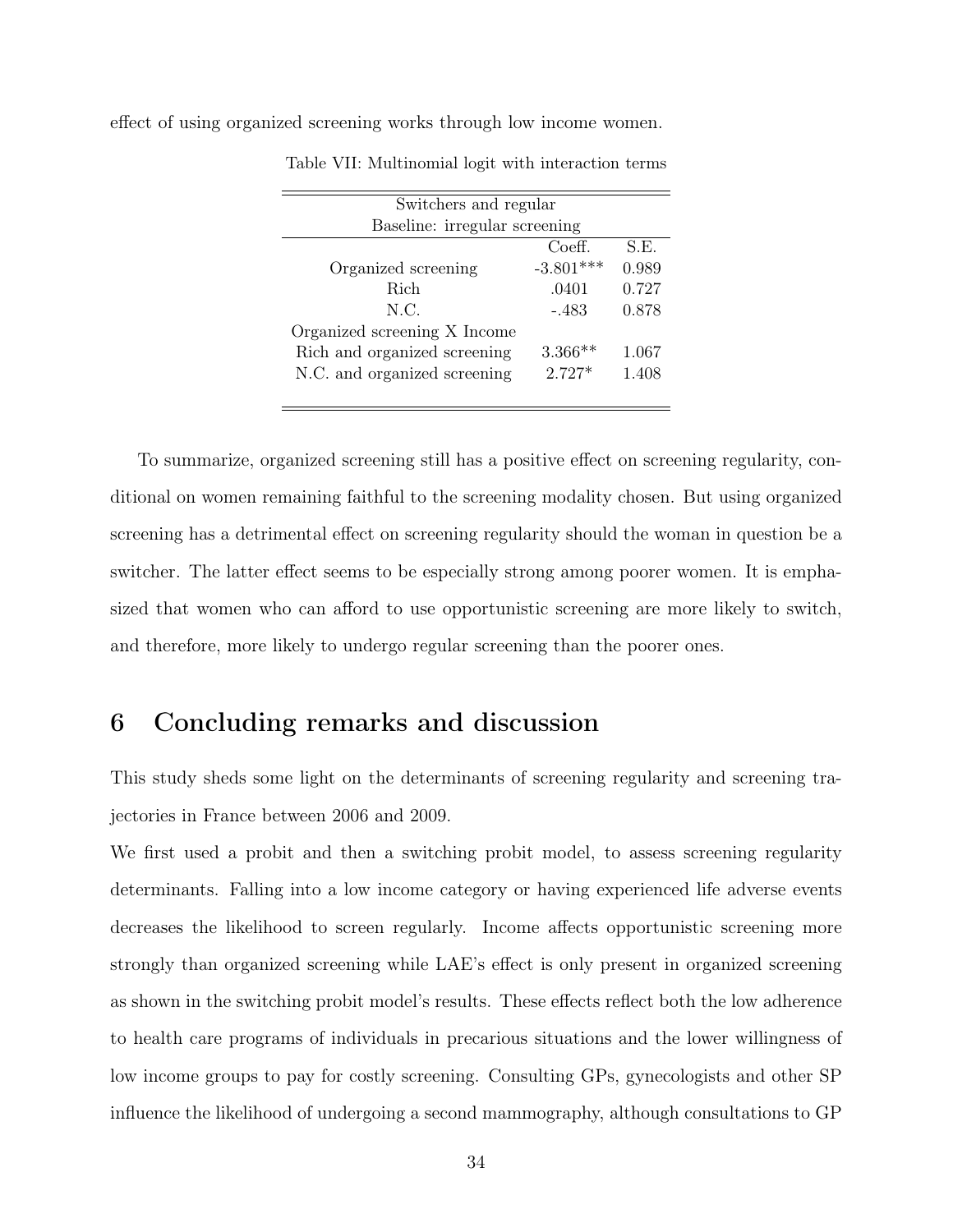effect of using organized screening works through low income women.

Table VII: Multinomial logit with interaction terms

| Switchers and regular | | |
|---|---|---|
| Baseline: irregular screening | | |
| | Coeff. | S.E. |
| Organized screening | -3.801*** | 0.989 |
| Rich | .0401 | 0.727 |
| N.C. | -.483 | 0.878 |
| Organized screening X Income | | |
| Rich and organized screening | 3.366** | 1.067 |
| N.C. and organized screening | 2.727* | 1.408 |

To summarize, organized screening still has a positive effect on screening regularity, conditional on women remaining faithful to the screening modality chosen. But using organized screening has a detrimental effect on screening regularity should the woman in question be a switcher. The latter effect seems to be especially strong among poorer women. It is emphasized that women who can afford to use opportunistic screening are more likely to switch, and therefore, more likely to undergo regular screening than the poorer ones.

# 6 Concluding remarks and discussion

This study sheds some light on the determinants of screening regularity and screening trajectories in France between 2006 and 2009.

We first used a probit and then a switching probit model, to assess screening regularity determinants. Falling into a low income category or having experienced life adverse events decreases the likelihood to screen regularly. Income affects opportunistic screening more strongly than organized screening while LAE's effect is only present in organized screening as shown in the switching probit model's results. These effects reflect both the low adherence to health care programs of individuals in precarious situations and the lower willingness of low income groups to pay for costly screening. Consulting GPs, gynecologists and other SP influence the likelihood of undergoing a second mammography, although consultations to GP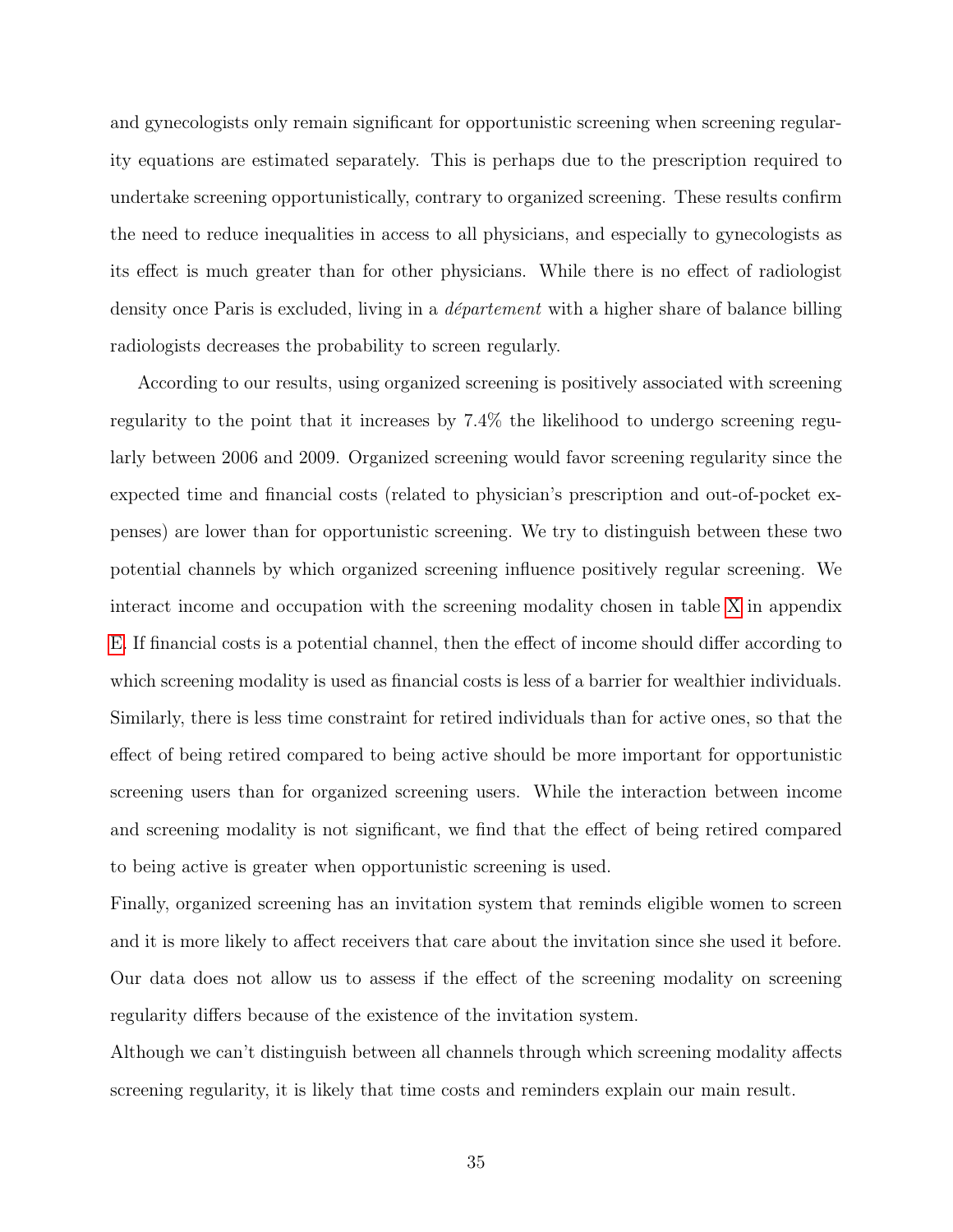and gynecologists only remain significant for opportunistic screening when screening regularity equations are estimated separately. This is perhaps due to the prescription required to undertake screening opportunistically, contrary to organized screening. These results confirm the need to reduce inequalities in access to all physicians, and especially to gynecologists as its effect is much greater than for other physicians. While there is no effect of radiologist density once Paris is excluded, living in a *département* with a higher share of balance billing radiologists decreases the probability to screen regularly.

According to our results, using organized screening is positively associated with screening regularity to the point that it increases by 7.4% the likelihood to undergo screening regularly between 2006 and 2009. Organized screening would favor screening regularity since the expected time and financial costs (related to physician's prescription and out-of-pocket expenses) are lower than for opportunistic screening. We try to distinguish between these two potential channels by which organized screening influence positively regular screening. We interact income and occupation with the screening modality chosen in table X in appendix E. If financial costs is a potential channel, then the effect of income should differ according to which screening modality is used as financial costs is less of a barrier for wealthier individuals. Similarly, there is less time constraint for retired individuals than for active ones, so that the effect of being retired compared to being active should be more important for opportunistic screening users than for organized screening users. While the interaction between income and screening modality is not significant, we find that the effect of being retired compared to being active is greater when opportunistic screening is used.

Finally, organized screening has an invitation system that reminds eligible women to screen and it is more likely to affect receivers that care about the invitation since she used it before. Our data does not allow us to assess if the effect of the screening modality on screening regularity differs because of the existence of the invitation system.

Although we can't distinguish between all channels through which screening modality affects screening regularity, it is likely that time costs and reminders explain our main result.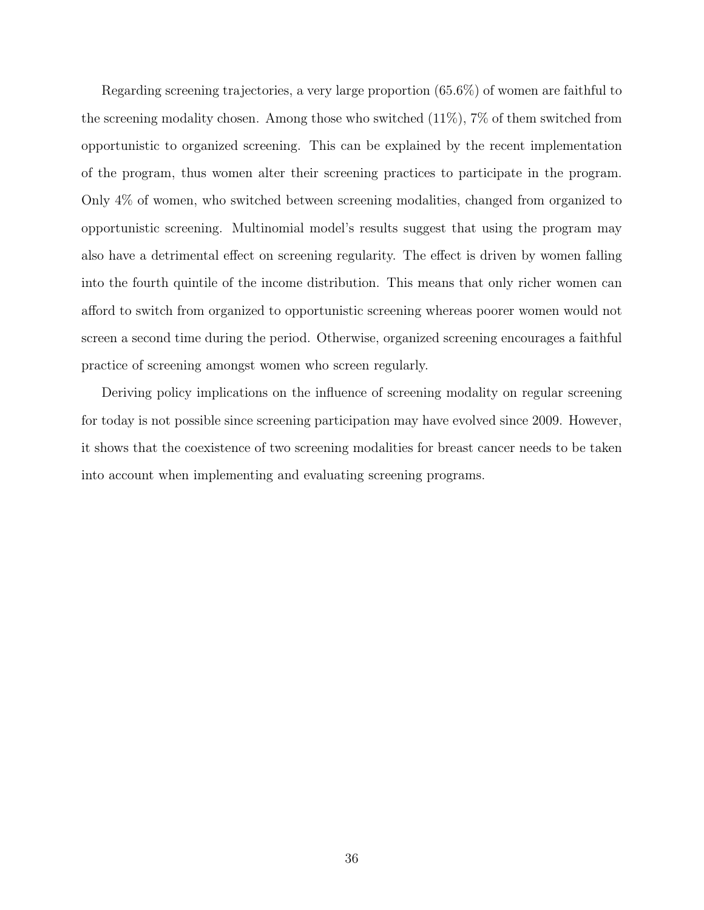Regarding screening trajectories, a very large proportion (65.6%) of women are faithful to the screening modality chosen. Among those who switched (11%), 7% of them switched from opportunistic to organized screening. This can be explained by the recent implementation of the program, thus women alter their screening practices to participate in the program. Only 4% of women, who switched between screening modalities, changed from organized to opportunistic screening. Multinomial model's results suggest that using the program may also have a detrimental effect on screening regularity. The effect is driven by women falling into the fourth quintile of the income distribution. This means that only richer women can afford to switch from organized to opportunistic screening whereas poorer women would not screen a second time during the period. Otherwise, organized screening encourages a faithful practice of screening amongst women who screen regularly.

Deriving policy implications on the influence of screening modality on regular screening for today is not possible since screening participation may have evolved since 2009. However, it shows that the coexistence of two screening modalities for breast cancer needs to be taken into account when implementing and evaluating screening programs.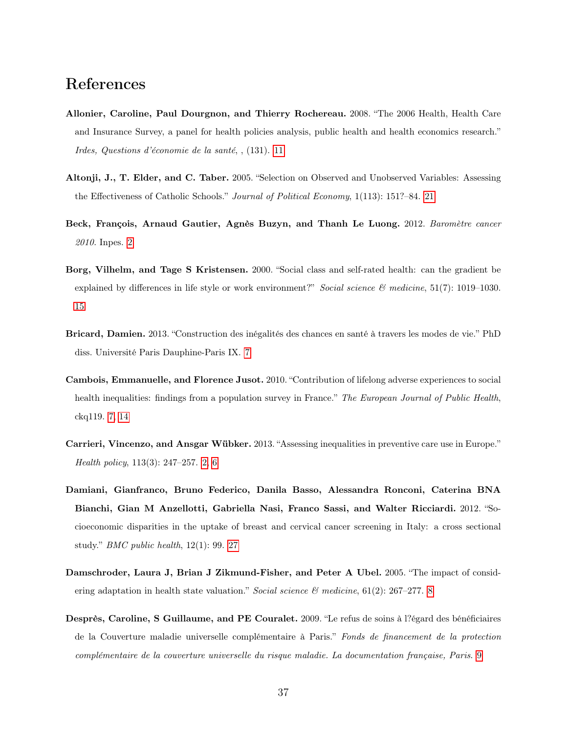# References

**Allonier, Caroline, Paul Dourgnon, and Thierry Rochereau.** 2008. "The 2006 Health, Health Care and Insurance Survey, a panel for health policies analysis, public health and health economics research." *Irdes, Questions d'économie de la santé*, , (131). 11

**Altonji, J., T. Elder, and C. Taber.** 2005. "Selection on Observed and Unobserved Variables: Assessing the Effectiveness of Catholic Schools." *Journal of Political Economy*, 1(113): 151?–84. 21

**Beck, François, Arnaud Gautier, Agnès Buzyn, and Thanh Le Luong.** 2012. *Baromètre cancer 2010*. Inpes. 2

**Borg, Vilhelm, and Tage S Kristensen.** 2000. "Social class and self-rated health: can the gradient be explained by differences in life style or work environment?" *Social science & medicine*, 51(7): 1019–1030. 15

**Bricard, Damien.** 2013. "Construction des inégalités des chances en santé à travers les modes de vie." PhD diss. Université Paris Dauphine-Paris IX. 7

**Cambois, Emmanuelle, and Florence Jusot.** 2010. "Contribution of lifelong adverse experiences to social health inequalities: findings from a population survey in France." *The European Journal of Public Health*, ckq119. 7, 14

**Carrieri, Vincenzo, and Ansgar Wübker.** 2013. "Assessing inequalities in preventive care use in Europe." *Health policy*, 113(3): 247–257. 2, 6

**Damiani, Gianfranco, Bruno Federico, Danila Basso, Alessandra Ronconi, Caterina BNA Bianchi, Gian M Anzellotti, Gabriella Nasi, Franco Sassi, and Walter Ricciardi.** 2012. "Socioeconomic disparities in the uptake of breast and cervical cancer screening in Italy: a cross sectional study." *BMC public health*, 12(1): 99. 27

**Damschroder, Laura J, Brian J Zikmund-Fisher, and Peter A Ubel.** 2005. "The impact of considering adaptation in health state valuation." *Social science & medicine*, 61(2): 267–277. 8

**Desprès, Caroline, S Guillaume, and PE Couralet.** 2009. "Le refus de soins à l?égard des bénéficiaires de la Couverture maladie universelle complémentaire à Paris." *Fonds de financement de la protection complémentaire de la couverture universelle du risque maladie. La documentation française, Paris.* 9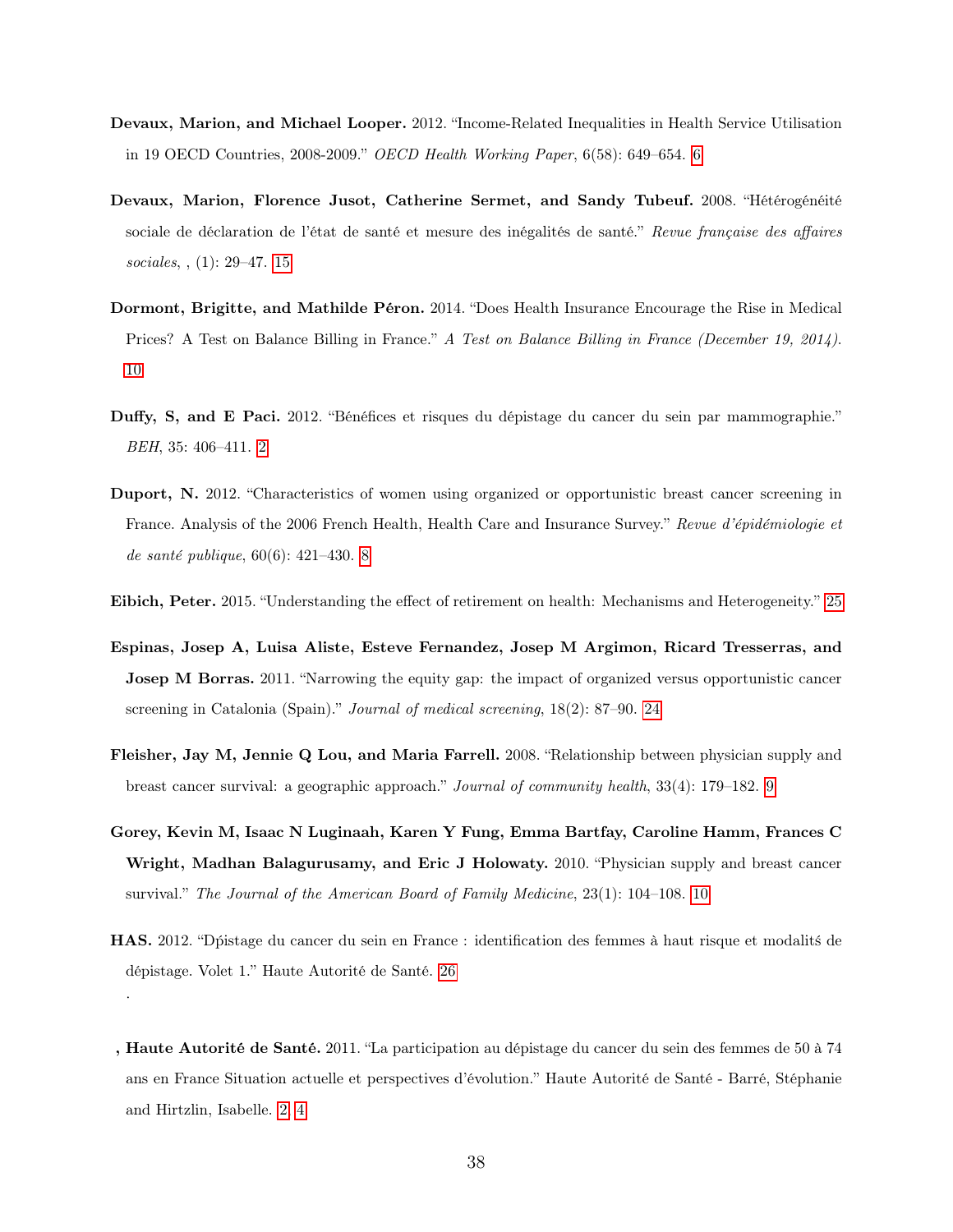**Devaux, Marion, and Michael Looper.** 2012. "Income-Related Inequalities in Health Service Utilisation in 19 OECD Countries, 2008-2009." *OECD Health Working Paper*, 6(58): 649–654. 6

**Devaux, Marion, Florence Jusot, Catherine Sermet, and Sandy Tubeuf.** 2008. "Hétérogénéité sociale de déclaration de l'état de santé et mesure des inégalités de santé." *Revue française des affaires sociales*, , (1): 29–47. 15

**Dormont, Brigitte, and Mathilde Péron.** 2014. "Does Health Insurance Encourage the Rise in Medical Prices? A Test on Balance Billing in France." *A Test on Balance Billing in France (December 19, 2014)*. 10

**Duffy, S, and E Paci.** 2012. "Bénéfices et risques du dépistage du cancer du sein par mammographie." *BEH*, 35: 406–411. 2

**Duport, N.** 2012. "Characteristics of women using organized or opportunistic breast cancer screening in France. Analysis of the 2006 French Health, Health Care and Insurance Survey." *Revue d'épidémiologie et de santé publique*, 60(6): 421–430. 8

**Eibich, Peter.** 2015. "Understanding the effect of retirement on health: Mechanisms and Heterogeneity." 25

**Espinas, Josep A, Luisa Aliste, Esteve Fernandez, Josep M Argimon, Ricard Tresserras, and Josep M Borras.** 2011. "Narrowing the equity gap: the impact of organized versus opportunistic cancer screening in Catalonia (Spain)." *Journal of medical screening*, 18(2): 87–90. 24

**Fleisher, Jay M, Jennie Q Lou, and Maria Farrell.** 2008. "Relationship between physician supply and breast cancer survival: a geographic approach." *Journal of community health*, 33(4): 179–182. 9

**Gorey, Kevin M, Isaac N Luginaah, Karen Y Fung, Emma Bartfay, Caroline Hamm, Frances C Wright, Madhan Balagurusamy, and Eric J Holowaty.** 2010. "Physician supply and breast cancer survival." *The Journal of the American Board of Family Medicine*, 23(1): 104–108. 10

**HAS.** 2012. "Dṕistage du cancer du sein en France : identification des femmes à haut risque et modalitś de dépistage. Volet 1." Haute Autorité de Santé. 26

.

**, Haute Autorité de Santé.** 2011. "La participation au dépistage du cancer du sein des femmes de 50 à 74 ans en France Situation actuelle et perspectives d'évolution." Haute Autorité de Santé - Barré, Stéphanie and Hirtzlin, Isabelle. 2, 4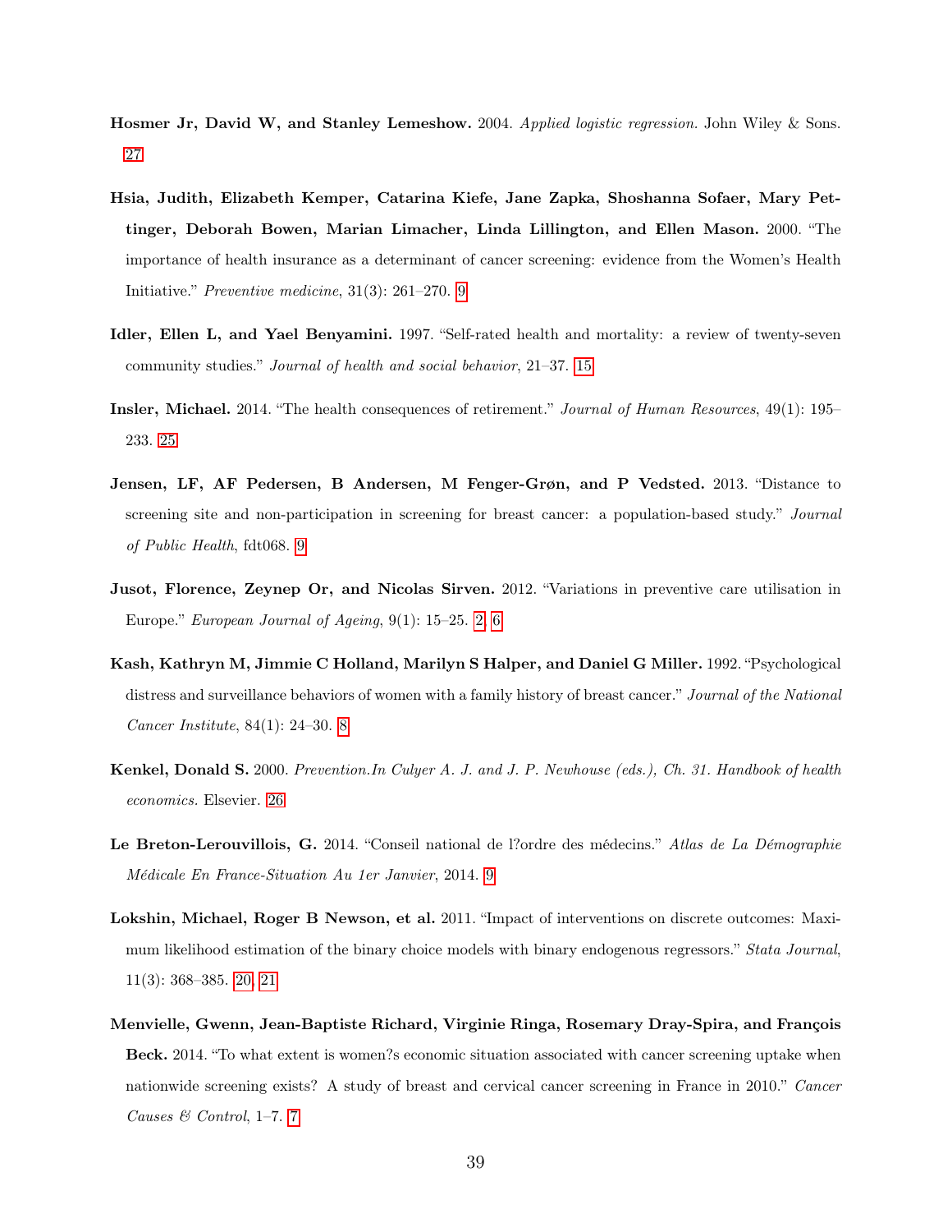**Hosmer Jr, David W, and Stanley Lemeshow.** 2004. *Applied logistic regression.* John Wiley & Sons. 27

**Hsia, Judith, Elizabeth Kemper, Catarina Kiefe, Jane Zapka, Shoshanna Sofaer, Mary Pettinger, Deborah Bowen, Marian Limacher, Linda Lillington, and Ellen Mason.** 2000. "The importance of health insurance as a determinant of cancer screening: evidence from the Women's Health Initiative." *Preventive medicine*, 31(3): 261–270. 9

**Idler, Ellen L, and Yael Benyamini.** 1997. "Self-rated health and mortality: a review of twenty-seven community studies." *Journal of health and social behavior*, 21–37. 15

**Insler, Michael.** 2014. "The health consequences of retirement." *Journal of Human Resources*, 49(1): 195–233. 25

**Jensen, LF, AF Pedersen, B Andersen, M Fenger-Grøn, and P Vedsted.** 2013. "Distance to screening site and non-participation in screening for breast cancer: a population-based study." *Journal of Public Health*, fdt068. 9

**Jusot, Florence, Zeynep Or, and Nicolas Sirven.** 2012. "Variations in preventive care utilisation in Europe." *European Journal of Ageing*, 9(1): 15–25. 2, 6

**Kash, Kathryn M, Jimmie C Holland, Marilyn S Halper, and Daniel G Miller.** 1992. "Psychological distress and surveillance behaviors of women with a family history of breast cancer." *Journal of the National Cancer Institute*, 84(1): 24–30. 8

**Kenkel, Donald S.** 2000. *Prevention.In Culyer A. J. and J. P. Newhouse (eds.), Ch. 31. Handbook of health economics.* Elsevier. 26

**Le Breton-Lerouvillois, G.** 2014. "Conseil national de l?ordre des médecins." *Atlas de La Démographie Médicale En France-Situation Au 1er Janvier*, 2014. 9

**Lokshin, Michael, Roger B Newson, et al.** 2011. "Impact of interventions on discrete outcomes: Maximum likelihood estimation of the binary choice models with binary endogenous regressors." *Stata Journal*, 11(3): 368–385. 20, 21

**Menvielle, Gwenn, Jean-Baptiste Richard, Virginie Ringa, Rosemary Dray-Spira, and François Beck.** 2014. "To what extent is women?s economic situation associated with cancer screening uptake when nationwide screening exists? A study of breast and cervical cancer screening in France in 2010." *Cancer Causes & Control*, 1–7. 7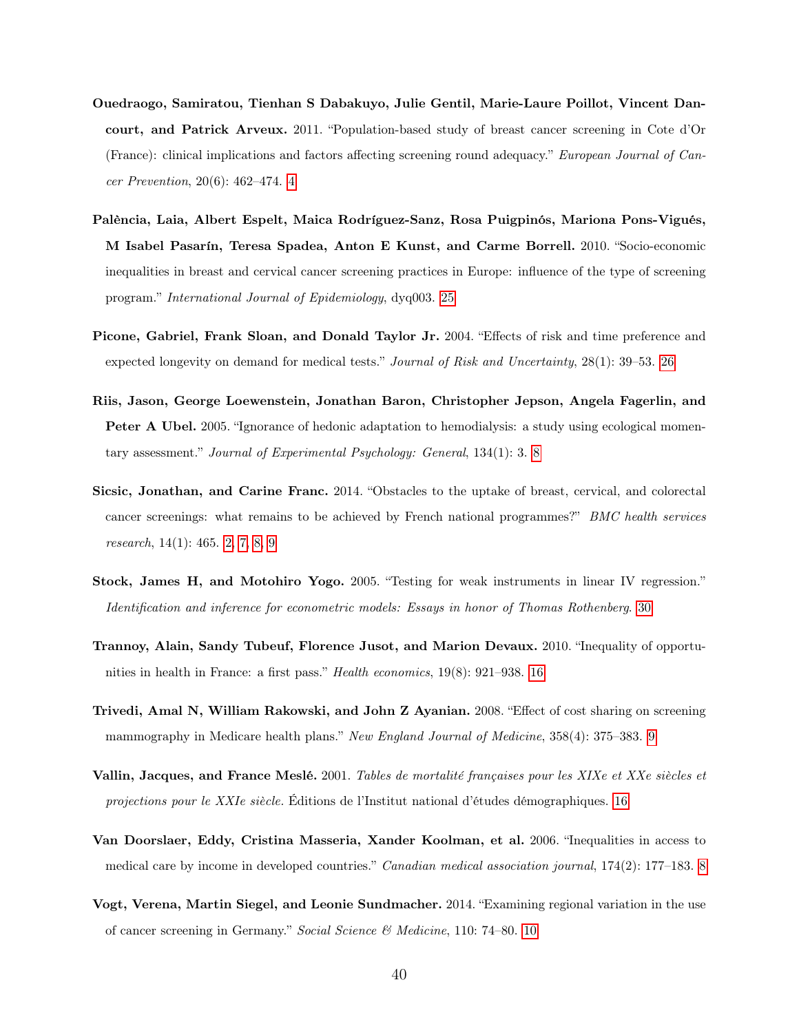**Ouedraogo, Samiratou, Tienhan S Dabakuyo, Julie Gentil, Marie-Laure Poillot, Vincent Dancourt, and Patrick Arveux.** 2011. "Population-based study of breast cancer screening in Cote d'Or (France): clinical implications and factors affecting screening round adequacy." *European Journal of Cancer Prevention*, 20(6): 462–474. 4

**Palència, Laia, Albert Espelt, Maica Rodríguez-Sanz, Rosa Puigpinós, Mariona Pons-Vigués, M Isabel Pasarín, Teresa Spadea, Anton E Kunst, and Carme Borrell.** 2010. "Socio-economic inequalities in breast and cervical cancer screening practices in Europe: influence of the type of screening program." *International Journal of Epidemiology*, dyq003. 25

**Picone, Gabriel, Frank Sloan, and Donald Taylor Jr.** 2004. "Effects of risk and time preference and expected longevity on demand for medical tests." *Journal of Risk and Uncertainty*, 28(1): 39–53. 26

**Riis, Jason, George Loewenstein, Jonathan Baron, Christopher Jepson, Angela Fagerlin, and Peter A Ubel.** 2005. "Ignorance of hedonic adaptation to hemodialysis: a study using ecological momentary assessment." *Journal of Experimental Psychology: General*, 134(1): 3. 8

**Sicsic, Jonathan, and Carine Franc.** 2014. "Obstacles to the uptake of breast, cervical, and colorectal cancer screenings: what remains to be achieved by French national programmes?" *BMC health services research*, 14(1): 465. 2, 7, 8, 9

**Stock, James H, and Motohiro Yogo.** 2005. "Testing for weak instruments in linear IV regression." *Identification and inference for econometric models: Essays in honor of Thomas Rothenberg*. 30

**Trannoy, Alain, Sandy Tubeuf, Florence Jusot, and Marion Devaux.** 2010. "Inequality of opportunities in health in France: a first pass." *Health economics*, 19(8): 921–938. 16

**Trivedi, Amal N, William Rakowski, and John Z Ayanian.** 2008. "Effect of cost sharing on screening mammography in Medicare health plans." *New England Journal of Medicine*, 358(4): 375–383. 9

**Vallin, Jacques, and France Meslé.** 2001. *Tables de mortalité françaises pour les XIXe et XXe siècles et projections pour le XXIe siècle.* Éditions de l'Institut national d'études démographiques. 16

**Van Doorslaer, Eddy, Cristina Masseria, Xander Koolman, et al.** 2006. "Inequalities in access to medical care by income in developed countries." *Canadian medical association journal*, 174(2): 177–183. 8

**Vogt, Verena, Martin Siegel, and Leonie Sundmacher.** 2014. "Examining regional variation in the use of cancer screening in Germany." *Social Science & Medicine*, 110: 74–80. 10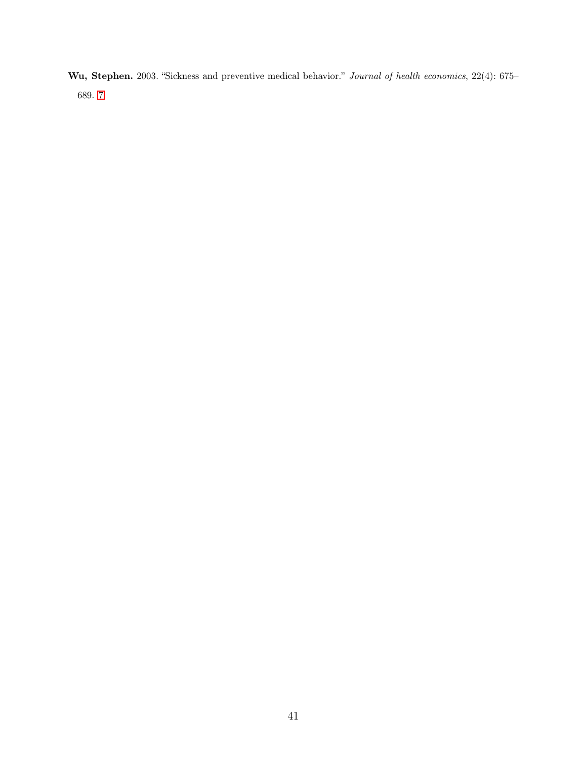**Wu, Stephen.** 2003. "Sickness and preventive medical behavior." *Journal of health economics*, 22(4): 675–689. 7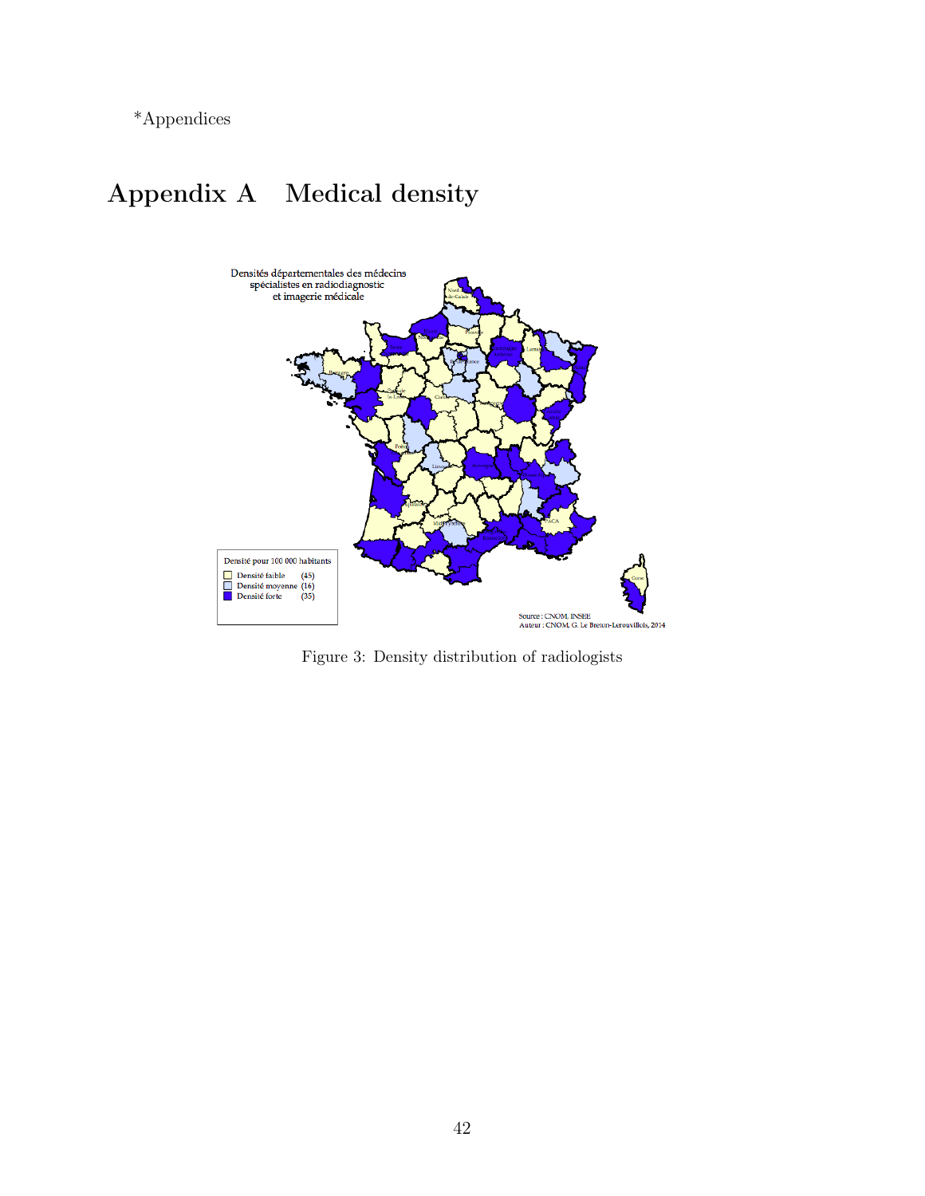*Appendices

# Appendix A Medical density

Figure 3: Density distribution of radiologists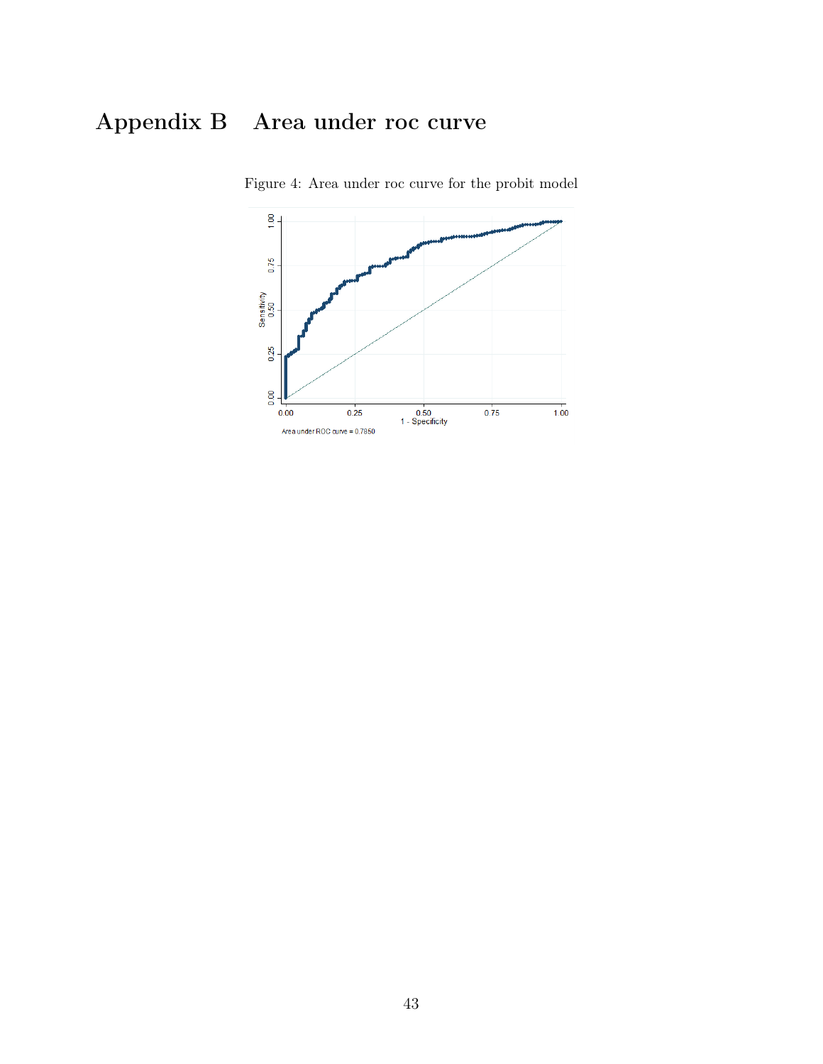# Appendix B Area under roc curve

Figure 4: Area under roc curve for the probit model

Area under ROC curve = 0.7850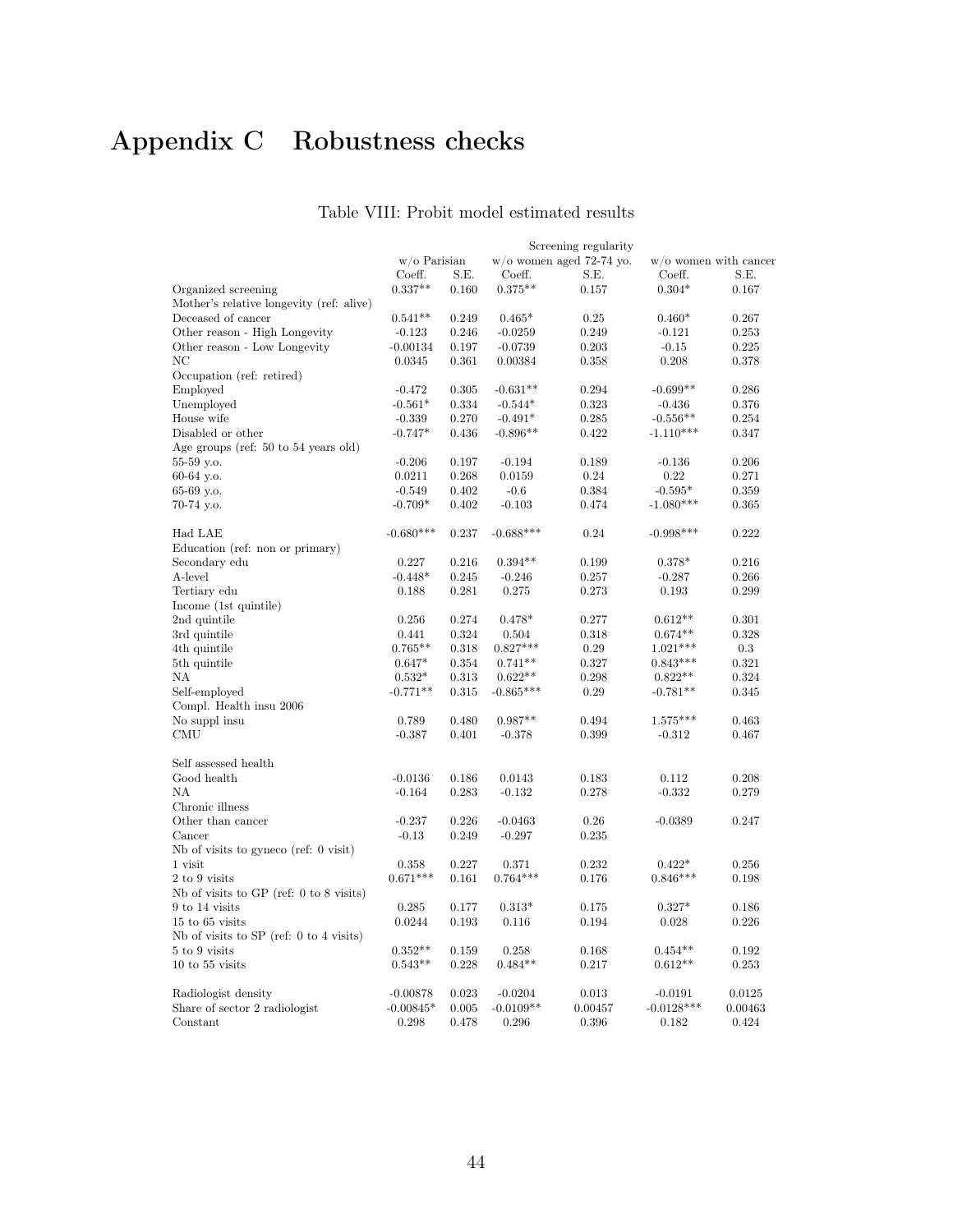# Appendix C Robustness checks

Table VIII: Probit model estimated results

| | Screening regularity | | | | | |
|---|---|---|---|---|---|---|
| | w/o Parisian | | w/o women aged 72-74 yo. | | w/o women with cancer | |
| | Coeff. | S.E. | Coeff. | S.E. | Coeff. | S.E. |
| Organized screening | 0.337** | 0.160 | 0.375** | 0.157 | 0.304* | 0.167 |
| Mother's relative longevity (ref: alive) | | | | | | |
| Deceased of cancer | 0.541** | 0.249 | 0.465* | 0.25 | 0.460* | 0.267 |
| Other reason - High Longevity | -0.123 | 0.246 | -0.0259 | 0.249 | -0.121 | 0.253 |
| Other reason - Low Longevity | -0.00134 | 0.197 | -0.0739 | 0.203 | -0.15 | 0.225 |
| NC | 0.0345 | 0.361 | 0.00384 | 0.358 | 0.208 | 0.378 |
| Occupation (ref: retired) | | | | | | |
| Employed | -0.472 | 0.305 | -0.631** | 0.294 | -0.699** | 0.286 |
| Unemployed | -0.561* | 0.334 | -0.544* | 0.323 | -0.436 | 0.376 |
| House wife | -0.339 | 0.270 | -0.491* | 0.285 | -0.556** | 0.254 |
| Disabled or other | -0.747* | 0.436 | -0.896** | 0.422 | -1.110*** | 0.347 |
| Age groups (ref: 50 to 54 years old) | | | | | | |
| 55-59 y.o. | -0.206 | 0.197 | -0.194 | 0.189 | -0.136 | 0.206 |
| 60-64 y.o. | 0.0211 | 0.268 | 0.0159 | 0.24 | 0.22 | 0.271 |
| 65-69 y.o. | -0.549 | 0.402 | -0.6 | 0.384 | -0.595* | 0.359 |
| 70-74 y.o. | -0.709* | 0.402 | -0.103 | 0.474 | -1.080*** | 0.365 |
| Had LAE | -0.680*** | 0.237 | -0.688*** | 0.24 | -0.998*** | 0.222 |
| Education (ref: non or primary) | | | | | | |
| Secondary edu | 0.227 | 0.216 | 0.394** | 0.199 | 0.378* | 0.216 |
| A-level | -0.448* | 0.245 | -0.246 | 0.257 | -0.287 | 0.266 |
| Tertiary edu | 0.188 | 0.281 | 0.275 | 0.273 | 0.193 | 0.299 |
| Income (1st quintile) | | | | | | |
| 2nd quintile | 0.256 | 0.274 | 0.478* | 0.277 | 0.612** | 0.301 |
| 3rd quintile | 0.441 | 0.324 | 0.504 | 0.318 | 0.674** | 0.328 |
| 4th quintile | 0.765** | 0.318 | 0.827*** | 0.29 | 1.021*** | 0.3 |
| 5th quintile | 0.647* | 0.354 | 0.741** | 0.327 | 0.843*** | 0.321 |
| NA | 0.532* | 0.313 | 0.622** | 0.298 | 0.822** | 0.324 |
| Self-employed | -0.771** | 0.315 | -0.865*** | 0.29 | -0.781** | 0.345 |
| Compl. Health insu 2006 | | | | | | |
| No suppl insu | 0.789 | 0.480 | 0.987** | 0.494 | 1.575*** | 0.463 |
| CMU | -0.387 | 0.401 | -0.378 | 0.399 | -0.312 | 0.467 |
| Self assessed health | | | | | | |
| Good health | -0.0136 | 0.186 | 0.0143 | 0.183 | 0.112 | 0.208 |
| NA | -0.164 | 0.283 | -0.132 | 0.278 | -0.332 | 0.279 |
| Chronic illness | | | | | | |
| Other than cancer | -0.237 | 0.226 | -0.0463 | 0.26 | -0.0389 | 0.247 |
| Cancer | -0.13 | 0.249 | -0.297 | 0.235 | | |
| Nb of visits to gyneco (ref: 0 visit) | | | | | | |
| 1 visit | 0.358 | 0.227 | 0.371 | 0.232 | 0.422* | 0.256 |
| 2 to 9 visits | 0.671*** | 0.161 | 0.764*** | 0.176 | 0.846*** | 0.198 |
| Nb of visits to GP (ref: 0 to 8 visits) | | | | | | |
| 9 to 14 visits | 0.285 | 0.177 | 0.313* | 0.175 | 0.327* | 0.186 |
| 15 to 65 visits | 0.0244 | 0.193 | 0.116 | 0.194 | 0.028 | 0.226 |
| Nb of visits to SP (ref: 0 to 4 visits) | | | | | | |
| 5 to 9 visits | 0.352** | 0.159 | 0.258 | 0.168 | 0.454** | 0.192 |
| 10 to 55 visits | 0.543** | 0.228 | 0.484** | 0.217 | 0.612** | 0.253 |
| Radiologist density | -0.00878 | 0.023 | -0.0204 | 0.013 | -0.0191 | 0.0125 |
| Share of sector 2 radiologist | -0.00845* | 0.005 | -0.0109** | 0.00457 | -0.0128*** | 0.00463 |
| Constant | 0.298 | 0.478 | 0.296 | 0.396 | 0.182 | 0.424 |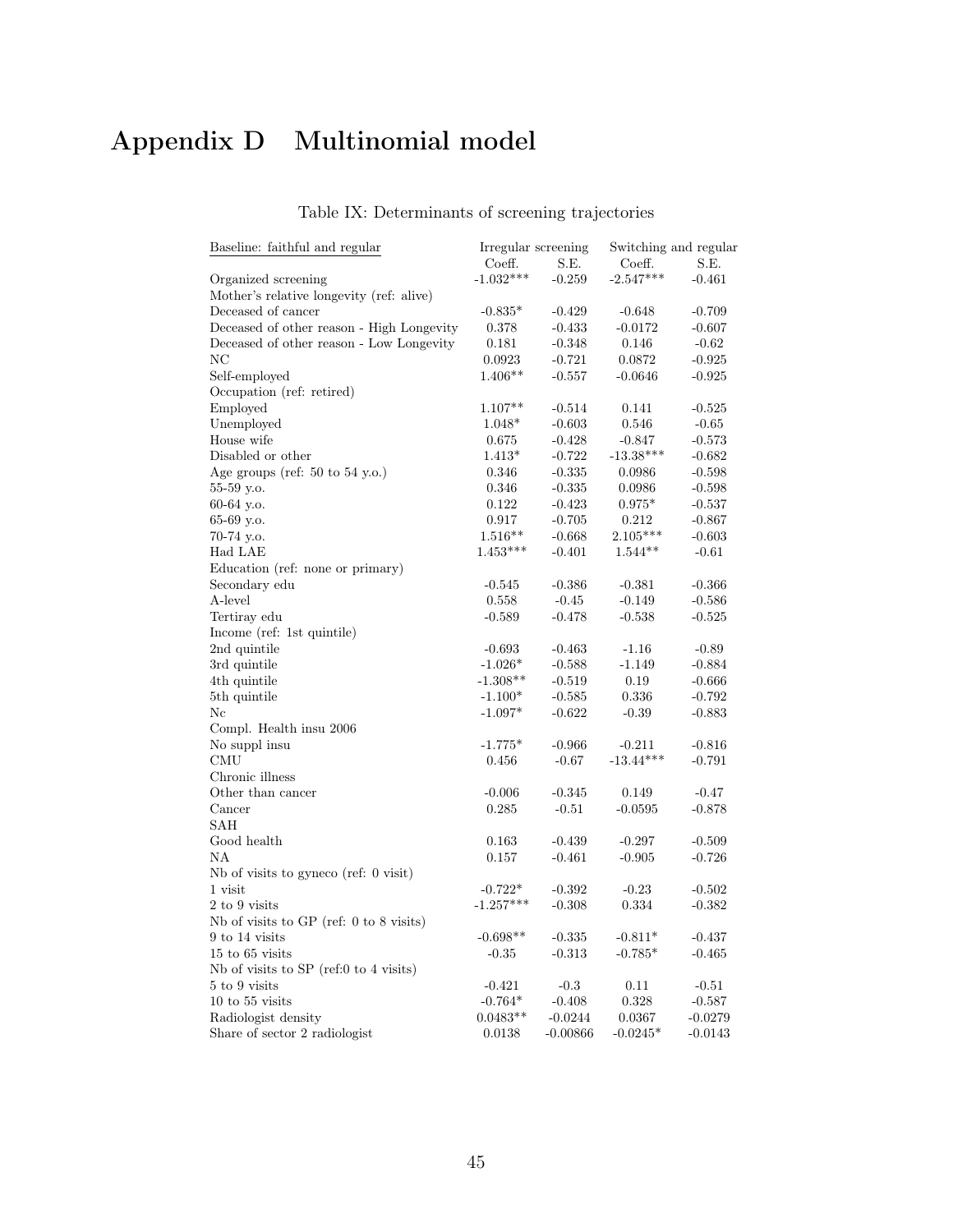# Appendix D Multinomial model

Table IX: Determinants of screening trajectories

| Baseline: faithful and regular | Irregular screening | | Switching and regular | |
|---|---|---|---|---|
| | Coeff. | S.E. | Coeff. | S.E. |
| Organized screening | -1.032*** | -0.259 | -2.547*** | -0.461 |
| Mother's relative longevity (ref: alive) | | | | |
| Deceased of cancer | -0.835* | -0.429 | -0.648 | -0.709 |
| Deceased of other reason - High Longevity | 0.378 | -0.433 | -0.0172 | -0.607 |
| Deceased of other reason - Low Longevity | 0.181 | -0.348 | 0.146 | -0.62 |
| NC | 0.0923 | -0.721 | 0.0872 | -0.925 |
| Self-employed | 1.406** | -0.557 | -0.0646 | -0.925 |
| Occupation (ref: retired) | | | | |
| Employed | 1.107** | -0.514 | 0.141 | -0.525 |
| Unemployed | 1.048* | -0.603 | 0.546 | -0.65 |
| House wife | 0.675 | -0.428 | -0.847 | -0.573 |
| Disabled or other | 1.413* | -0.722 | -13.38*** | -0.682 |
| Age groups (ref: 50 to 54 y.o.) | 0.346 | -0.335 | 0.0986 | -0.598 |
| 55-59 y.o. | 0.346 | -0.335 | 0.0986 | -0.598 |
| 60-64 y.o. | 0.122 | -0.423 | 0.975* | -0.537 |
| 65-69 y.o. | 0.917 | -0.705 | 0.212 | -0.867 |
| 70-74 y.o. | 1.516** | -0.668 | 2.105*** | -0.603 |
| Had LAE | 1.453*** | -0.401 | 1.544** | -0.61 |
| Education (ref: none or primary) | | | | |
| Secondary edu | -0.545 | -0.386 | -0.381 | -0.366 |
| A-level | 0.558 | -0.45 | -0.149 | -0.586 |
| Tertiray edu | -0.589 | -0.478 | -0.538 | -0.525 |
| Income (ref: 1st quintile) | | | | |
| 2nd quintile | -0.693 | -0.463 | -1.16 | -0.89 |
| 3rd quintile | -1.026* | -0.588 | -1.149 | -0.884 |
| 4th quintile | -1.308** | -0.519 | 0.19 | -0.666 |
| 5th quintile | -1.100* | -0.585 | 0.336 | -0.792 |
| Nc | -1.097* | -0.622 | -0.39 | -0.883 |
| Compl. Health insu 2006 | | | | |
| No suppl insu | -1.775* | -0.966 | -0.211 | -0.816 |
| CMU | 0.456 | -0.67 | -13.44*** | -0.791 |
| Chronic illness | | | | |
| Other than cancer | -0.006 | -0.345 | 0.149 | -0.47 |
| Cancer | 0.285 | -0.51 | -0.0595 | -0.878 |
| SAH | | | | |
| Good health | 0.163 | -0.439 | -0.297 | -0.509 |
| NA | 0.157 | -0.461 | -0.905 | -0.726 |
| Nb of visits to gyneco (ref: 0 visit) | | | | |
| 1 visit | -0.722* | -0.392 | -0.23 | -0.502 |
| 2 to 9 visits | -1.257*** | -0.308 | 0.334 | -0.382 |
| Nb of visits to GP (ref: 0 to 8 visits) | | | | |
| 9 to 14 visits | -0.698** | -0.335 | -0.811* | -0.437 |
| 15 to 65 visits | -0.35 | -0.313 | -0.785* | -0.465 |
| Nb of visits to SP (ref:0 to 4 visits) | | | | |
| 5 to 9 visits | -0.421 | -0.3 | 0.11 | -0.51 |
| 10 to 55 visits | -0.764* | -0.408 | 0.328 | -0.587 |
| Radiologist density | 0.0483** | -0.0244 | 0.0367 | -0.0279 |
| Share of sector 2 radiologist | 0.0138 | -0.00866 | -0.0245* | -0.0143 |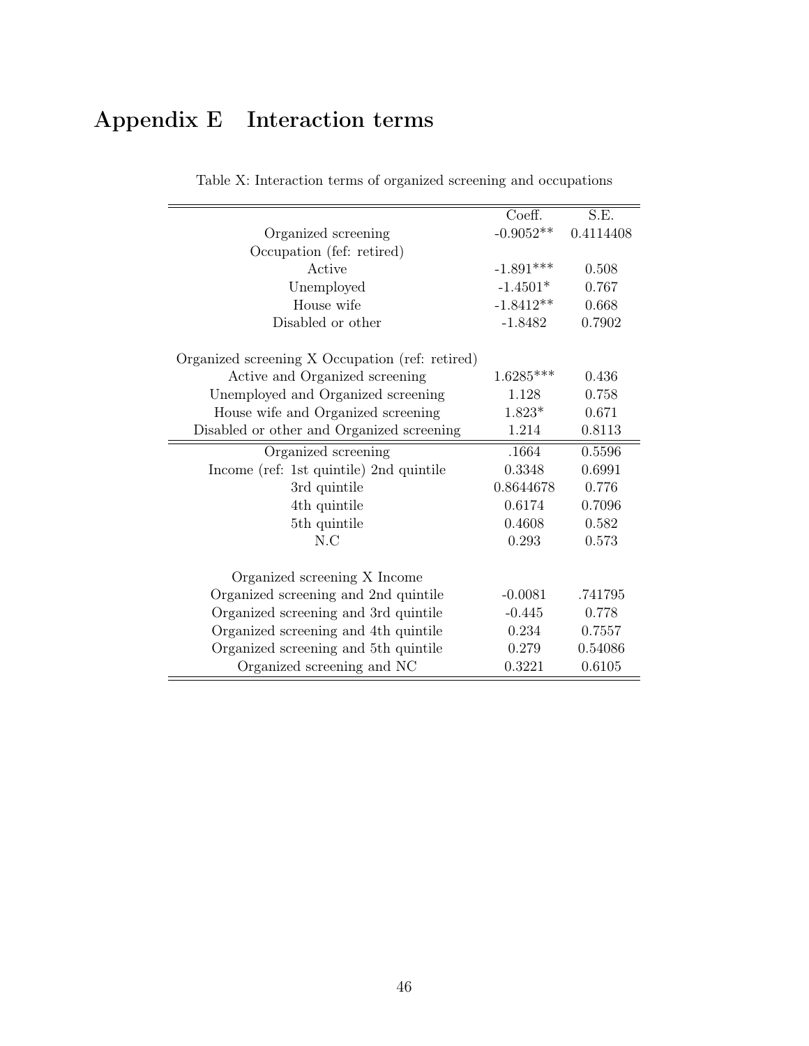# Appendix E Interaction terms

Table X: Interaction terms of organized screening and occupations

| | Coeff. | S.E. |
|---|---|---|
| Organized screening | -0.9052** | 0.4114408 |
| Occupation (fef: retired) | | |
| Active | -1.891*** | 0.508 |
| Unemployed | -1.4501* | 0.767 |
| House wife | -1.8412** | 0.668 |
| Disabled or other | -1.8482 | 0.7902 |
| | | |
| Organized screening X Occupation (ref: retired) | | |
| Active and Organized screening | 1.6285*** | 0.436 |
| Unemployed and Organized screening | 1.128 | 0.758 |
| House wife and Organized screening | 1.823* | 0.671 |
| Disabled or other and Organized screening | 1.214 | 0.8113 |
| Organized screening | .1664 | 0.5596 |
| Income (ref: 1st quintile) 2nd quintile | 0.3348 | 0.6991 |
| 3rd quintile | 0.8644678 | 0.776 |
| 4th quintile | 0.6174 | 0.7096 |
| 5th quintile | 0.4608 | 0.582 |
| N.C | 0.293 | 0.573 |
| | | |
| Organized screening X Income | | |
| Organized screening and 2nd quintile | -0.0081 | .741795 |
| Organized screening and 3rd quintile | -0.445 | 0.778 |
| Organized screening and 4th quintile | 0.234 | 0.7557 |
| Organized screening and 5th quintile | 0.279 | 0.54086 |
| Organized screening and NC | 0.3221 | 0.6105 |